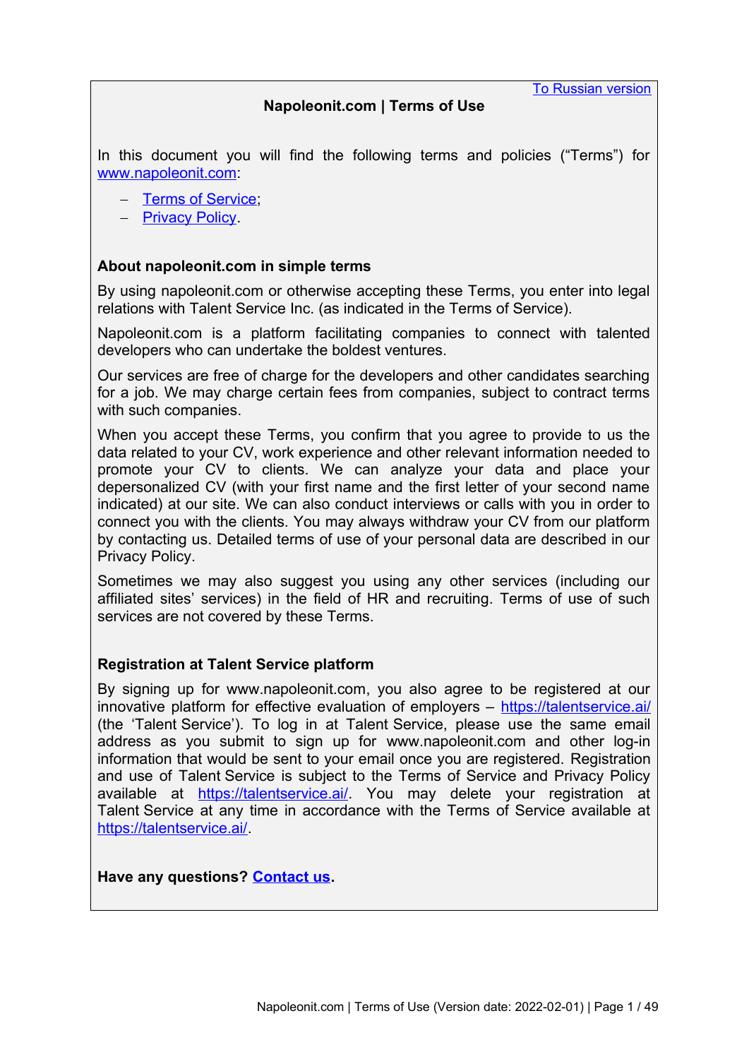[To Russian version]

# Napoleonit.com | Terms of Use

In this document you will find the following terms and policies ("Terms") for www.napoleonit.com:

- Terms of Service;
- Privacy Policy.

## About napoleonit.com in simple terms

By using napoleonit.com or otherwise accepting these Terms, you enter into legal relations with Talent Service Inc. (as indicated in the Terms of Service).

Napoleonit.com is a platform facilitating companies to connect with talented developers who can undertake the boldest ventures.

Our services are free of charge for the developers and other candidates searching for a job. We may charge certain fees from companies, subject to contract terms with such companies.

When you accept these Terms, you confirm that you agree to provide to us the data related to your CV, work experience and other relevant information needed to promote your CV to clients. We can analyze your data and place your depersonalized CV (with your first name and the first letter of your second name indicated) at our site. We can also conduct interviews or calls with you in order to connect you with the clients. You may always withdraw your CV from our platform by contacting us. Detailed terms of use of your personal data are described in our Privacy Policy.

Sometimes we may also suggest you using any other services (including our affiliated sites' services) in the field of HR and recruiting. Terms of use of such services are not covered by these Terms.

## Registration at Talent Service platform

By signing up for www.napoleonit.com, you also agree to be registered at our innovative platform for effective evaluation of employers – https://talentservice.ai/ (the 'Talent Service'). To log in at Talent Service, please use the same email address as you submit to sign up for www.napoleonit.com and other log-in information that would be sent to your email once you are registered. Registration and use of Talent Service is subject to the Terms of Service and Privacy Policy available at https://talentservice.ai/. You may delete your registration at Talent Service at any time in accordance with the Terms of Service available at https://talentservice.ai/.

**Have any questions? Contact us.**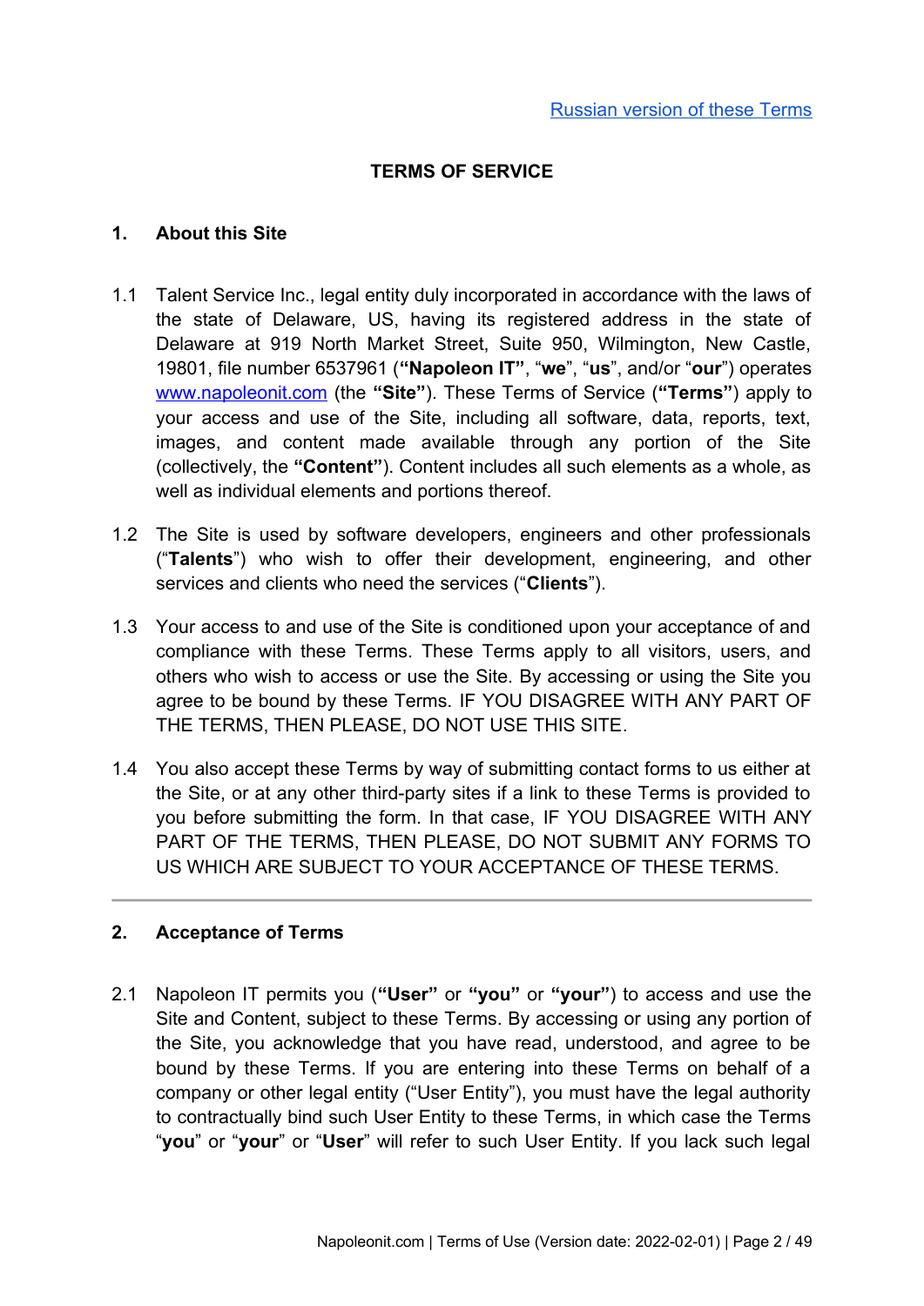[Russian version of these Terms](#)

# TERMS OF SERVICE

## 1. About this Site

1.1 Talent Service Inc., legal entity duly incorporated in accordance with the laws of the state of Delaware, US, having its registered address in the state of Delaware at 919 North Market Street, Suite 950, Wilmington, New Castle, 19801, file number 6537961 (**"Napoleon IT"**, "**we**", "**us**", and/or "**our**") operates [www.napoleonit.com](http://www.napoleonit.com) (the **"Site"**). These Terms of Service (**"Terms"**) apply to your access and use of the Site, including all software, data, reports, text, images, and content made available through any portion of the Site (collectively, the **"Content"**). Content includes all such elements as a whole, as well as individual elements and portions thereof.

1.2 The Site is used by software developers, engineers and other professionals ("**Talents**") who wish to offer their development, engineering, and other services and clients who need the services ("**Clients**").

1.3 Your access to and use of the Site is conditioned upon your acceptance of and compliance with these Terms. These Terms apply to all visitors, users, and others who wish to access or use the Site. By accessing or using the Site you agree to be bound by these Terms. IF YOU DISAGREE WITH ANY PART OF THE TERMS, THEN PLEASE, DO NOT USE THIS SITE.

1.4 You also accept these Terms by way of submitting contact forms to us either at the Site, or at any other third-party sites if a link to these Terms is provided to you before submitting the form. In that case, IF YOU DISAGREE WITH ANY PART OF THE TERMS, THEN PLEASE, DO NOT SUBMIT ANY FORMS TO US WHICH ARE SUBJECT TO YOUR ACCEPTANCE OF THESE TERMS.

---

## 2. Acceptance of Terms

2.1 Napoleon IT permits you (**"User"** or **"you"** or **"your"**) to access and use the Site and Content, subject to these Terms. By accessing or using any portion of the Site, you acknowledge that you have read, understood, and agree to be bound by these Terms. If you are entering into these Terms on behalf of a company or other legal entity ("User Entity"), you must have the legal authority to contractually bind such User Entity to these Terms, in which case the Terms "**you**" or "**your**" or "**User**" will refer to such User Entity. If you lack such legal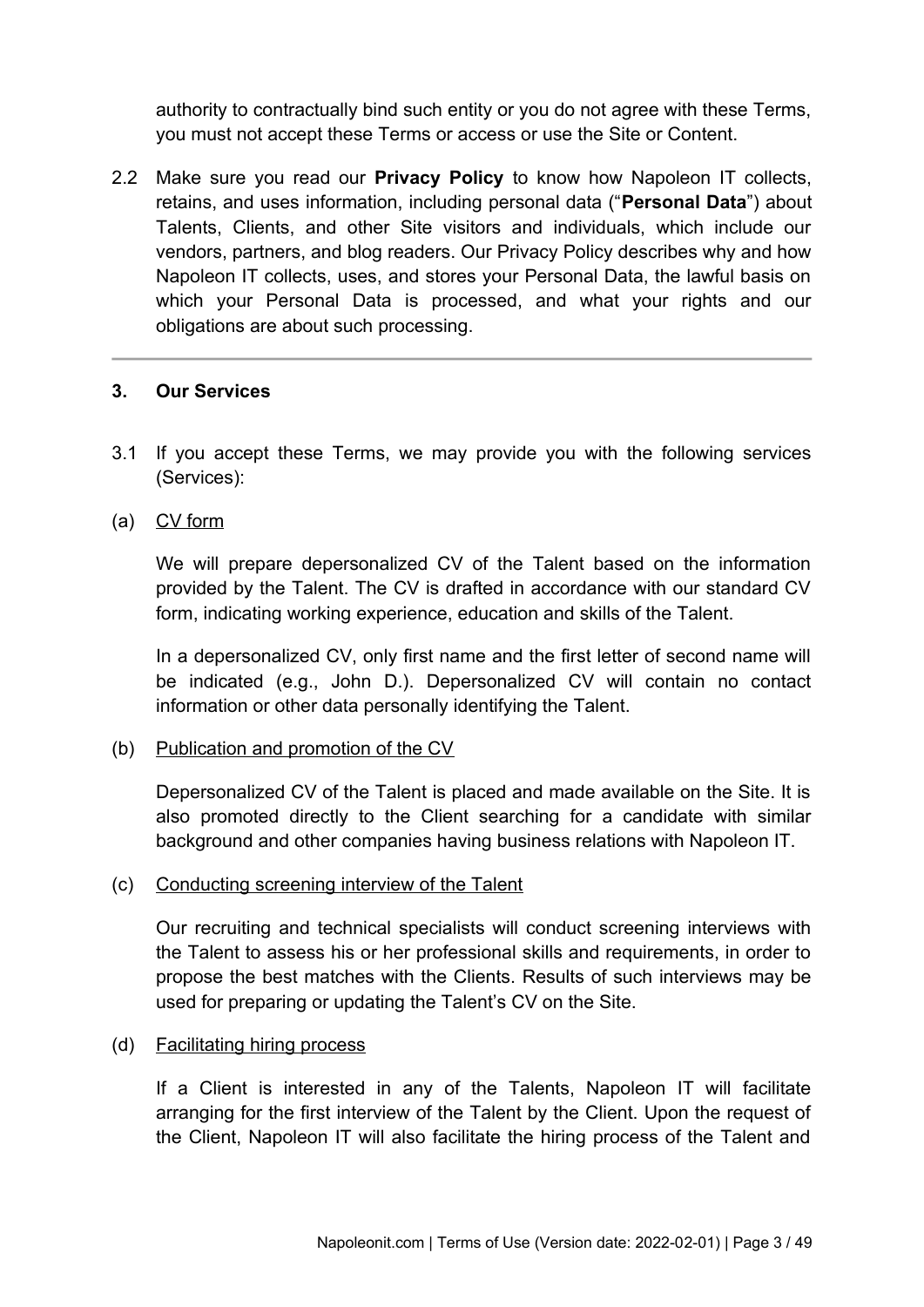authority to contractually bind such entity or you do not agree with these Terms, you must not accept these Terms or access or use the Site or Content.

2.2 Make sure you read our **Privacy Policy** to know how Napoleon IT collects, retains, and uses information, including personal data ("**Personal Data**") about Talents, Clients, and other Site visitors and individuals, which include our vendors, partners, and blog readers. Our Privacy Policy describes why and how Napoleon IT collects, uses, and stores your Personal Data, the lawful basis on which your Personal Data is processed, and what your rights and our obligations are about such processing.

---

## 3. Our Services

3.1 If you accept these Terms, we may provide you with the following services (Services):

(a) CV form

We will prepare depersonalized CV of the Talent based on the information provided by the Talent. The CV is drafted in accordance with our standard CV form, indicating working experience, education and skills of the Talent.

In a depersonalized CV, only first name and the first letter of second name will be indicated (e.g., John D.). Depersonalized CV will contain no contact information or other data personally identifying the Talent.

(b) Publication and promotion of the CV

Depersonalized CV of the Talent is placed and made available on the Site. It is also promoted directly to the Client searching for a candidate with similar background and other companies having business relations with Napoleon IT.

(c) Conducting screening interview of the Talent

Our recruiting and technical specialists will conduct screening interviews with the Talent to assess his or her professional skills and requirements, in order to propose the best matches with the Clients. Results of such interviews may be used for preparing or updating the Talent's CV on the Site.

(d) Facilitating hiring process

If a Client is interested in any of the Talents, Napoleon IT will facilitate arranging for the first interview of the Talent by the Client. Upon the request of the Client, Napoleon IT will also facilitate the hiring process of the Talent and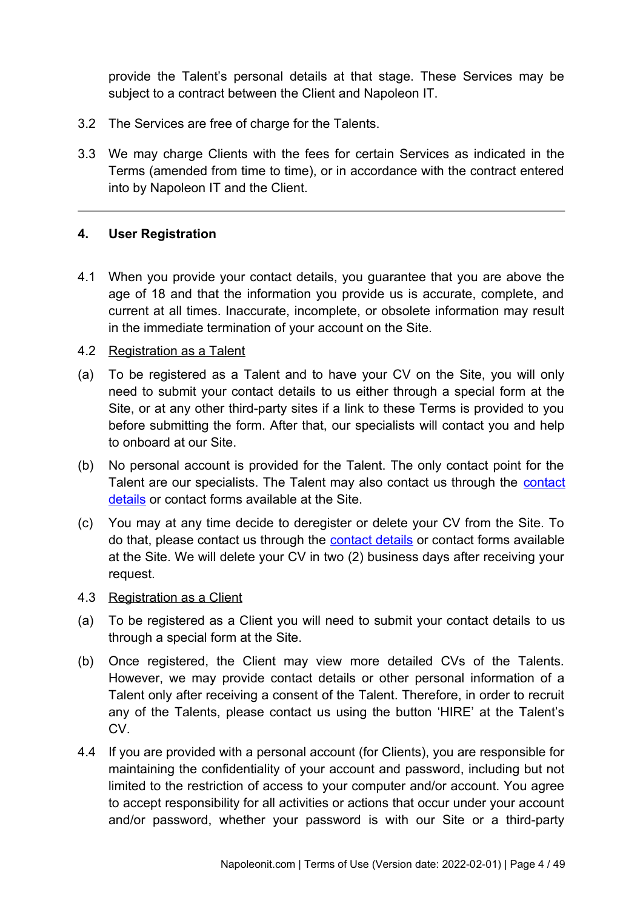provide the Talent's personal details at that stage. These Services may be subject to a contract between the Client and Napoleon IT.

3.2 The Services are free of charge for the Talents.

3.3 We may charge Clients with the fees for certain Services as indicated in the Terms (amended from time to time), or in accordance with the contract entered into by Napoleon IT and the Client.

---

## 4. User Registration

4.1 When you provide your contact details, you guarantee that you are above the age of 18 and that the information you provide us is accurate, complete, and current at all times. Inaccurate, incomplete, or obsolete information may result in the immediate termination of your account on the Site.

4.2 Registration as a Talent

(a) To be registered as a Talent and to have your CV on the Site, you will only need to submit your contact details to us either through a special form at the Site, or at any other third-party sites if a link to these Terms is provided to you before submitting the form. After that, our specialists will contact you and help to onboard at our Site.

(b) No personal account is provided for the Talent. The only contact point for the Talent are our specialists. The Talent may also contact us through the contact details or contact forms available at the Site.

(c) You may at any time decide to deregister or delete your CV from the Site. To do that, please contact us through the contact details or contact forms available at the Site. We will delete your CV in two (2) business days after receiving your request.

4.3 Registration as a Client

(a) To be registered as a Client you will need to submit your contact details to us through a special form at the Site.

(b) Once registered, the Client may view more detailed CVs of the Talents. However, we may provide contact details or other personal information of a Talent only after receiving a consent of the Talent. Therefore, in order to recruit any of the Talents, please contact us using the button 'HIRE' at the Talent's CV.

4.4 If you are provided with a personal account (for Clients), you are responsible for maintaining the confidentiality of your account and password, including but not limited to the restriction of access to your computer and/or account. You agree to accept responsibility for all activities or actions that occur under your account and/or password, whether your password is with our Site or a third-party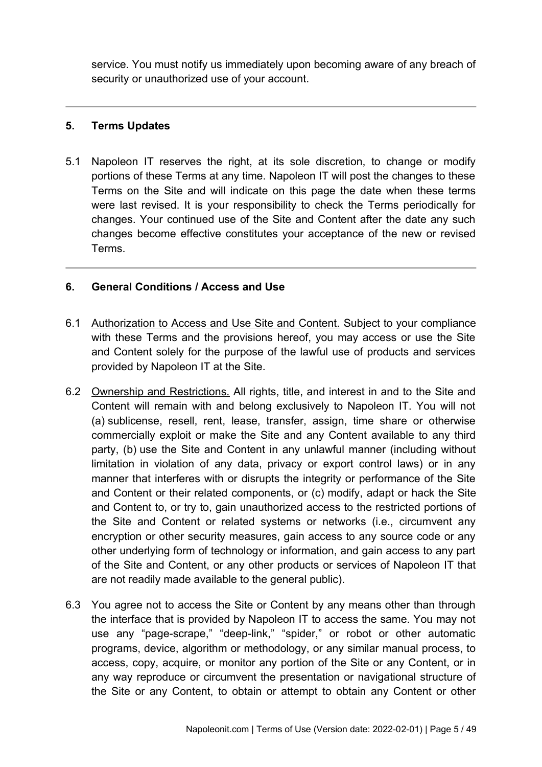service. You must notify us immediately upon becoming aware of any breach of security or unauthorized use of your account.

---

## 5. Terms Updates

5.1 Napoleon IT reserves the right, at its sole discretion, to change or modify portions of these Terms at any time. Napoleon IT will post the changes to these Terms on the Site and will indicate on this page the date when these terms were last revised. It is your responsibility to check the Terms periodically for changes. Your continued use of the Site and Content after the date any such changes become effective constitutes your acceptance of the new or revised Terms.

---

## 6. General Conditions / Access and Use

6.1 Authorization to Access and Use Site and Content. Subject to your compliance with these Terms and the provisions hereof, you may access or use the Site and Content solely for the purpose of the lawful use of products and services provided by Napoleon IT at the Site.

6.2 Ownership and Restrictions. All rights, title, and interest in and to the Site and Content will remain with and belong exclusively to Napoleon IT. You will not (a) sublicense, resell, rent, lease, transfer, assign, time share or otherwise commercially exploit or make the Site and any Content available to any third party, (b) use the Site and Content in any unlawful manner (including without limitation in violation of any data, privacy or export control laws) or in any manner that interferes with or disrupts the integrity or performance of the Site and Content or their related components, or (c) modify, adapt or hack the Site and Content to, or try to, gain unauthorized access to the restricted portions of the Site and Content or related systems or networks (i.e., circumvent any encryption or other security measures, gain access to any source code or any other underlying form of technology or information, and gain access to any part of the Site and Content, or any other products or services of Napoleon IT that are not readily made available to the general public).

6.3 You agree not to access the Site or Content by any means other than through the interface that is provided by Napoleon IT to access the same. You may not use any "page-scrape," "deep-link," "spider," or robot or other automatic programs, device, algorithm or methodology, or any similar manual process, to access, copy, acquire, or monitor any portion of the Site or any Content, or in any way reproduce or circumvent the presentation or navigational structure of the Site or any Content, to obtain or attempt to obtain any Content or other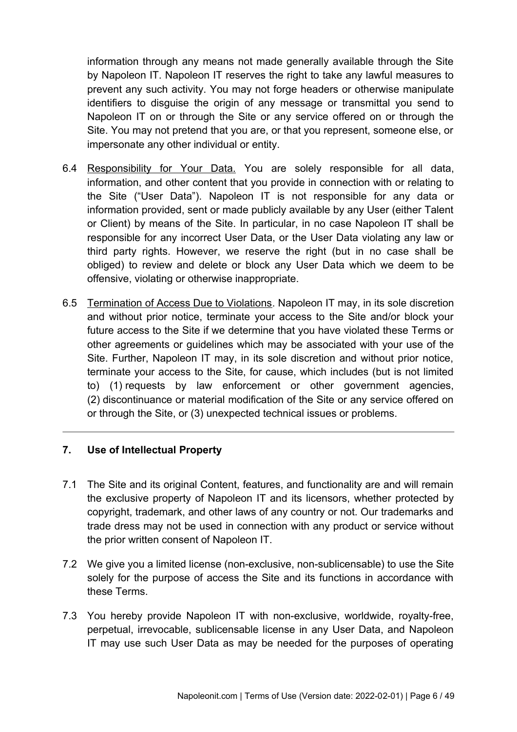information through any means not made generally available through the Site by Napoleon IT. Napoleon IT reserves the right to take any lawful measures to prevent any such activity. You may not forge headers or otherwise manipulate identifiers to disguise the origin of any message or transmittal you send to Napoleon IT on or through the Site or any service offered on or through the Site. You may not pretend that you are, or that you represent, someone else, or impersonate any other individual or entity.

6.4 Responsibility for Your Data. You are solely responsible for all data, information, and other content that you provide in connection with or relating to the Site ("User Data"). Napoleon IT is not responsible for any data or information provided, sent or made publicly available by any User (either Talent or Client) by means of the Site. In particular, in no case Napoleon IT shall be responsible for any incorrect User Data, or the User Data violating any law or third party rights. However, we reserve the right (but in no case shall be obliged) to review and delete or block any User Data which we deem to be offensive, violating or otherwise inappropriate.

6.5 Termination of Access Due to Violations. Napoleon IT may, in its sole discretion and without prior notice, terminate your access to the Site and/or block your future access to the Site if we determine that you have violated these Terms or other agreements or guidelines which may be associated with your use of the Site. Further, Napoleon IT may, in its sole discretion and without prior notice, terminate your access to the Site, for cause, which includes (but is not limited to) (1) requests by law enforcement or other government agencies, (2) discontinuance or material modification of the Site or any service offered on or through the Site, or (3) unexpected technical issues or problems.

---

## 7. Use of Intellectual Property

7.1 The Site and its original Content, features, and functionality are and will remain the exclusive property of Napoleon IT and its licensors, whether protected by copyright, trademark, and other laws of any country or not. Our trademarks and trade dress may not be used in connection with any product or service without the prior written consent of Napoleon IT.

7.2 We give you a limited license (non-exclusive, non-sublicensable) to use the Site solely for the purpose of access the Site and its functions in accordance with these Terms.

7.3 You hereby provide Napoleon IT with non-exclusive, worldwide, royalty-free, perpetual, irrevocable, sublicensable license in any User Data, and Napoleon IT may use such User Data as may be needed for the purposes of operating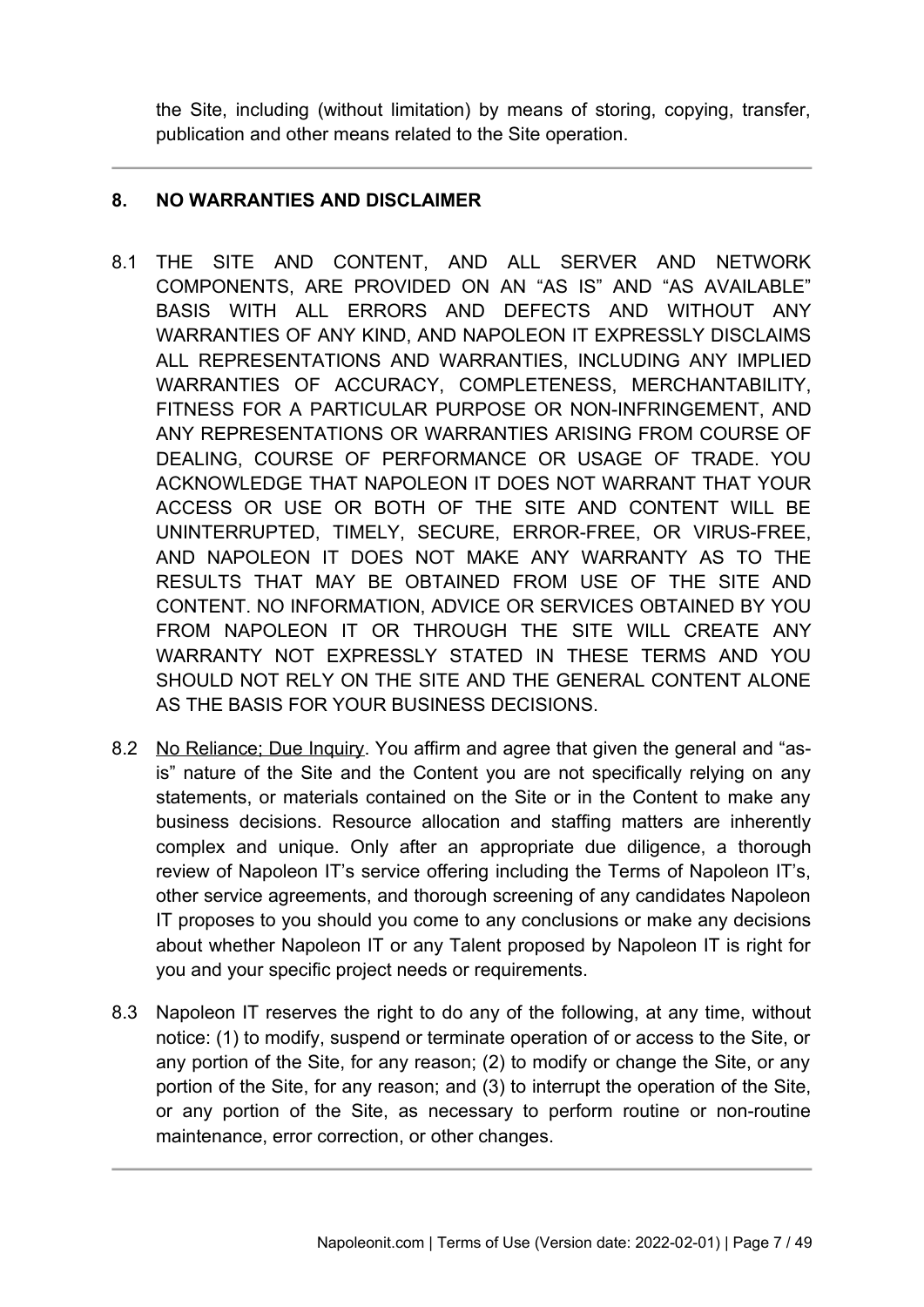the Site, including (without limitation) by means of storing, copying, transfer, publication and other means related to the Site operation.

---

## 8. NO WARRANTIES AND DISCLAIMER

8.1 THE SITE AND CONTENT, AND ALL SERVER AND NETWORK COMPONENTS, ARE PROVIDED ON AN “AS IS” AND “AS AVAILABLE” BASIS WITH ALL ERRORS AND DEFECTS AND WITHOUT ANY WARRANTIES OF ANY KIND, AND NAPOLEON IT EXPRESSLY DISCLAIMS ALL REPRESENTATIONS AND WARRANTIES, INCLUDING ANY IMPLIED WARRANTIES OF ACCURACY, COMPLETENESS, MERCHANTABILITY, FITNESS FOR A PARTICULAR PURPOSE OR NON-INFRINGEMENT, AND ANY REPRESENTATIONS OR WARRANTIES ARISING FROM COURSE OF DEALING, COURSE OF PERFORMANCE OR USAGE OF TRADE. YOU ACKNOWLEDGE THAT NAPOLEON IT DOES NOT WARRANT THAT YOUR ACCESS OR USE OR BOTH OF THE SITE AND CONTENT WILL BE UNINTERRUPTED, TIMELY, SECURE, ERROR-FREE, OR VIRUS-FREE, AND NAPOLEON IT DOES NOT MAKE ANY WARRANTY AS TO THE RESULTS THAT MAY BE OBTAINED FROM USE OF THE SITE AND CONTENT. NO INFORMATION, ADVICE OR SERVICES OBTAINED BY YOU FROM NAPOLEON IT OR THROUGH THE SITE WILL CREATE ANY WARRANTY NOT EXPRESSLY STATED IN THESE TERMS AND YOU SHOULD NOT RELY ON THE SITE AND THE GENERAL CONTENT ALONE AS THE BASIS FOR YOUR BUSINESS DECISIONS.

8.2 No Reliance; Due Inquiry. You affirm and agree that given the general and “as-is” nature of the Site and the Content you are not specifically relying on any statements, or materials contained on the Site or in the Content to make any business decisions. Resource allocation and staffing matters are inherently complex and unique. Only after an appropriate due diligence, a thorough review of Napoleon IT’s service offering including the Terms of Napoleon IT’s, other service agreements, and thorough screening of any candidates Napoleon IT proposes to you should you come to any conclusions or make any decisions about whether Napoleon IT or any Talent proposed by Napoleon IT is right for you and your specific project needs or requirements.

8.3 Napoleon IT reserves the right to do any of the following, at any time, without notice: (1) to modify, suspend or terminate operation of or access to the Site, or any portion of the Site, for any reason; (2) to modify or change the Site, or any portion of the Site, for any reason; and (3) to interrupt the operation of the Site, or any portion of the Site, as necessary to perform routine or non-routine maintenance, error correction, or other changes.

---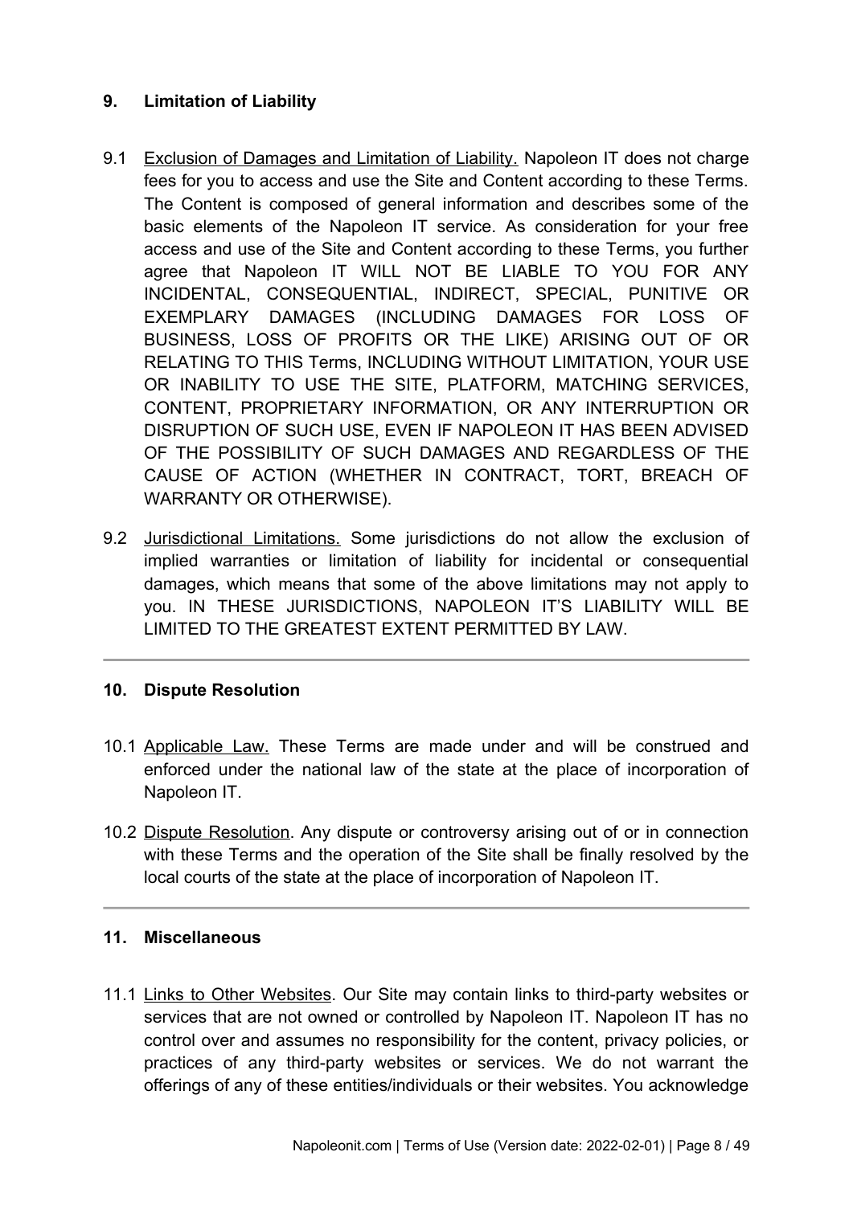## 9. Limitation of Liability

9.1 Exclusion of Damages and Limitation of Liability. Napoleon IT does not charge fees for you to access and use the Site and Content according to these Terms. The Content is composed of general information and describes some of the basic elements of the Napoleon IT service. As consideration for your free access and use of the Site and Content according to these Terms, you further agree that Napoleon IT WILL NOT BE LIABLE TO YOU FOR ANY INCIDENTAL, CONSEQUENTIAL, INDIRECT, SPECIAL, PUNITIVE OR EXEMPLARY DAMAGES (INCLUDING DAMAGES FOR LOSS OF BUSINESS, LOSS OF PROFITS OR THE LIKE) ARISING OUT OF OR RELATING TO THIS Terms, INCLUDING WITHOUT LIMITATION, YOUR USE OR INABILITY TO USE THE SITE, PLATFORM, MATCHING SERVICES, CONTENT, PROPRIETARY INFORMATION, OR ANY INTERRUPTION OR DISRUPTION OF SUCH USE, EVEN IF NAPOLEON IT HAS BEEN ADVISED OF THE POSSIBILITY OF SUCH DAMAGES AND REGARDLESS OF THE CAUSE OF ACTION (WHETHER IN CONTRACT, TORT, BREACH OF WARRANTY OR OTHERWISE).

9.2 Jurisdictional Limitations. Some jurisdictions do not allow the exclusion of implied warranties or limitation of liability for incidental or consequential damages, which means that some of the above limitations may not apply to you. IN THESE JURISDICTIONS, NAPOLEON IT'S LIABILITY WILL BE LIMITED TO THE GREATEST EXTENT PERMITTED BY LAW.

---

## 10. Dispute Resolution

10.1 Applicable Law. These Terms are made under and will be construed and enforced under the national law of the state at the place of incorporation of Napoleon IT.

10.2 Dispute Resolution. Any dispute or controversy arising out of or in connection with these Terms and the operation of the Site shall be finally resolved by the local courts of the state at the place of incorporation of Napoleon IT.

---

## 11. Miscellaneous

11.1 Links to Other Websites. Our Site may contain links to third-party websites or services that are not owned or controlled by Napoleon IT. Napoleon IT has no control over and assumes no responsibility for the content, privacy policies, or practices of any third-party websites or services. We do not warrant the offerings of any of these entities/individuals or their websites. You acknowledge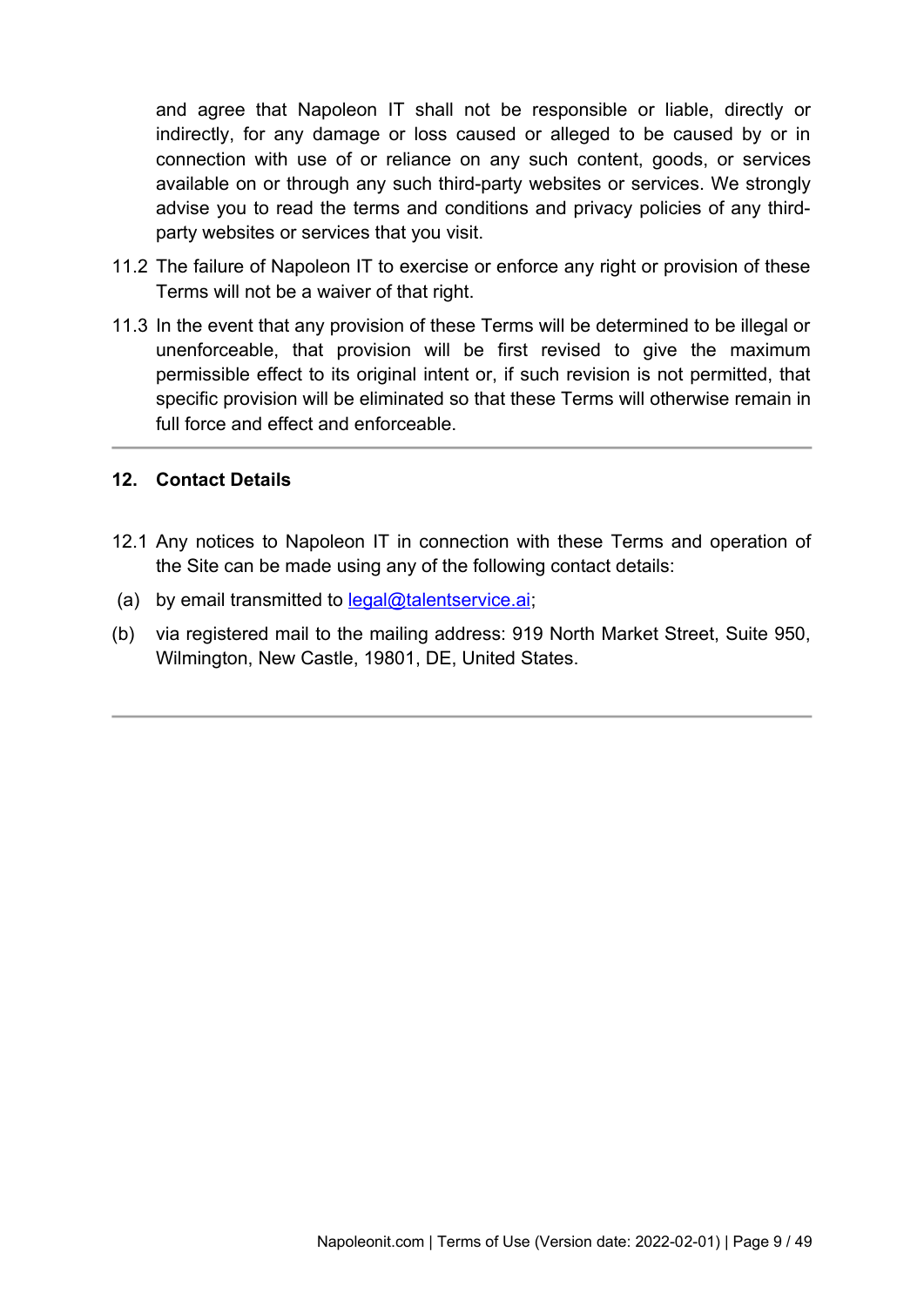and agree that Napoleon IT shall not be responsible or liable, directly or indirectly, for any damage or loss caused or alleged to be caused by or in connection with use of or reliance on any such content, goods, or services available on or through any such third-party websites or services. We strongly advise you to read the terms and conditions and privacy policies of any third-party websites or services that you visit.

11.2 The failure of Napoleon IT to exercise or enforce any right or provision of these Terms will not be a waiver of that right.

11.3 In the event that any provision of these Terms will be determined to be illegal or unenforceable, that provision will be first revised to give the maximum permissible effect to its original intent or, if such revision is not permitted, that specific provision will be eliminated so that these Terms will otherwise remain in full force and effect and enforceable.

---

## 12. Contact Details

12.1 Any notices to Napoleon IT in connection with these Terms and operation of the Site can be made using any of the following contact details:

(a) by email transmitted to legal@talentservice.ai;

(b) via registered mail to the mailing address: 919 North Market Street, Suite 950, Wilmington, New Castle, 19801, DE, United States.

---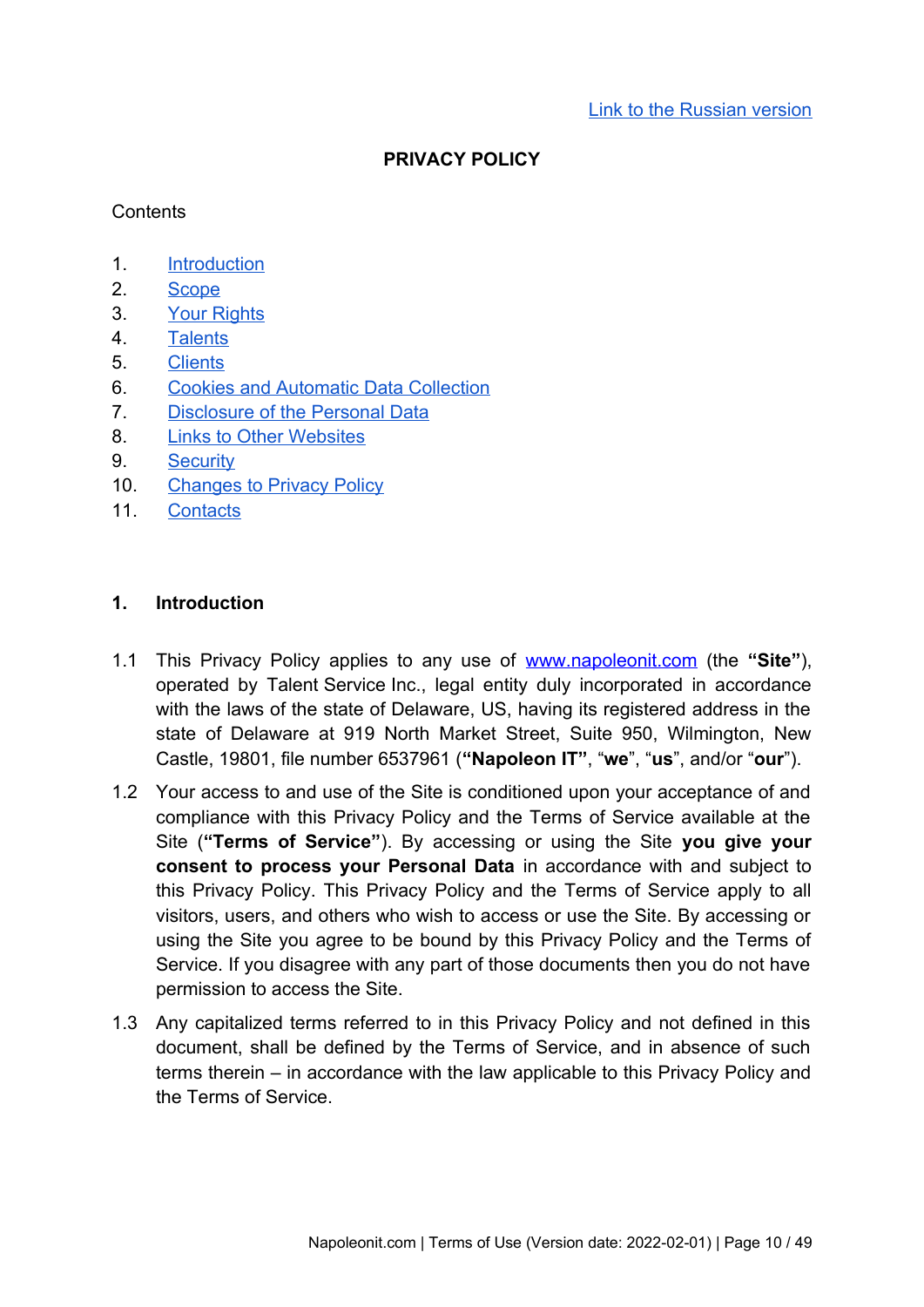[Link to the Russian version]

# PRIVACY POLICY

Contents

1. Introduction
2. Scope
3. Your Rights
4. Talents
5. Clients
6. Cookies and Automatic Data Collection
7. Disclosure of the Personal Data
8. Links to Other Websites
9. Security
10. Changes to Privacy Policy
11. Contacts

## 1. Introduction

1.1 This Privacy Policy applies to any use of www.napoleonit.com (the **"Site"**), operated by Talent Service Inc., legal entity duly incorporated in accordance with the laws of the state of Delaware, US, having its registered address in the state of Delaware at 919 North Market Street, Suite 950, Wilmington, New Castle, 19801, file number 6537961 (**"Napoleon IT"**, "**we**", "**us**", and/or "**our**").

1.2 Your access to and use of the Site is conditioned upon your acceptance of and compliance with this Privacy Policy and the Terms of Service available at the Site (**"Terms of Service"**). By accessing or using the Site **you give your consent to process your Personal Data** in accordance with and subject to this Privacy Policy. This Privacy Policy and the Terms of Service apply to all visitors, users, and others who wish to access or use the Site. By accessing or using the Site you agree to be bound by this Privacy Policy and the Terms of Service. If you disagree with any part of those documents then you do not have permission to access the Site.

1.3 Any capitalized terms referred to in this Privacy Policy and not defined in this document, shall be defined by the Terms of Service, and in absence of such terms therein – in accordance with the law applicable to this Privacy Policy and the Terms of Service.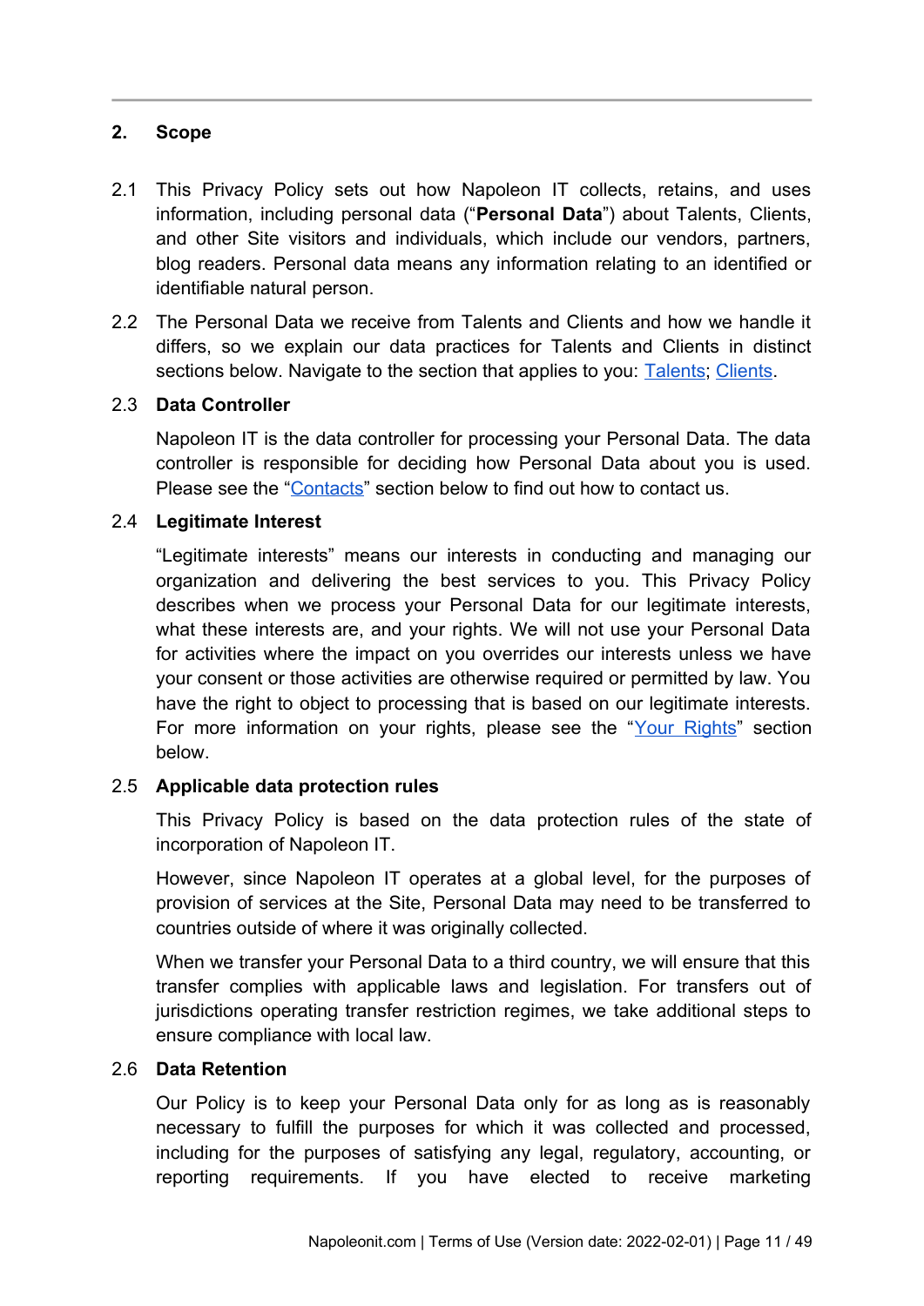## 2. Scope

2.1 This Privacy Policy sets out how Napoleon IT collects, retains, and uses information, including personal data ("**Personal Data**") about Talents, Clients, and other Site visitors and individuals, which include our vendors, partners, blog readers. Personal data means any information relating to an identified or identifiable natural person.

2.2 The Personal Data we receive from Talents and Clients and how we handle it differs, so we explain our data practices for Talents and Clients in distinct sections below. Navigate to the section that applies to you: Talents; Clients.

2.3 **Data Controller**

Napoleon IT is the data controller for processing your Personal Data. The data controller is responsible for deciding how Personal Data about you is used. Please see the "Contacts" section below to find out how to contact us.

2.4 **Legitimate Interest**

"Legitimate interests" means our interests in conducting and managing our organization and delivering the best services to you. This Privacy Policy describes when we process your Personal Data for our legitimate interests, what these interests are, and your rights. We will not use your Personal Data for activities where the impact on you overrides our interests unless we have your consent or those activities are otherwise required or permitted by law. You have the right to object to processing that is based on our legitimate interests. For more information on your rights, please see the "Your Rights" section below.

2.5 **Applicable data protection rules**

This Privacy Policy is based on the data protection rules of the state of incorporation of Napoleon IT.

However, since Napoleon IT operates at a global level, for the purposes of provision of services at the Site, Personal Data may need to be transferred to countries outside of where it was originally collected.

When we transfer your Personal Data to a third country, we will ensure that this transfer complies with applicable laws and legislation. For transfers out of jurisdictions operating transfer restriction regimes, we take additional steps to ensure compliance with local law.

2.6 **Data Retention**

Our Policy is to keep your Personal Data only for as long as is reasonably necessary to fulfill the purposes for which it was collected and processed, including for the purposes of satisfying any legal, regulatory, accounting, or reporting requirements. If you have elected to receive marketing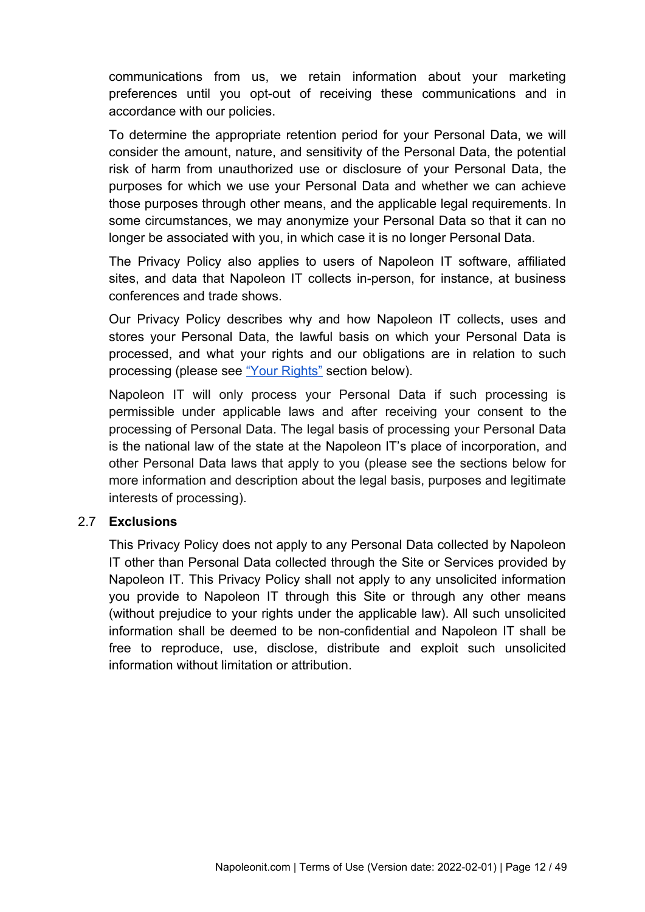communications from us, we retain information about your marketing preferences until you opt-out of receiving these communications and in accordance with our policies.

To determine the appropriate retention period for your Personal Data, we will consider the amount, nature, and sensitivity of the Personal Data, the potential risk of harm from unauthorized use or disclosure of your Personal Data, the purposes for which we use your Personal Data and whether we can achieve those purposes through other means, and the applicable legal requirements. In some circumstances, we may anonymize your Personal Data so that it can no longer be associated with you, in which case it is no longer Personal Data.

The Privacy Policy also applies to users of Napoleon IT software, affiliated sites, and data that Napoleon IT collects in-person, for instance, at business conferences and trade shows.

Our Privacy Policy describes why and how Napoleon IT collects, uses and stores your Personal Data, the lawful basis on which your Personal Data is processed, and what your rights and our obligations are in relation to such processing (please see "Your Rights" section below).

Napoleon IT will only process your Personal Data if such processing is permissible under applicable laws and after receiving your consent to the processing of Personal Data. The legal basis of processing your Personal Data is the national law of the state at the Napoleon IT's place of incorporation, and other Personal Data laws that apply to you (please see the sections below for more information and description about the legal basis, purposes and legitimate interests of processing).

### 2.7 Exclusions

This Privacy Policy does not apply to any Personal Data collected by Napoleon IT other than Personal Data collected through the Site or Services provided by Napoleon IT. This Privacy Policy shall not apply to any unsolicited information you provide to Napoleon IT through this Site or through any other means (without prejudice to your rights under the applicable law). All such unsolicited information shall be deemed to be non-confidential and Napoleon IT shall be free to reproduce, use, disclose, distribute and exploit such unsolicited information without limitation or attribution.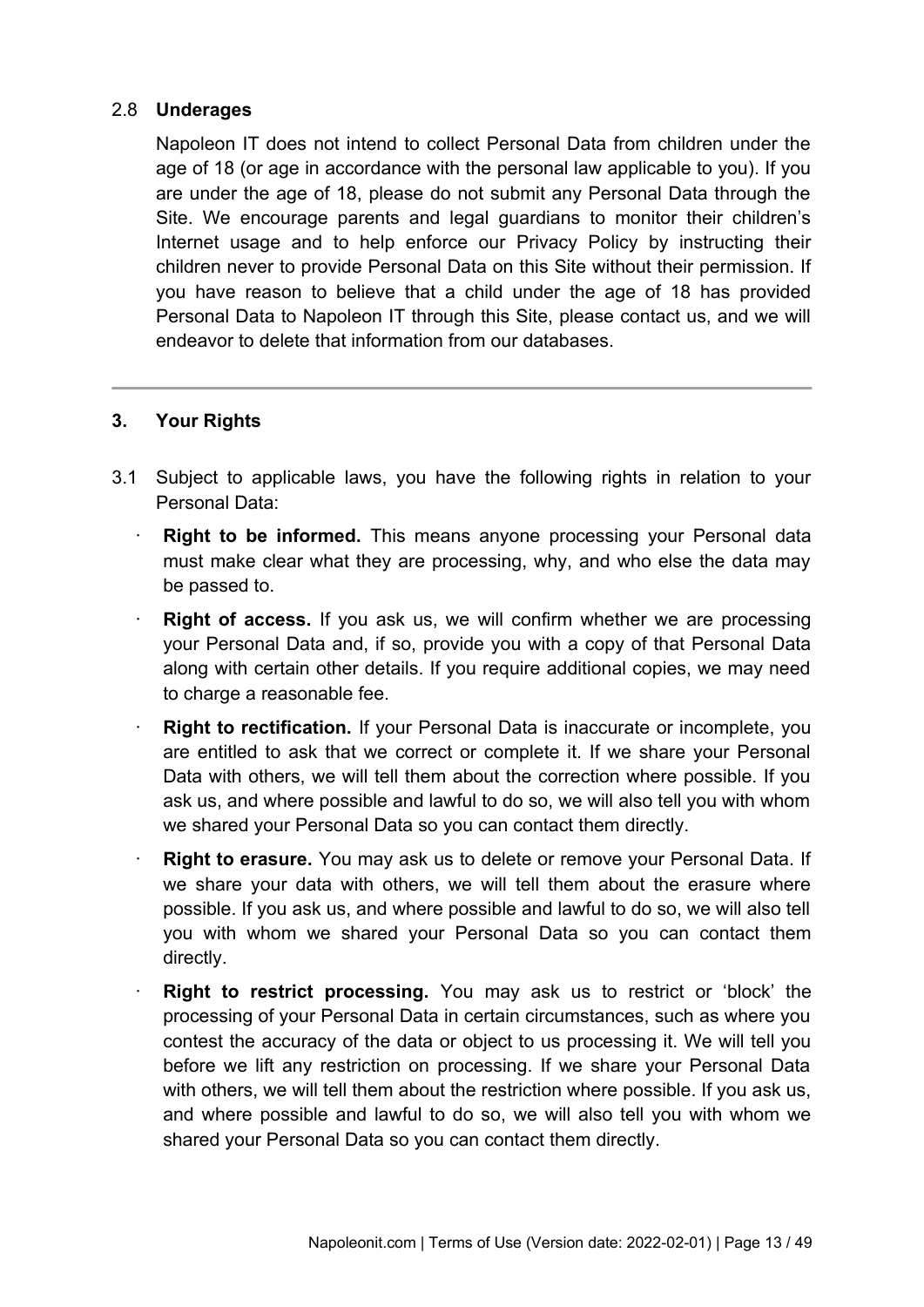### 2.8 Underages

Napoleon IT does not intend to collect Personal Data from children under the age of 18 (or age in accordance with the personal law applicable to you). If you are under the age of 18, please do not submit any Personal Data through the Site. We encourage parents and legal guardians to monitor their children's Internet usage and to help enforce our Privacy Policy by instructing their children never to provide Personal Data on this Site without their permission. If you have reason to believe that a child under the age of 18 has provided Personal Data to Napoleon IT through this Site, please contact us, and we will endeavor to delete that information from our databases.

---

## 3. Your Rights

3.1 Subject to applicable laws, you have the following rights in relation to your Personal Data:

- **Right to be informed.** This means anyone processing your Personal data must make clear what they are processing, why, and who else the data may be passed to.
- **Right of access.** If you ask us, we will confirm whether we are processing your Personal Data and, if so, provide you with a copy of that Personal Data along with certain other details. If you require additional copies, we may need to charge a reasonable fee.
- **Right to rectification.** If your Personal Data is inaccurate or incomplete, you are entitled to ask that we correct or complete it. If we share your Personal Data with others, we will tell them about the correction where possible. If you ask us, and where possible and lawful to do so, we will also tell you with whom we shared your Personal Data so you can contact them directly.
- **Right to erasure.** You may ask us to delete or remove your Personal Data. If we share your data with others, we will tell them about the erasure where possible. If you ask us, and where possible and lawful to do so, we will also tell you with whom we shared your Personal Data so you can contact them directly.
- **Right to restrict processing.** You may ask us to restrict or 'block' the processing of your Personal Data in certain circumstances, such as where you contest the accuracy of the data or object to us processing it. We will tell you before we lift any restriction on processing. If we share your Personal Data with others, we will tell them about the restriction where possible. If you ask us, and where possible and lawful to do so, we will also tell you with whom we shared your Personal Data so you can contact them directly.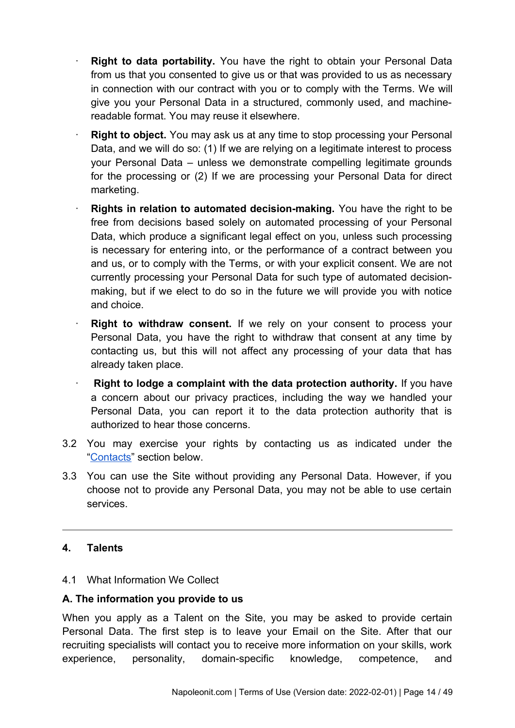- **Right to data portability.** You have the right to obtain your Personal Data from us that you consented to give us or that was provided to us as necessary in connection with our contract with you or to comply with the Terms. We will give you your Personal Data in a structured, commonly used, and machine-readable format. You may reuse it elsewhere.
- **Right to object.** You may ask us at any time to stop processing your Personal Data, and we will do so: (1) If we are relying on a legitimate interest to process your Personal Data – unless we demonstrate compelling legitimate grounds for the processing or (2) If we are processing your Personal Data for direct marketing.
- **Rights in relation to automated decision-making.** You have the right to be free from decisions based solely on automated processing of your Personal Data, which produce a significant legal effect on you, unless such processing is necessary for entering into, or the performance of a contract between you and us, or to comply with the Terms, or with your explicit consent. We are not currently processing your Personal Data for such type of automated decision-making, but if we elect to do so in the future we will provide you with notice and choice.
- **Right to withdraw consent.** If we rely on your consent to process your Personal Data, you have the right to withdraw that consent at any time by contacting us, but this will not affect any processing of your data that has already taken place.
- **Right to lodge a complaint with the data protection authority.** If you have a concern about our privacy practices, including the way we handled your Personal Data, you can report it to the data protection authority that is authorized to hear those concerns.

3.2 You may exercise your rights by contacting us as indicated under the "Contacts" section below.

3.3 You can use the Site without providing any Personal Data. However, if you choose not to provide any Personal Data, you may not be able to use certain services.

---

## 4. Talents

4.1 What Information We Collect

**A. The information you provide to us**

When you apply as a Talent on the Site, you may be asked to provide certain Personal Data. The first step is to leave your Email on the Site. After that our recruiting specialists will contact you to receive more information on your skills, work experience, personality, domain-specific knowledge, competence, and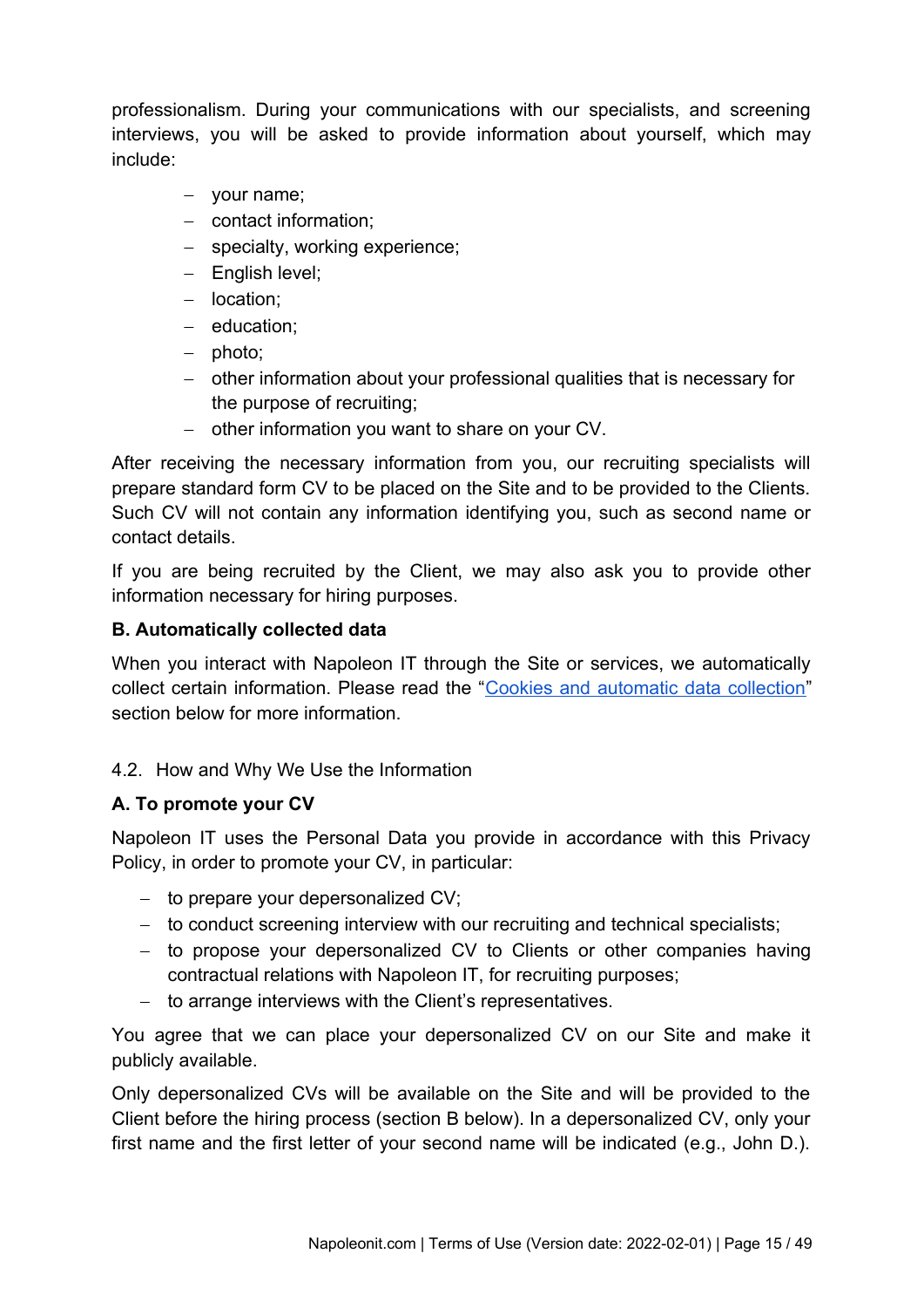professionalism. During your communications with our specialists, and screening interviews, you will be asked to provide information about yourself, which may include:

- your name;
- contact information;
- specialty, working experience;
- English level;
- location;
- education;
- photo;
- other information about your professional qualities that is necessary for the purpose of recruiting;
- other information you want to share on your CV.

After receiving the necessary information from you, our recruiting specialists will prepare standard form CV to be placed on the Site and to be provided to the Clients. Such CV will not contain any information identifying you, such as second name or contact details.

If you are being recruited by the Client, we may also ask you to provide other information necessary for hiring purposes.

**B. Automatically collected data**

When you interact with Napoleon IT through the Site or services, we automatically collect certain information. Please read the "Cookies and automatic data collection" section below for more information.

4.2. How and Why We Use the Information

**A. To promote your CV**

Napoleon IT uses the Personal Data you provide in accordance with this Privacy Policy, in order to promote your CV, in particular:

- to prepare your depersonalized CV;
- to conduct screening interview with our recruiting and technical specialists;
- to propose your depersonalized CV to Clients or other companies having contractual relations with Napoleon IT, for recruiting purposes;
- to arrange interviews with the Client's representatives.

You agree that we can place your depersonalized CV on our Site and make it publicly available.

Only depersonalized CVs will be available on the Site and will be provided to the Client before the hiring process (section B below). In a depersonalized CV, only your first name and the first letter of your second name will be indicated (e.g., John D.).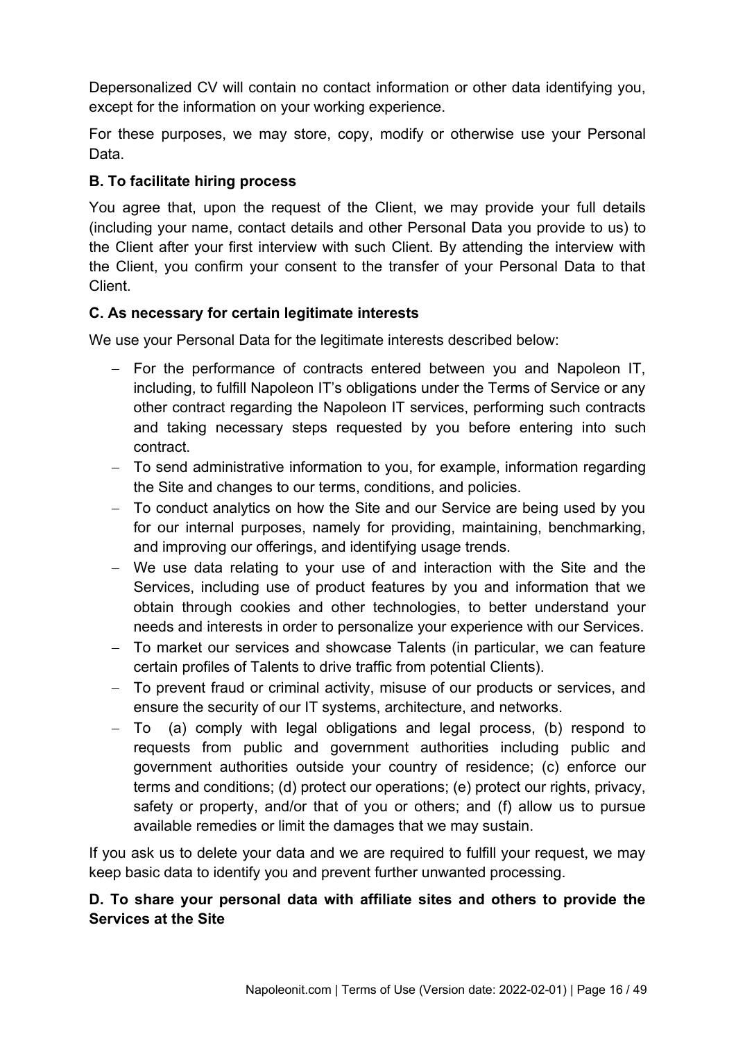Depersonalized CV will contain no contact information or other data identifying you, except for the information on your working experience.

For these purposes, we may store, copy, modify or otherwise use your Personal Data.

**B. To facilitate hiring process**

You agree that, upon the request of the Client, we may provide your full details (including your name, contact details and other Personal Data you provide to us) to the Client after your first interview with such Client. By attending the interview with the Client, you confirm your consent to the transfer of your Personal Data to that Client.

**C. As necessary for certain legitimate interests**

We use your Personal Data for the legitimate interests described below:

- For the performance of contracts entered between you and Napoleon IT, including, to fulfill Napoleon IT's obligations under the Terms of Service or any other contract regarding the Napoleon IT services, performing such contracts and taking necessary steps requested by you before entering into such contract.
- To send administrative information to you, for example, information regarding the Site and changes to our terms, conditions, and policies.
- To conduct analytics on how the Site and our Service are being used by you for our internal purposes, namely for providing, maintaining, benchmarking, and improving our offerings, and identifying usage trends.
- We use data relating to your use of and interaction with the Site and the Services, including use of product features by you and information that we obtain through cookies and other technologies, to better understand your needs and interests in order to personalize your experience with our Services.
- To market our services and showcase Talents (in particular, we can feature certain profiles of Talents to drive traffic from potential Clients).
- To prevent fraud or criminal activity, misuse of our products or services, and ensure the security of our IT systems, architecture, and networks.
- To (a) comply with legal obligations and legal process, (b) respond to requests from public and government authorities including public and government authorities outside your country of residence; (c) enforce our terms and conditions; (d) protect our operations; (e) protect our rights, privacy, safety or property, and/or that of you or others; and (f) allow us to pursue available remedies or limit the damages that we may sustain.

If you ask us to delete your data and we are required to fulfill your request, we may keep basic data to identify you and prevent further unwanted processing.

**D. To share your personal data with affiliate sites and others to provide the Services at the Site**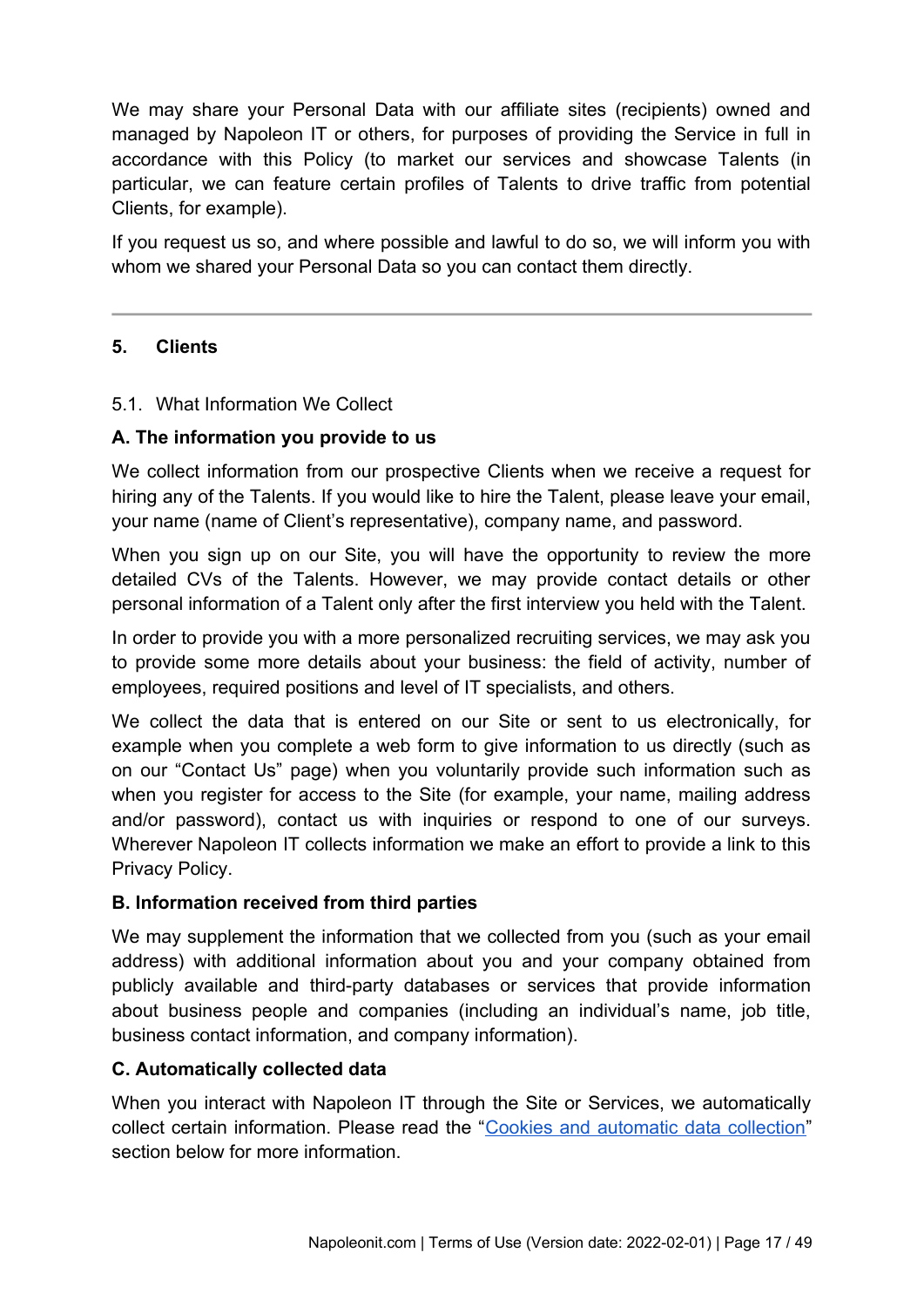We may share your Personal Data with our affiliate sites (recipients) owned and managed by Napoleon IT or others, for purposes of providing the Service in full in accordance with this Policy (to market our services and showcase Talents (in particular, we can feature certain profiles of Talents to drive traffic from potential Clients, for example).

If you request us so, and where possible and lawful to do so, we will inform you with whom we shared your Personal Data so you can contact them directly.

---

## 5. Clients

5.1. What Information We Collect

**A. The information you provide to us**

We collect information from our prospective Clients when we receive a request for hiring any of the Talents. If you would like to hire the Talent, please leave your email, your name (name of Client's representative), company name, and password.

When you sign up on our Site, you will have the opportunity to review the more detailed CVs of the Talents. However, we may provide contact details or other personal information of a Talent only after the first interview you held with the Talent.

In order to provide you with a more personalized recruiting services, we may ask you to provide some more details about your business: the field of activity, number of employees, required positions and level of IT specialists, and others.

We collect the data that is entered on our Site or sent to us electronically, for example when you complete a web form to give information to us directly (such as on our "Contact Us" page) when you voluntarily provide such information such as when you register for access to the Site (for example, your name, mailing address and/or password), contact us with inquiries or respond to one of our surveys. Wherever Napoleon IT collects information we make an effort to provide a link to this Privacy Policy.

**B. Information received from third parties**

We may supplement the information that we collected from you (such as your email address) with additional information about you and your company obtained from publicly available and third-party databases or services that provide information about business people and companies (including an individual's name, job title, business contact information, and company information).

**C. Automatically collected data**

When you interact with Napoleon IT through the Site or Services, we automatically collect certain information. Please read the "Cookies and automatic data collection" section below for more information.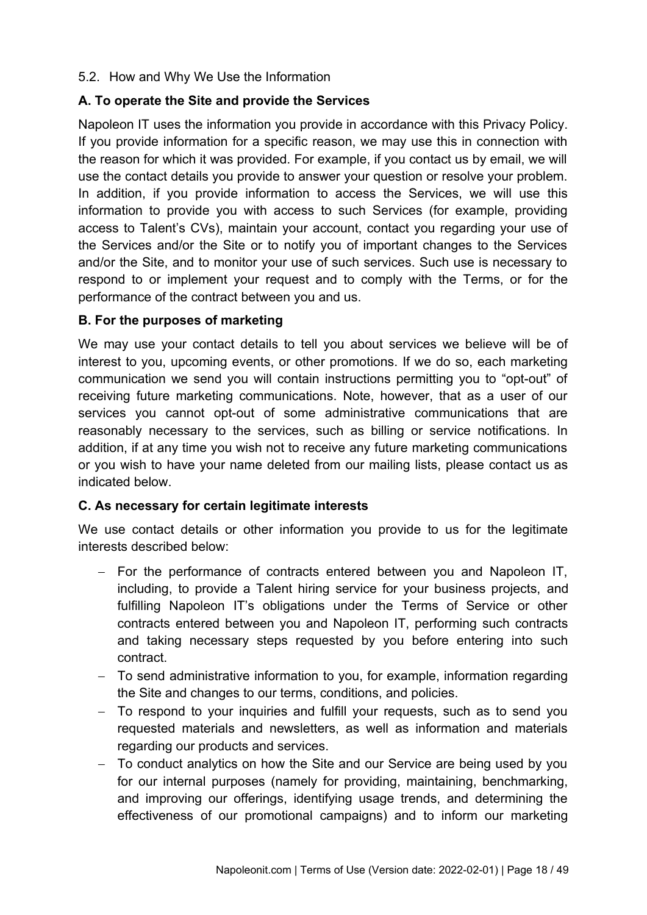5.2. How and Why We Use the Information

**A. To operate the Site and provide the Services**

Napoleon IT uses the information you provide in accordance with this Privacy Policy. If you provide information for a specific reason, we may use this in connection with the reason for which it was provided. For example, if you contact us by email, we will use the contact details you provide to answer your question or resolve your problem. In addition, if you provide information to access the Services, we will use this information to provide you with access to such Services (for example, providing access to Talent's CVs), maintain your account, contact you regarding your use of the Services and/or the Site or to notify you of important changes to the Services and/or the Site, and to monitor your use of such services. Such use is necessary to respond to or implement your request and to comply with the Terms, or for the performance of the contract between you and us.

**B. For the purposes of marketing**

We may use your contact details to tell you about services we believe will be of interest to you, upcoming events, or other promotions. If we do so, each marketing communication we send you will contain instructions permitting you to "opt-out" of receiving future marketing communications. Note, however, that as a user of our services you cannot opt-out of some administrative communications that are reasonably necessary to the services, such as billing or service notifications. In addition, if at any time you wish not to receive any future marketing communications or you wish to have your name deleted from our mailing lists, please contact us as indicated below.

**C. As necessary for certain legitimate interests**

We use contact details or other information you provide to us for the legitimate interests described below:

- For the performance of contracts entered between you and Napoleon IT, including, to provide a Talent hiring service for your business projects, and fulfilling Napoleon IT's obligations under the Terms of Service or other contracts entered between you and Napoleon IT, performing such contracts and taking necessary steps requested by you before entering into such contract.
- To send administrative information to you, for example, information regarding the Site and changes to our terms, conditions, and policies.
- To respond to your inquiries and fulfill your requests, such as to send you requested materials and newsletters, as well as information and materials regarding our products and services.
- To conduct analytics on how the Site and our Service are being used by you for our internal purposes (namely for providing, maintaining, benchmarking, and improving our offerings, identifying usage trends, and determining the effectiveness of our promotional campaigns) and to inform our marketing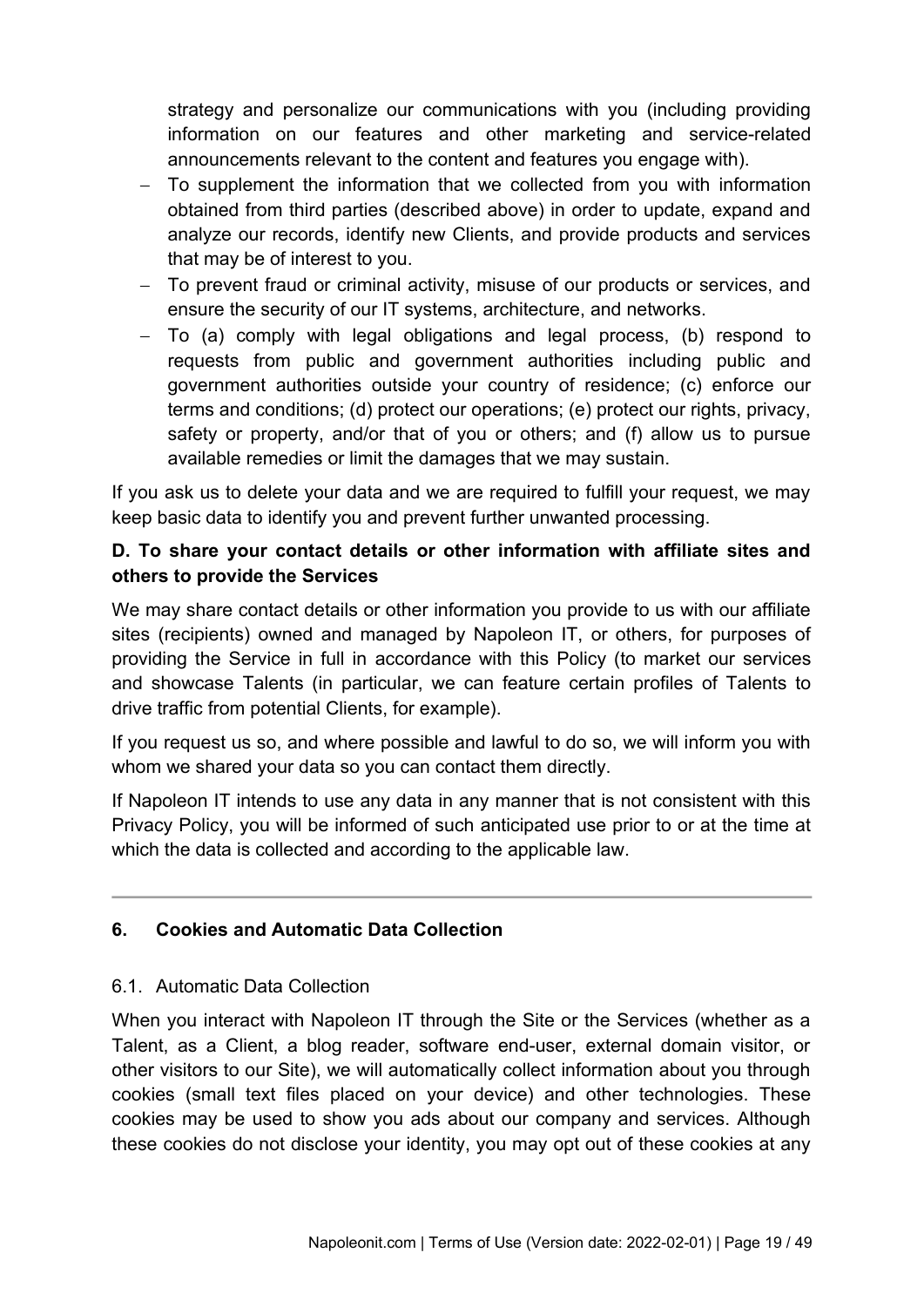strategy and personalize our communications with you (including providing information on our features and other marketing and service-related announcements relevant to the content and features you engage with).

- To supplement the information that we collected from you with information obtained from third parties (described above) in order to update, expand and analyze our records, identify new Clients, and provide products and services that may be of interest to you.
- To prevent fraud or criminal activity, misuse of our products or services, and ensure the security of our IT systems, architecture, and networks.
- To (a) comply with legal obligations and legal process, (b) respond to requests from public and government authorities including public and government authorities outside your country of residence; (c) enforce our terms and conditions; (d) protect our operations; (e) protect our rights, privacy, safety or property, and/or that of you or others; and (f) allow us to pursue available remedies or limit the damages that we may sustain.

If you ask us to delete your data and we are required to fulfill your request, we may keep basic data to identify you and prevent further unwanted processing.

**D. To share your contact details or other information with affiliate sites and others to provide the Services**

We may share contact details or other information you provide to us with our affiliate sites (recipients) owned and managed by Napoleon IT, or others, for purposes of providing the Service in full in accordance with this Policy (to market our services and showcase Talents (in particular, we can feature certain profiles of Talents to drive traffic from potential Clients, for example).

If you request us so, and where possible and lawful to do so, we will inform you with whom we shared your data so you can contact them directly.

If Napoleon IT intends to use any data in any manner that is not consistent with this Privacy Policy, you will be informed of such anticipated use prior to or at the time at which the data is collected and according to the applicable law.

---

## 6. Cookies and Automatic Data Collection

### 6.1. Automatic Data Collection

When you interact with Napoleon IT through the Site or the Services (whether as a Talent, as a Client, a blog reader, software end-user, external domain visitor, or other visitors to our Site), we will automatically collect information about you through cookies (small text files placed on your device) and other technologies. These cookies may be used to show you ads about our company and services. Although these cookies do not disclose your identity, you may opt out of these cookies at any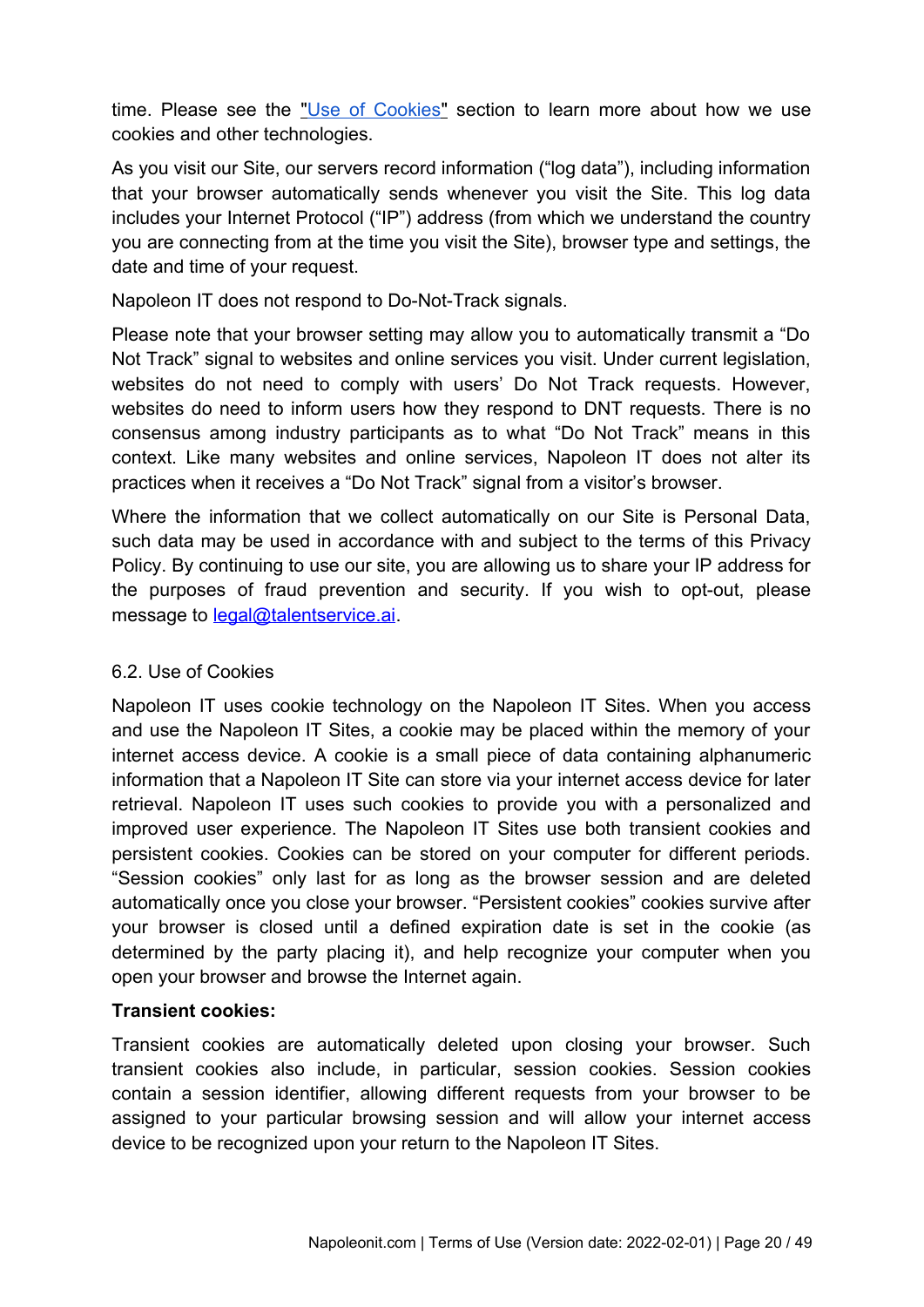time. Please see the ["Use of Cookies"](#) section to learn more about how we use cookies and other technologies.

As you visit our Site, our servers record information ("log data"), including information that your browser automatically sends whenever you visit the Site. This log data includes your Internet Protocol ("IP") address (from which we understand the country you are connecting from at the time you visit the Site), browser type and settings, the date and time of your request.

Napoleon IT does not respond to Do-Not-Track signals.

Please note that your browser setting may allow you to automatically transmit a "Do Not Track" signal to websites and online services you visit. Under current legislation, websites do not need to comply with users' Do Not Track requests. However, websites do need to inform users how they respond to DNT requests. There is no consensus among industry participants as to what "Do Not Track" means in this context. Like many websites and online services, Napoleon IT does not alter its practices when it receives a "Do Not Track" signal from a visitor's browser.

Where the information that we collect automatically on our Site is Personal Data, such data may be used in accordance with and subject to the terms of this Privacy Policy. By continuing to use our site, you are allowing us to share your IP address for the purposes of fraud prevention and security. If you wish to opt-out, please message to legal@talentservice.ai.

6.2. Use of Cookies

Napoleon IT uses cookie technology on the Napoleon IT Sites. When you access and use the Napoleon IT Sites, a cookie may be placed within the memory of your internet access device. A cookie is a small piece of data containing alphanumeric information that a Napoleon IT Site can store via your internet access device for later retrieval. Napoleon IT uses such cookies to provide you with a personalized and improved user experience. The Napoleon IT Sites use both transient cookies and persistent cookies. Cookies can be stored on your computer for different periods. "Session cookies" only last for as long as the browser session and are deleted automatically once you close your browser. "Persistent cookies" cookies survive after your browser is closed until a defined expiration date is set in the cookie (as determined by the party placing it), and help recognize your computer when you open your browser and browse the Internet again.

**Transient cookies:**

Transient cookies are automatically deleted upon closing your browser. Such transient cookies also include, in particular, session cookies. Session cookies contain a session identifier, allowing different requests from your browser to be assigned to your particular browsing session and will allow your internet access device to be recognized upon your return to the Napoleon IT Sites.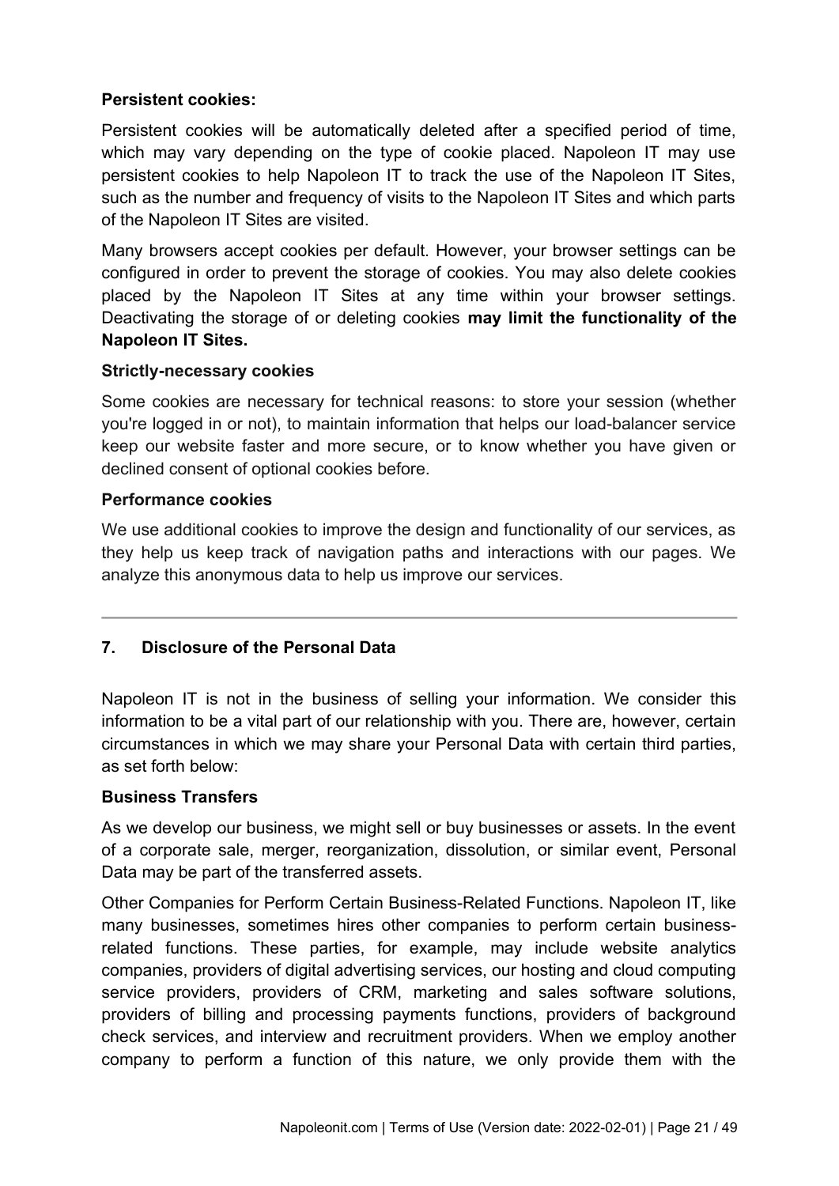**Persistent cookies:**

Persistent cookies will be automatically deleted after a specified period of time, which may vary depending on the type of cookie placed. Napoleon IT may use persistent cookies to help Napoleon IT to track the use of the Napoleon IT Sites, such as the number and frequency of visits to the Napoleon IT Sites and which parts of the Napoleon IT Sites are visited.

Many browsers accept cookies per default. However, your browser settings can be configured in order to prevent the storage of cookies. You may also delete cookies placed by the Napoleon IT Sites at any time within your browser settings. Deactivating the storage of or deleting cookies **may limit the functionality of the Napoleon IT Sites.**

**Strictly-necessary cookies**

Some cookies are necessary for technical reasons: to store your session (whether you're logged in or not), to maintain information that helps our load-balancer service keep our website faster and more secure, or to know whether you have given or declined consent of optional cookies before.

**Performance cookies**

We use additional cookies to improve the design and functionality of our services, as they help us keep track of navigation paths and interactions with our pages. We analyze this anonymous data to help us improve our services.

---

## 7. Disclosure of the Personal Data

Napoleon IT is not in the business of selling your information. We consider this information to be a vital part of our relationship with you. There are, however, certain circumstances in which we may share your Personal Data with certain third parties, as set forth below:

**Business Transfers**

As we develop our business, we might sell or buy businesses or assets. In the event of a corporate sale, merger, reorganization, dissolution, or similar event, Personal Data may be part of the transferred assets.

Other Companies for Perform Certain Business-Related Functions. Napoleon IT, like many businesses, sometimes hires other companies to perform certain business-related functions. These parties, for example, may include website analytics companies, providers of digital advertising services, our hosting and cloud computing service providers, providers of CRM, marketing and sales software solutions, providers of billing and processing payments functions, providers of background check services, and interview and recruitment providers. When we employ another company to perform a function of this nature, we only provide them with the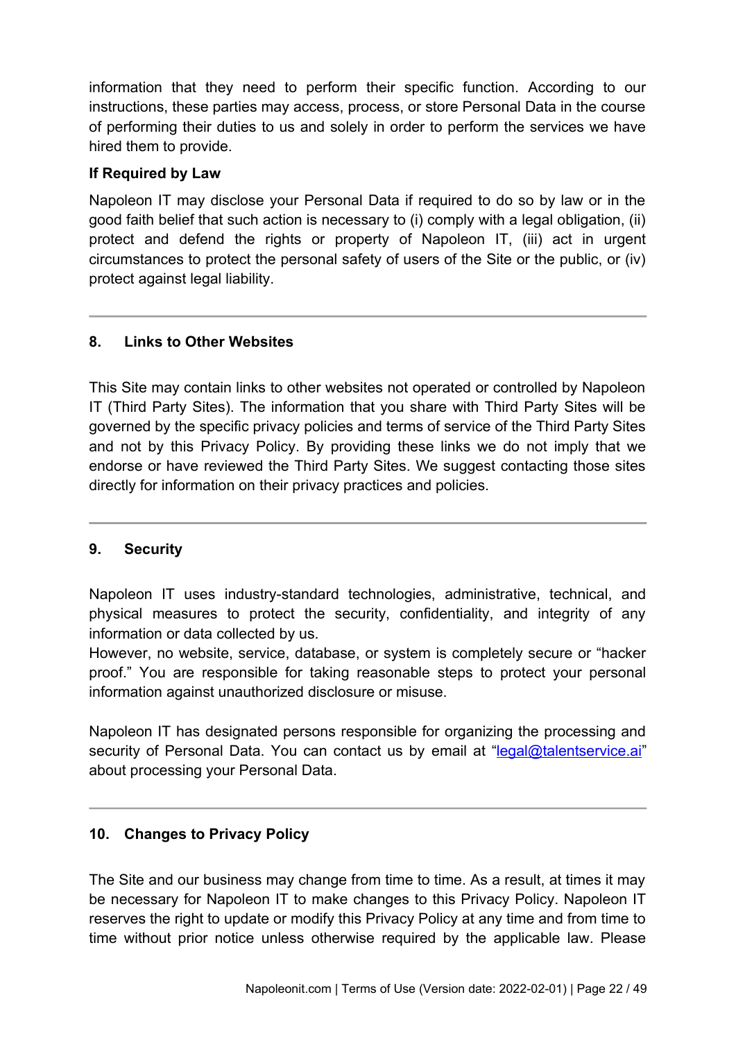information that they need to perform their specific function. According to our instructions, these parties may access, process, or store Personal Data in the course of performing their duties to us and solely in order to perform the services we have hired them to provide.

**If Required by Law**

Napoleon IT may disclose your Personal Data if required to do so by law or in the good faith belief that such action is necessary to (i) comply with a legal obligation, (ii) protect and defend the rights or property of Napoleon IT, (iii) act in urgent circumstances to protect the personal safety of users of the Site or the public, or (iv) protect against legal liability.

---

## 8. Links to Other Websites

This Site may contain links to other websites not operated or controlled by Napoleon IT (Third Party Sites). The information that you share with Third Party Sites will be governed by the specific privacy policies and terms of service of the Third Party Sites and not by this Privacy Policy. By providing these links we do not imply that we endorse or have reviewed the Third Party Sites. We suggest contacting those sites directly for information on their privacy practices and policies.

---

## 9. Security

Napoleon IT uses industry-standard technologies, administrative, technical, and physical measures to protect the security, confidentiality, and integrity of any information or data collected by us.
However, no website, service, database, or system is completely secure or "hacker proof." You are responsible for taking reasonable steps to protect your personal information against unauthorized disclosure or misuse.

Napoleon IT has designated persons responsible for organizing the processing and security of Personal Data. You can contact us by email at "legal@talentservice.ai" about processing your Personal Data.

---

## 10. Changes to Privacy Policy

The Site and our business may change from time to time. As a result, at times it may be necessary for Napoleon IT to make changes to this Privacy Policy. Napoleon IT reserves the right to update or modify this Privacy Policy at any time and from time to time without prior notice unless otherwise required by the applicable law. Please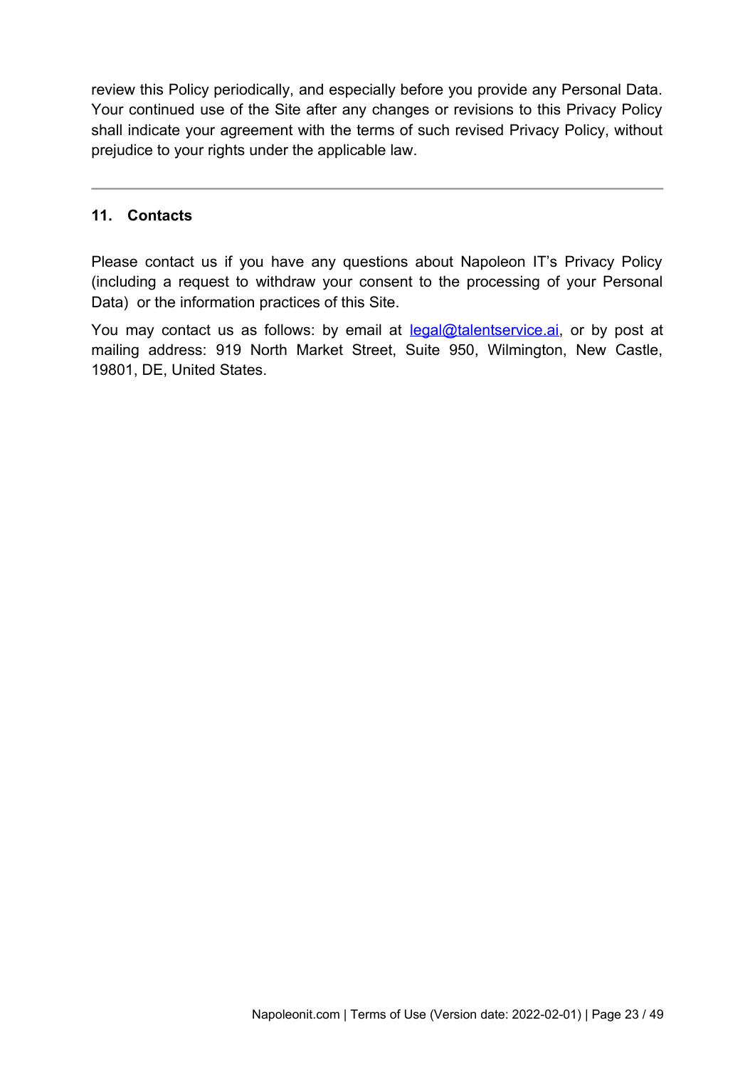review this Policy periodically, and especially before you provide any Personal Data. Your continued use of the Site after any changes or revisions to this Privacy Policy shall indicate your agreement with the terms of such revised Privacy Policy, without prejudice to your rights under the applicable law.

---

## 11. Contacts

Please contact us if you have any questions about Napoleon IT's Privacy Policy (including a request to withdraw your consent to the processing of your Personal Data) or the information practices of this Site.

You may contact us as follows: by email at [legal@talentservice.ai](mailto:legal@talentservice.ai), or by post at mailing address: 919 North Market Street, Suite 950, Wilmington, New Castle, 19801, DE, United States.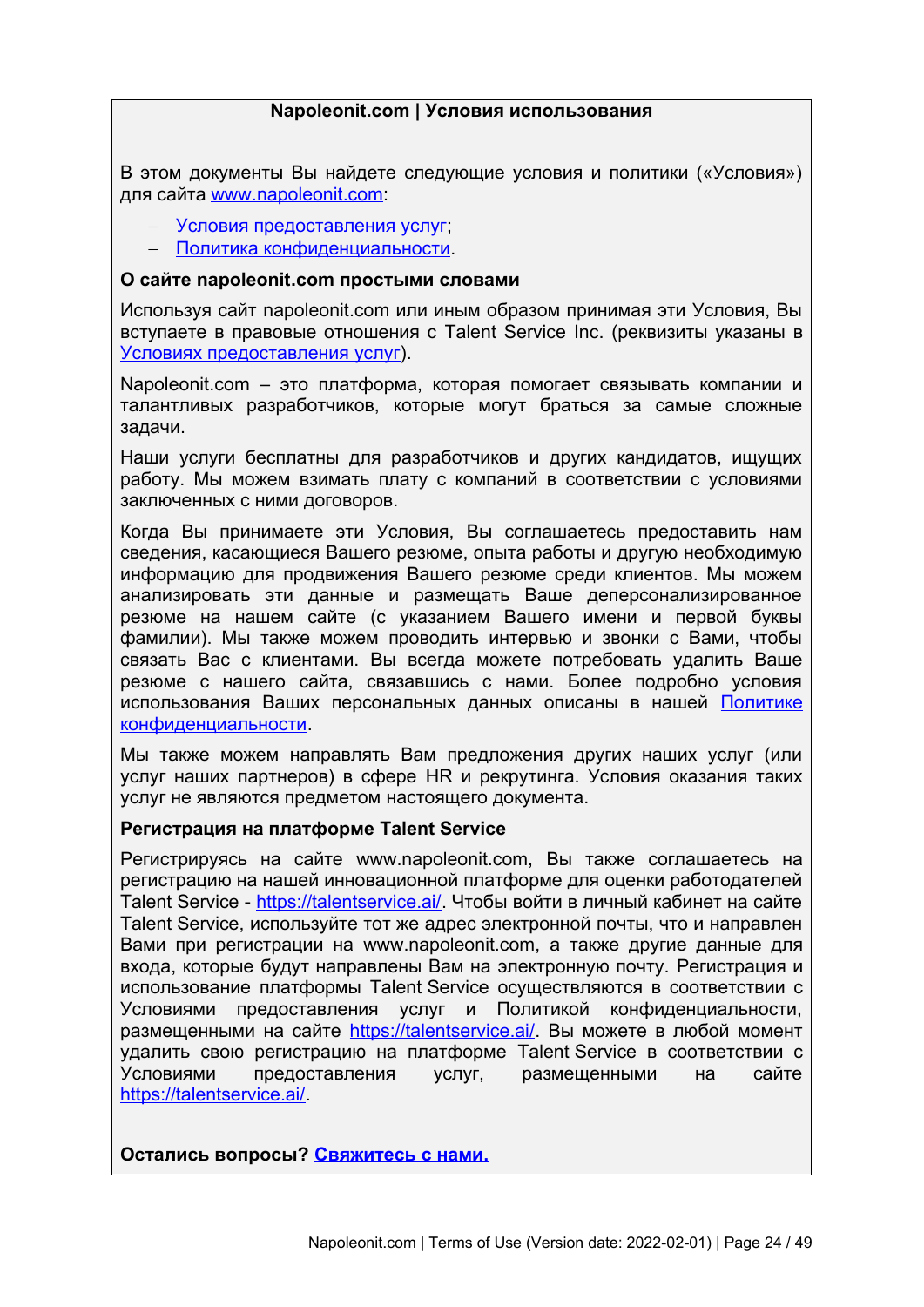**Napoleonit.com | Условия использования**

В этом документы Вы найдете следующие условия и политики («Условия») для сайта www.napoleonit.com:

- Условия предоставления услуг;
- Политика конфиденциальности.

**О сайте napoleonit.com простыми словами**

Используя сайт napoleonit.com или иным образом принимая эти Условия, Вы вступаете в правовые отношения с Talent Service Inc. (реквизиты указаны в Условиях предоставления услуг).

Napoleonit.com – это платформа, которая помогает связывать компании и талантливых разработчиков, которые могут браться за самые сложные задачи.

Наши услуги бесплатны для разработчиков и других кандидатов, ищущих работу. Мы можем взимать плату с компаний в соответствии с условиями заключенных с ними договоров.

Когда Вы принимаете эти Условия, Вы соглашаетесь предоставить нам сведения, касающиеся Вашего резюме, опыта работы и другую необходимую информацию для продвижения Вашего резюме среди клиентов. Мы можем анализировать эти данные и размещать Ваше деперсонализированное резюме на нашем сайте (с указанием Вашего имени и первой буквы фамилии). Мы также можем проводить интервью и звонки с Вами, чтобы связать Вас с клиентами. Вы всегда можете потребовать удалить Ваше резюме с нашего сайта, связавшись с нами. Более подробно условия использования Ваших персональных данных описаны в нашей Политике конфиденциальности.

Мы также можем направлять Вам предложения других наших услуг (или услуг наших партнеров) в сфере HR и рекрутинга. Условия оказания таких услуг не являются предметом настоящего документа.

**Регистрация на платформе Talent Service**

Регистрируясь на сайте www.napoleonit.com, Вы также соглашаетесь на регистрацию на нашей инновационной платформе для оценки работодателей Talent Service - https://talentservice.ai/. Чтобы войти в личный кабинет на сайте Talent Service, используйте тот же адрес электронной почты, что и направлен Вами при регистрации на www.napoleonit.com, а также другие данные для входа, которые будут направлены Вам на электронную почту. Регистрация и использование платформы Talent Service осуществляются в соответствии с Условиями предоставления услуг и Политикой конфиденциальности, размещенными на сайте https://talentservice.ai/. Вы можете в любой момент удалить свою регистрацию на платформе Talent Service в соответствии с Условиями предоставления услуг, размещенными на сайте https://talentservice.ai/.

**Остались вопросы? Свяжитесь с нами.**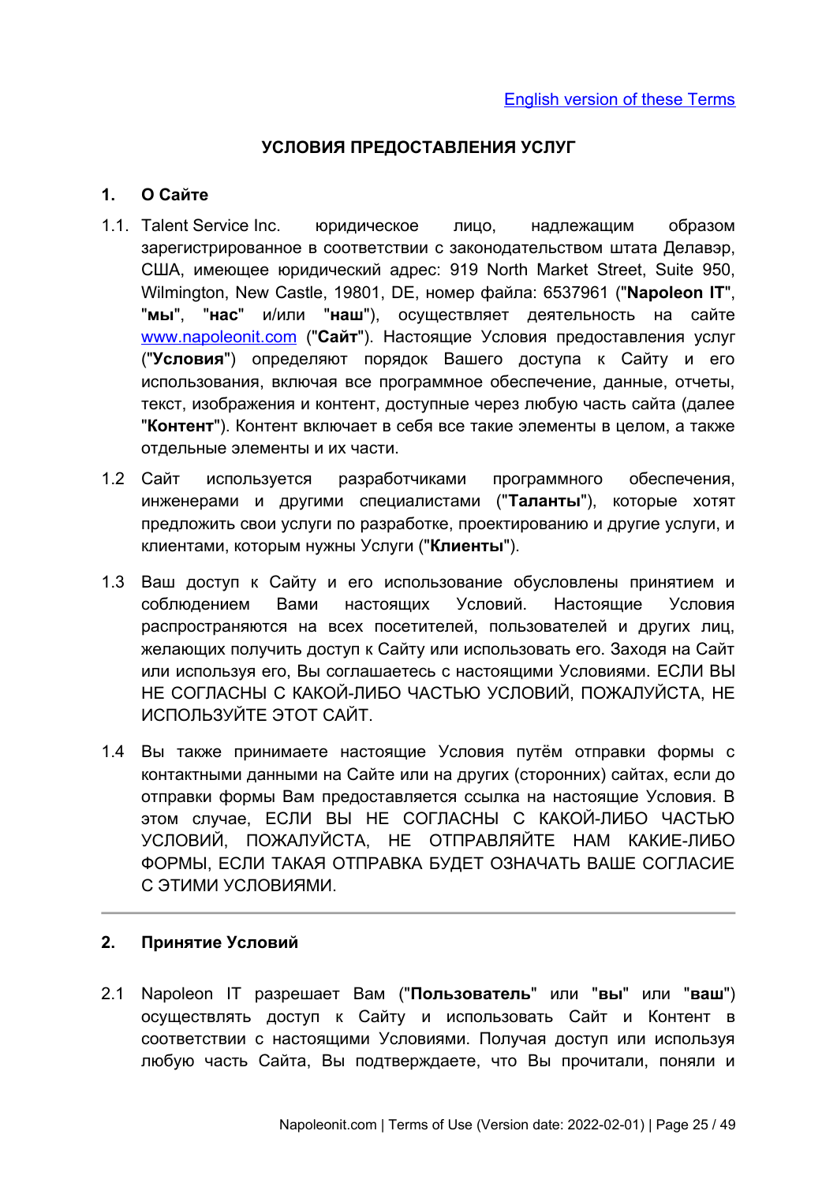[English version of these Terms]

## УСЛОВИЯ ПРЕДОСТАВЛЕНИЯ УСЛУГ

### 1. О Сайте

1.1. Talent Service Inc. юридическое лицо, надлежащим образом зарегистрированное в соответствии с законодательством штата Делавэр, США, имеющее юридический адрес: 919 North Market Street, Suite 950, Wilmington, New Castle, 19801, DE, номер файла: 6537961 ("**Napoleon IT**", "**мы**", "**нас**" и/или "**наш**"), осуществляет деятельность на сайте www.napoleonit.com ("**Сайт**"). Настоящие Условия предоставления услуг ("**Условия**") определяют порядок Вашего доступа к Сайту и его использования, включая все программное обеспечение, данные, отчеты, текст, изображения и контент, доступные через любую часть сайта (далее "**Контент**"). Контент включает в себя все такие элементы в целом, а также отдельные элементы и их части.

1.2 Сайт используется разработчиками программного обеспечения, инженерами и другими специалистами ("**Таланты**"), которые хотят предложить свои услуги по разработке, проектированию и другие услуги, и клиентами, которым нужны Услуги ("**Клиенты**").

1.3 Ваш доступ к Сайту и его использование обусловлены принятием и соблюдением Вами настоящих Условий. Настоящие Условия распространяются на всех посетителей, пользователей и других лиц, желающих получить доступ к Сайту или использовать его. Заходя на Сайт или используя его, Вы соглашаетесь с настоящими Условиями. ЕСЛИ ВЫ НЕ СОГЛАСНЫ С КАКОЙ-ЛИБО ЧАСТЬЮ УСЛОВИЙ, ПОЖАЛУЙСТА, НЕ ИСПОЛЬЗУЙТЕ ЭТОТ САЙТ.

1.4 Вы также принимаете настоящие Условия путём отправки формы с контактными данными на Сайте или на других (сторонних) сайтах, если до отправки формы Вам предоставляется ссылка на настоящие Условия. В этом случае, ЕСЛИ ВЫ НЕ СОГЛАСНЫ С КАКОЙ-ЛИБО ЧАСТЬЮ УСЛОВИЙ, ПОЖАЛУЙСТА, НЕ ОТПРАВЛЯЙТЕ НАМ КАКИЕ-ЛИБО ФОРМЫ, ЕСЛИ ТАКАЯ ОТПРАВКА БУДЕТ ОЗНАЧАТЬ ВАШЕ СОГЛАСИЕ С ЭТИМИ УСЛОВИЯМИ.

---

### 2. Принятие Условий

2.1 Napoleon IT разрешает Вам ("**Пользователь**" или "**вы**" или "**ваш**") осуществлять доступ к Сайту и использовать Сайт и Контент в соответствии с настоящими Условиями. Получая доступ или используя любую часть Сайта, Вы подтверждаете, что Вы прочитали, поняли и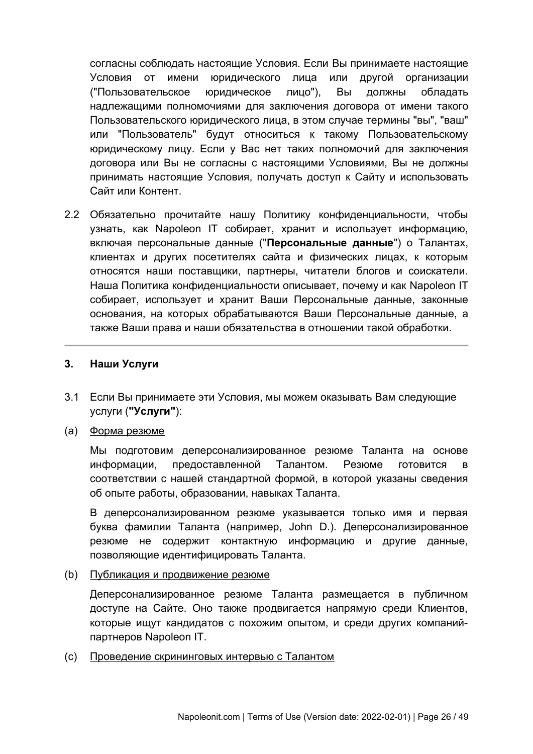согласны соблюдать настоящие Условия. Если Вы принимаете настоящие Условия от имени юридического лица или другой организации ("Пользовательское юридическое лицо"), Вы должны обладать надлежащими полномочиями для заключения договора от имени такого Пользовательского юридического лица, в этом случае термины "вы", "ваш" или "Пользователь" будут относиться к такому Пользовательскому юридическому лицу. Если у Вас нет таких полномочий для заключения договора или Вы не согласны с настоящими Условиями, Вы не должны принимать настоящие Условия, получать доступ к Сайту и использовать Сайт или Контент.

2.2 Обязательно прочитайте нашу Политику конфиденциальности, чтобы узнать, как Napoleon IT собирает, хранит и использует информацию, включая персональные данные ("**Персональные данные**") о Талантах, клиентах и других посетителях сайта и физических лицах, к которым относятся наши поставщики, партнеры, читатели блогов и соискатели. Наша Политика конфиденциальности описывает, почему и как Napoleon IT собирает, использует и хранит Ваши Персональные данные, законные основания, на которых обрабатываются Ваши Персональные данные, а также Ваши права и наши обязательства в отношении такой обработки.

---

## 3. Наши Услуги

3.1 Если Вы принимаете эти Условия, мы можем оказывать Вам следующие услуги (**"Услуги"**):

(a) Форма резюме

Мы подготовим деперсонализированное резюме Таланта на основе информации, предоставленной Талантом. Резюме готовится в соответствии с нашей стандартной формой, в которой указаны сведения об опыте работы, образовании, навыках Таланта.

В деперсонализированном резюме указывается только имя и первая буква фамилии Таланта (например, John D.). Деперсонализированное резюме не содержит контактную информацию и другие данные, позволяющие идентифицировать Таланта.

(b) Публикация и продвижение резюме

Деперсонализированное резюме Таланта размещается в публичном доступе на Сайте. Оно также продвигается напрямую среди Клиентов, которые ищут кандидатов с похожим опытом, и среди других компаний-партнеров Napoleon IT.

(c) Проведение скрининговых интервью с Талантом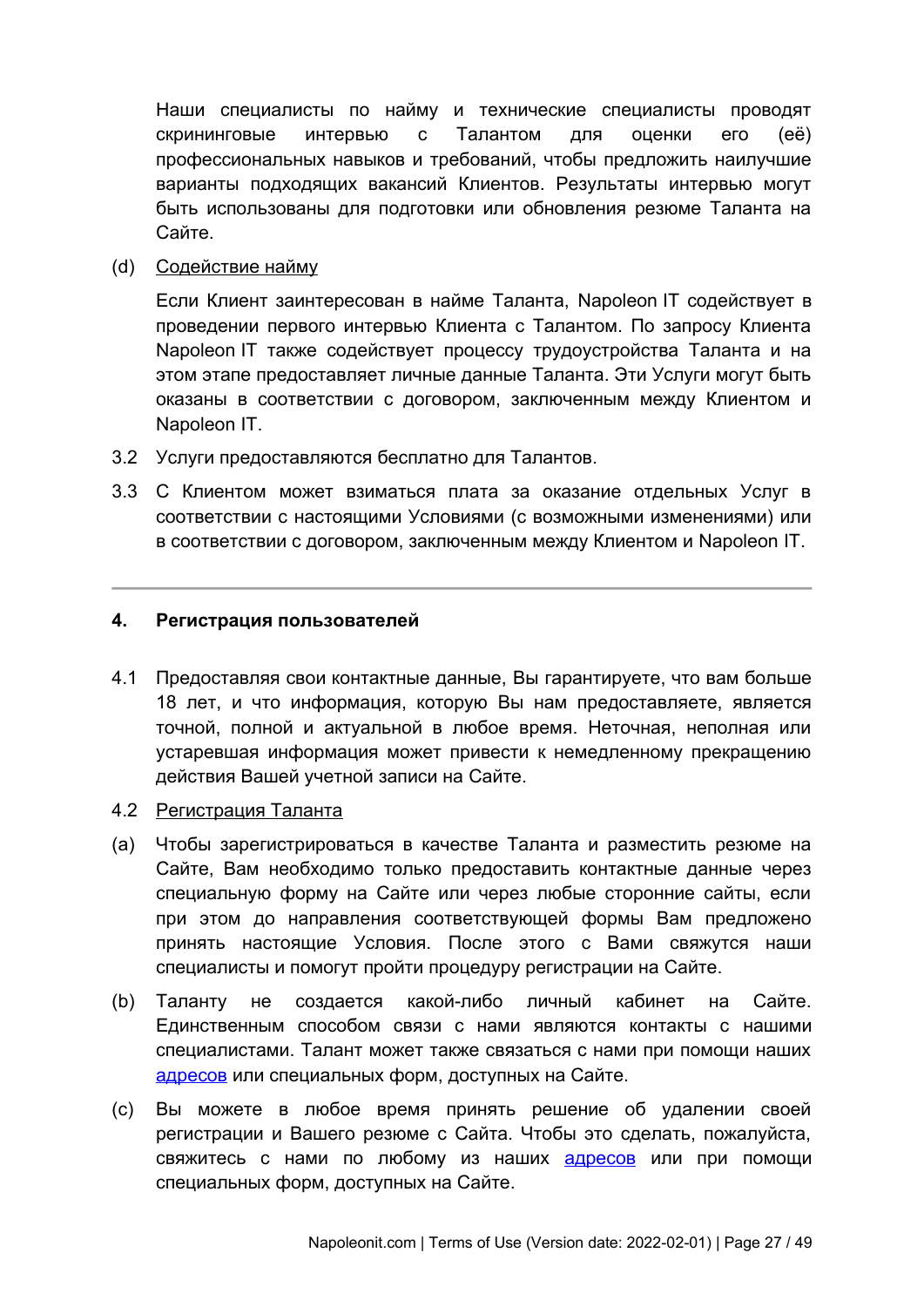Наши специалисты по найму и технические специалисты проводят скрининговые интервью с Талантом для оценки его (её) профессиональных навыков и требований, чтобы предложить наилучшие варианты подходящих вакансий Клиентов. Результаты интервью могут быть использованы для подготовки или обновления резюме Таланта на Сайте.

(d) Содействие найму

Если Клиент заинтересован в найме Таланта, Napoleon IT содействует в проведении первого интервью Клиента с Талантом. По запросу Клиента Napoleon IT также содействует процессу трудоустройства Таланта и на этом этапе предоставляет личные данные Таланта. Эти Услуги могут быть оказаны в соответствии с договором, заключенным между Клиентом и Napoleon IT.

3.2 Услуги предоставляются бесплатно для Талантов.

3.3 С Клиентом может взиматься плата за оказание отдельных Услуг в соответствии с настоящими Условиями (с возможными изменениями) или в соответствии с договором, заключенным между Клиентом и Napoleon IT.

---

## 4. Регистрация пользователей

4.1 Предоставляя свои контактные данные, Вы гарантируете, что вам больше 18 лет, и что информация, которую Вы нам предоставляете, является точной, полной и актуальной в любое время. Неточная, неполная или устаревшая информация может привести к немедленному прекращению действия Вашей учетной записи на Сайте.

4.2 Регистрация Таланта

(a) Чтобы зарегистрироваться в качестве Таланта и разместить резюме на Сайте, Вам необходимо только предоставить контактные данные через специальную форму на Сайте или через любые сторонние сайты, если при этом до направления соответствующей формы Вам предложено принять настоящие Условия. После этого с Вами свяжутся наши специалисты и помогут пройти процедуру регистрации на Сайте.

(b) Таланту не создается какой-либо личный кабинет на Сайте. Единственным способом связи с нами являются контакты с нашими специалистами. Талант может также связаться с нами при помощи наших адресов или специальных форм, доступных на Сайте.

(c) Вы можете в любое время принять решение об удалении своей регистрации и Вашего резюме с Сайта. Чтобы это сделать, пожалуйста, свяжитесь с нами по любому из наших адресов или при помощи специальных форм, доступных на Сайте.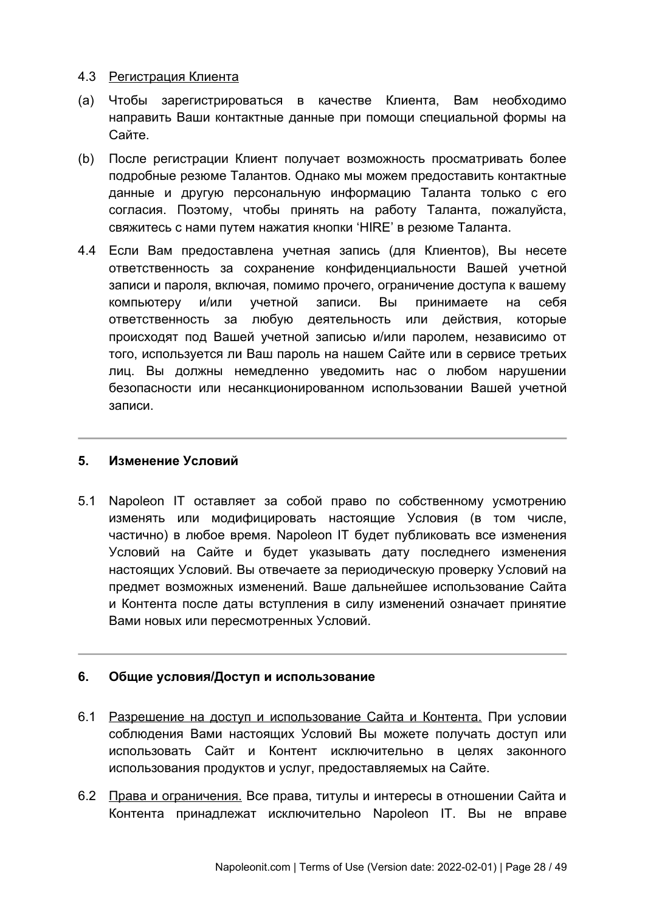4.3 <u>Регистрация Клиента</u>

(a) Чтобы зарегистрироваться в качестве Клиента, Вам необходимо направить Ваши контактные данные при помощи специальной формы на Сайте.

(b) После регистрации Клиент получает возможность просматривать более подробные резюме Талантов. Однако мы можем предоставить контактные данные и другую персональную информацию Таланта только с его согласия. Поэтому, чтобы принять на работу Таланта, пожалуйста, свяжитесь с нами путем нажатия кнопки 'HIRE' в резюме Таланта.

4.4 Если Вам предоставлена учетная запись (для Клиентов), Вы несете ответственность за сохранение конфиденциальности Вашей учетной записи и пароля, включая, помимо прочего, ограничение доступа к вашему компьютеру и/или учетной записи. Вы принимаете на себя ответственность за любую деятельность или действия, которые происходят под Вашей учетной записью и/или паролем, независимо от того, используется ли Ваш пароль на нашем Сайте или в сервисе третьих лиц. Вы должны немедленно уведомить нас о любом нарушении безопасности или несанкционированном использовании Вашей учетной записи.

---

## 5. Изменение Условий

5.1 Napoleon IT оставляет за собой право по собственному усмотрению изменять или модифицировать настоящие Условия (в том числе, частично) в любое время. Napoleon IT будет публиковать все изменения Условий на Сайте и будет указывать дату последнего изменения настоящих Условий. Вы отвечаете за периодическую проверку Условий на предмет возможных изменений. Ваше дальнейшее использование Сайта и Контента после даты вступления в силу изменений означает принятие Вами новых или пересмотренных Условий.

---

## 6. Общие условия/Доступ и использование

6.1 <u>Разрешение на доступ и использование Сайта и Контента.</u> При условии соблюдения Вами настоящих Условий Вы можете получать доступ или использовать Сайт и Контент исключительно в целях законного использования продуктов и услуг, предоставляемых на Сайте.

6.2 <u>Права и ограничения.</u> Все права, титулы и интересы в отношении Сайта и Контента принадлежат исключительно Napoleon IT. Вы не вправе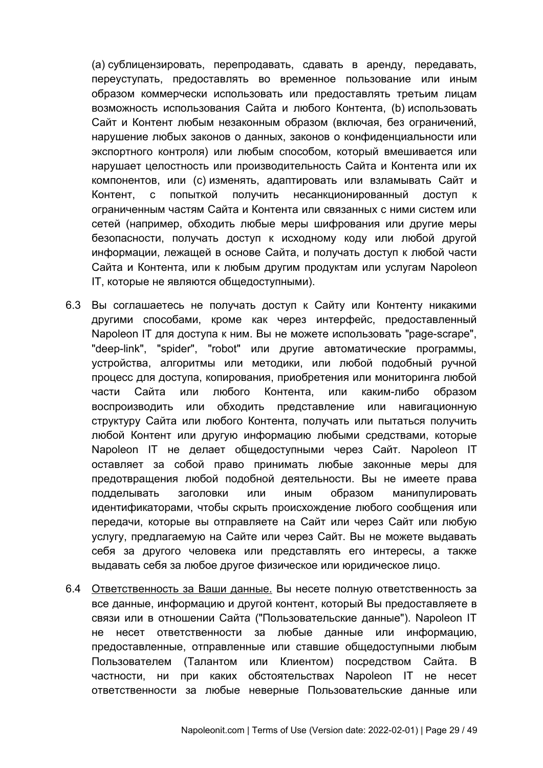(a) сублицензировать, перепродавать, сдавать в аренду, передавать, переуступать, предоставлять во временное пользование или иным образом коммерчески использовать или предоставлять третьим лицам возможность использования Сайта и любого Контента, (b) использовать Сайт и Контент любым незаконным образом (включая, без ограничений, нарушение любых законов о данных, законов о конфиденциальности или экспортного контроля) или любым способом, который вмешивается или нарушает целостность или производительность Сайта и Контента или их компонентов, или (c) изменять, адаптировать или взламывать Сайт и Контент, с попыткой получить несанкционированный доступ к ограниченным частям Сайта и Контента или связанных с ними систем или сетей (например, обходить любые меры шифрования или другие меры безопасности, получать доступ к исходному коду или любой другой информации, лежащей в основе Сайта, и получать доступ к любой части Сайта и Контента, или к любым другим продуктам или услугам Napoleon IT, которые не являются общедоступными).

6.3 Вы соглашаетесь не получать доступ к Сайту или Контенту никакими другими способами, кроме как через интерфейс, предоставленный Napoleon IT для доступа к ним. Вы не можете использовать "page-scrape", "deep-link", "spider", "robot" или другие автоматические программы, устройства, алгоритмы или методики, или любой подобный ручной процесс для доступа, копирования, приобретения или мониторинга любой части Сайта или любого Контента, или каким-либо образом воспроизводить или обходить представление или навигационную структуру Сайта или любого Контента, получать или пытаться получить любой Контент или другую информацию любыми средствами, которые Napoleon IT не делает общедоступными через Сайт. Napoleon IT оставляет за собой право принимать любые законные меры для предотвращения любой подобной деятельности. Вы не имеете права подделывать заголовки или иным образом манипулировать идентификаторами, чтобы скрыть происхождение любого сообщения или передачи, которые вы отправляете на Сайт или через Сайт или любую услугу, предлагаемую на Сайте или через Сайт. Вы не можете выдавать себя за другого человека или представлять его интересы, а также выдавать себя за любое другое физическое или юридическое лицо.

6.4 Ответственность за Ваши данные. Вы несете полную ответственность за все данные, информацию и другой контент, который Вы предоставляете в связи или в отношении Сайта ("Пользовательские данные"). Napoleon IT не несет ответственности за любые данные или информацию, предоставленные, отправленные или ставшие общедоступными любым Пользователем (Талантом или Клиентом) посредством Сайта. В частности, ни при каких обстоятельствах Napoleon IT не несет ответственности за любые неверные Пользовательские данные или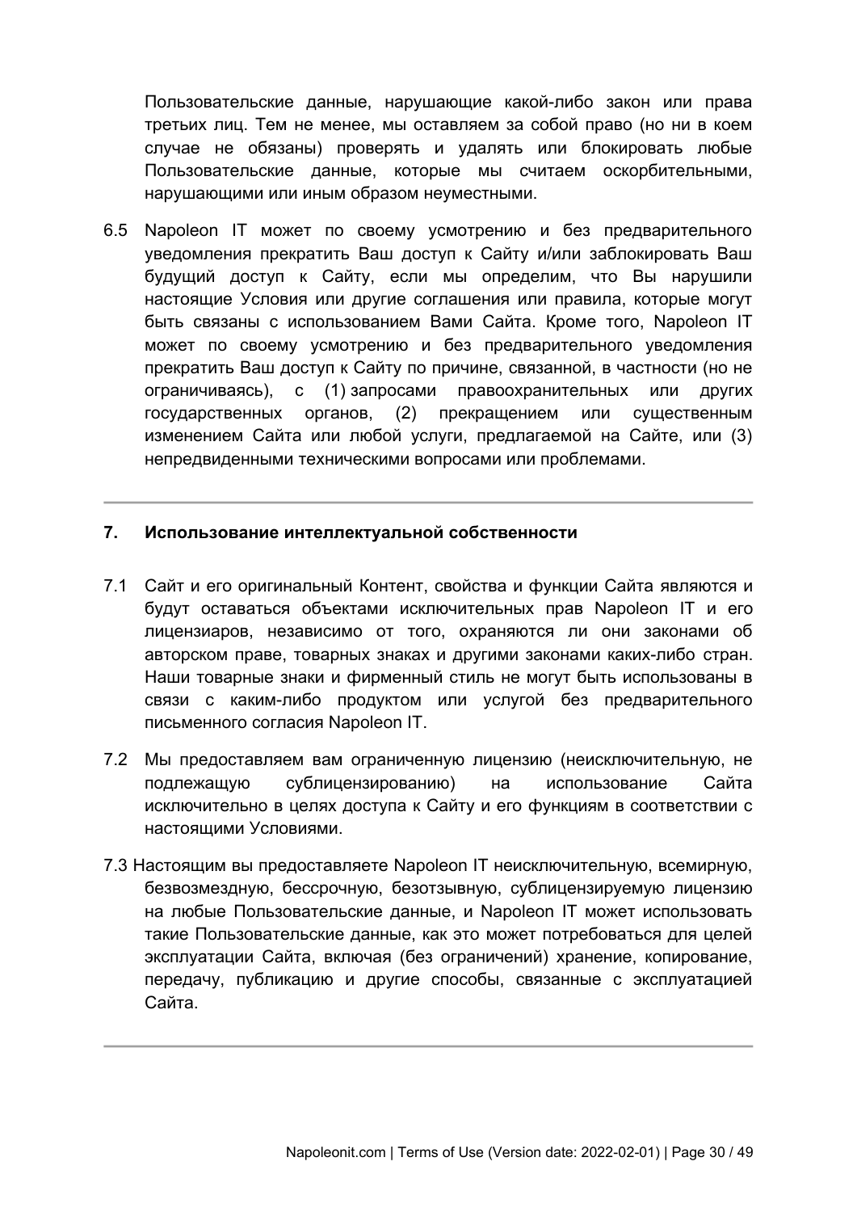Пользовательские данные, нарушающие какой-либо закон или права третьих лиц. Тем не менее, мы оставляем за собой право (но ни в коем случае не обязаны) проверять и удалять или блокировать любые Пользовательские данные, которые мы считаем оскорбительными, нарушающими или иным образом неуместными.

6.5 Napoleon IT может по своему усмотрению и без предварительного уведомления прекратить Ваш доступ к Сайту и/или заблокировать Ваш будущий доступ к Сайту, если мы определим, что Вы нарушили настоящие Условия или другие соглашения или правила, которые могут быть связаны с использованием Вами Сайта. Кроме того, Napoleon IT может по своему усмотрению и без предварительного уведомления прекратить Ваш доступ к Сайту по причине, связанной, в частности (но не ограничиваясь), с (1) запросами правоохранительных или других государственных органов, (2) прекращением или существенным изменением Сайта или любой услуги, предлагаемой на Сайте, или (3) непредвиденными техническими вопросами или проблемами.

---

## 7. Использование интеллектуальной собственности

7.1 Сайт и его оригинальный Контент, свойства и функции Сайта являются и будут оставаться объектами исключительных прав Napoleon IT и его лицензиаров, независимо от того, охраняются ли они законами об авторском праве, товарных знаках и другими законами каких-либо стран. Наши товарные знаки и фирменный стиль не могут быть использованы в связи с каким-либо продуктом или услугой без предварительного письменного согласия Napoleon IT.

7.2 Мы предоставляем вам ограниченную лицензию (неисключительную, не подлежащую сублицензированию) на использование Сайта исключительно в целях доступа к Сайту и его функциям в соответствии с настоящими Условиями.

7.3 Настоящим вы предоставляете Napoleon IT неисключительную, всемирную, безвозмездную, бессрочную, безотзывную, сублицензируемую лицензию на любые Пользовательские данные, и Napoleon IT может использовать такие Пользовательские данные, как это может потребоваться для целей эксплуатации Сайта, включая (без ограничений) хранение, копирование, передачу, публикацию и другие способы, связанные с эксплуатацией Сайта.

---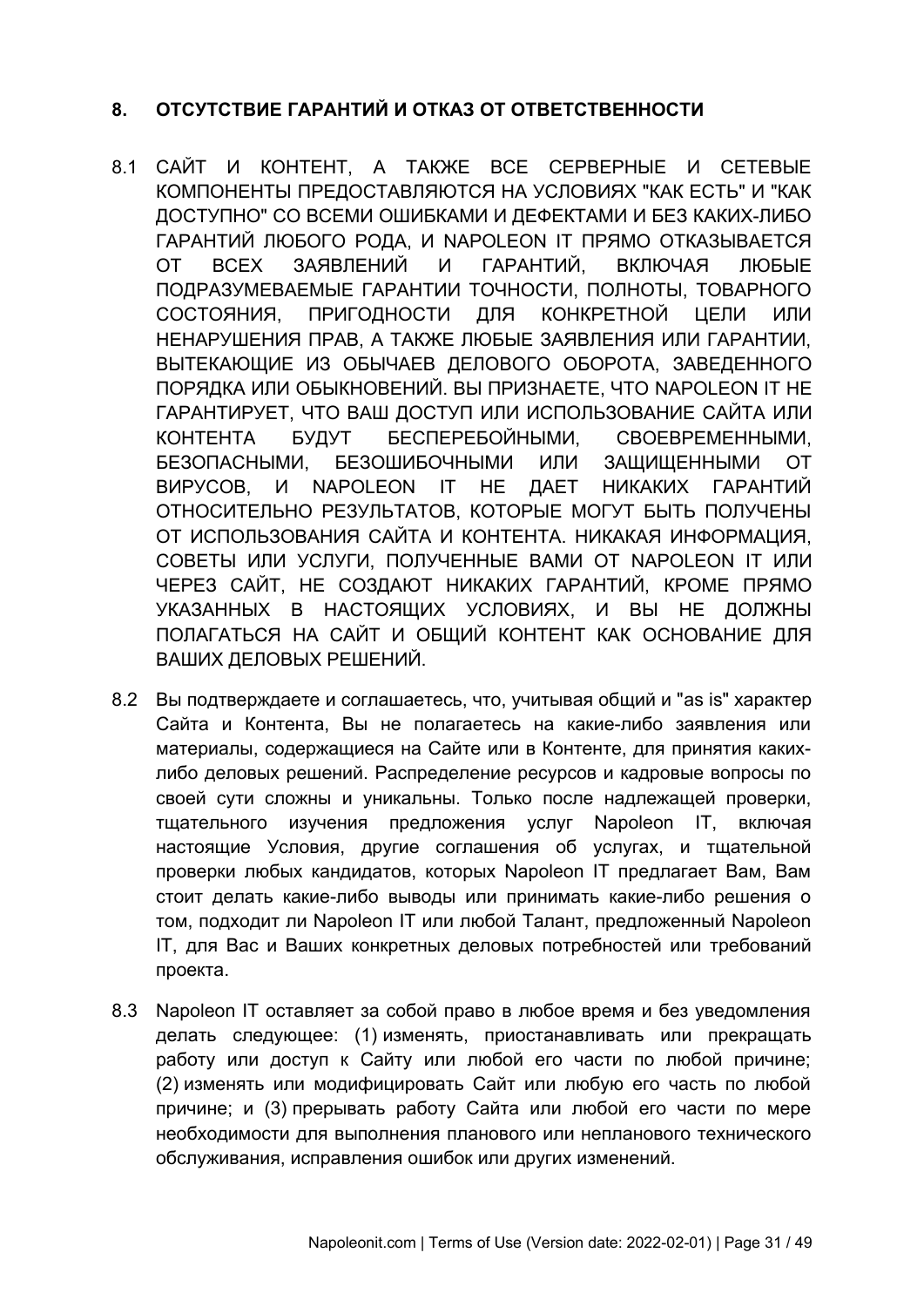## 8. ОТСУТСТВИЕ ГАРАНТИЙ И ОТКАЗ ОТ ОТВЕТСТВЕННОСТИ

8.1 САЙТ И КОНТЕНТ, А ТАКЖЕ ВСЕ СЕРВЕРНЫЕ И СЕТЕВЫЕ КОМПОНЕНТЫ ПРЕДОСТАВЛЯЮТСЯ НА УСЛОВИЯХ "КАК ЕСТЬ" И "КАК ДОСТУПНО" СО ВСЕМИ ОШИБКАМИ И ДЕФЕКТАМИ И БЕЗ КАКИХ-ЛИБО ГАРАНТИЙ ЛЮБОГО РОДА, И NAPOLEON IT ПРЯМО ОТКАЗЫВАЕТСЯ ОТ ВСЕХ ЗАЯВЛЕНИЙ И ГАРАНТИЙ, ВКЛЮЧАЯ ЛЮБЫЕ ПОДРАЗУМЕВАЕМЫЕ ГАРАНТИИ ТОЧНОСТИ, ПОЛНОТЫ, ТОВАРНОГО СОСТОЯНИЯ, ПРИГОДНОСТИ ДЛЯ КОНКРЕТНОЙ ЦЕЛИ ИЛИ НЕНАРУШЕНИЯ ПРАВ, А ТАКЖЕ ЛЮБЫЕ ЗАЯВЛЕНИЯ ИЛИ ГАРАНТИИ, ВЫТЕКАЮЩИЕ ИЗ ОБЫЧАЕВ ДЕЛОВОГО ОБОРОТА, ЗАВЕДЕННОГО ПОРЯДКА ИЛИ ОБЫКНОВЕНИЙ. ВЫ ПРИЗНАЕТЕ, ЧТО NAPOLEON IT НЕ ГАРАНТИРУЕТ, ЧТО ВАШ ДОСТУП ИЛИ ИСПОЛЬЗОВАНИЕ САЙТА ИЛИ КОНТЕНТА БУДУТ БЕСПЕРЕБОЙНЫМИ, СВОЕВРЕМЕННЫМИ, БЕЗОПАСНЫМИ, БЕЗОШИБОЧНЫМИ ИЛИ ЗАЩИЩЕННЫМИ ОТ ВИРУСОВ, И NAPOLEON IT НЕ ДАЕТ НИКАКИХ ГАРАНТИЙ ОТНОСИТЕЛЬНО РЕЗУЛЬТАТОВ, КОТОРЫЕ МОГУТ БЫТЬ ПОЛУЧЕНЫ ОТ ИСПОЛЬЗОВАНИЯ САЙТА И КОНТЕНТА. НИКАКАЯ ИНФОРМАЦИЯ, СОВЕТЫ ИЛИ УСЛУГИ, ПОЛУЧЕННЫЕ ВАМИ ОТ NAPOLEON IT ИЛИ ЧЕРЕЗ САЙТ, НЕ СОЗДАЮТ НИКАКИХ ГАРАНТИЙ, КРОМЕ ПРЯМО УКАЗАННЫХ В НАСТОЯЩИХ УСЛОВИЯХ, И ВЫ НЕ ДОЛЖНЫ ПОЛАГАТЬСЯ НА САЙТ И ОБЩИЙ КОНТЕНТ КАК ОСНОВАНИЕ ДЛЯ ВАШИХ ДЕЛОВЫХ РЕШЕНИЙ.

8.2 Вы подтверждаете и соглашаетесь, что, учитывая общий и "as is" характер Сайта и Контента, Вы не полагаетесь на какие-либо заявления или материалы, содержащиеся на Сайте или в Контенте, для принятия каких-либо деловых решений. Распределение ресурсов и кадровые вопросы по своей сути сложны и уникальны. Только после надлежащей проверки, тщательного изучения предложения услуг Napoleon IT, включая настоящие Условия, другие соглашения об услугах, и тщательной проверки любых кандидатов, которых Napoleon IT предлагает Вам, Вам стоит делать какие-либо выводы или принимать какие-либо решения о том, подходит ли Napoleon IT или любой Талант, предложенный Napoleon IT, для Вас и Ваших конкретных деловых потребностей или требований проекта.

8.3 Napoleon IT оставляет за собой право в любое время и без уведомления делать следующее: (1) изменять, приостанавливать или прекращать работу или доступ к Сайту или любой его части по любой причине; (2) изменять или модифицировать Сайт или любую его часть по любой причине; и (3) прерывать работу Сайта или любой его части по мере необходимости для выполнения планового или непланового технического обслуживания, исправления ошибок или других изменений.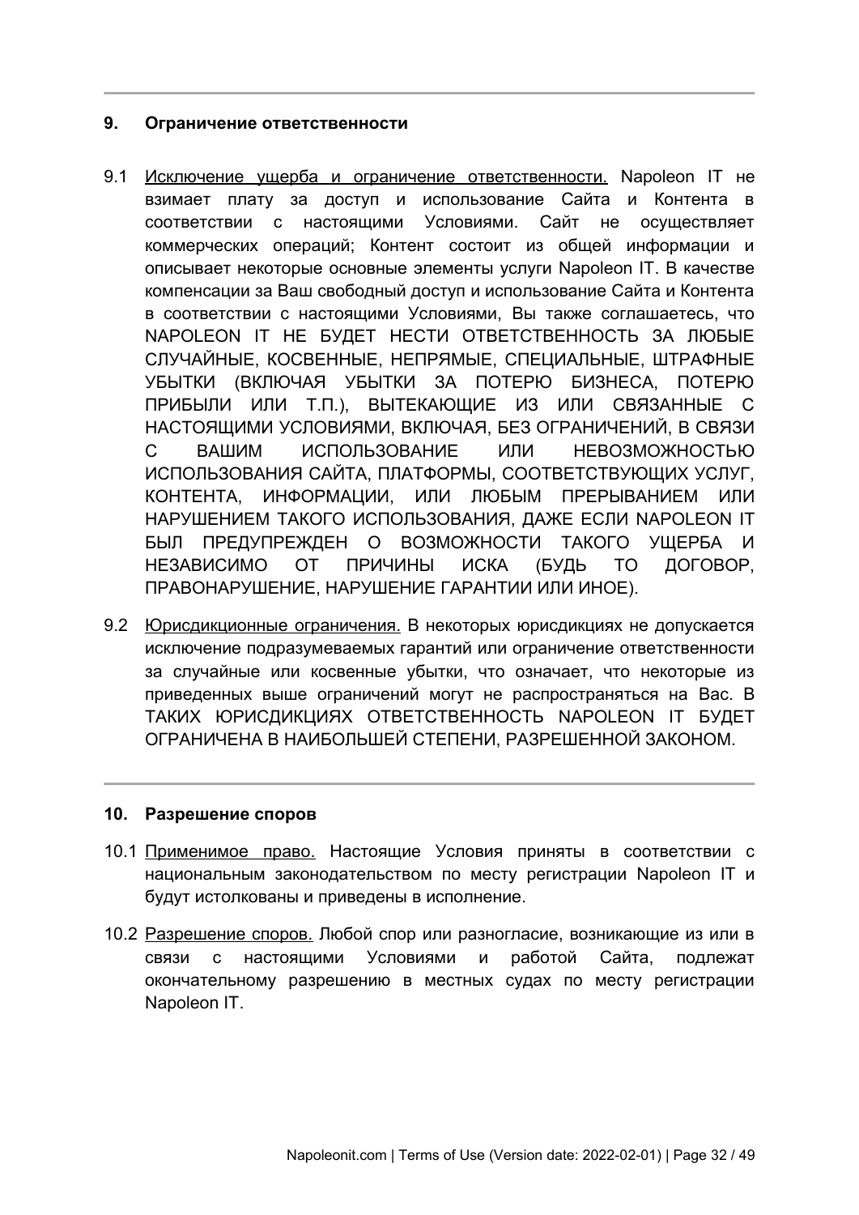## 9. Ограничение ответственности

9.1 Исключение ущерба и ограничение ответственности. Napoleon IT не взимает плату за доступ и использование Сайта и Контента в соответствии с настоящими Условиями. Сайт не осуществляет коммерческих операций; Контент состоит из общей информации и описывает некоторые основные элементы услуги Napoleon IT. В качестве компенсации за Ваш свободный доступ и использование Сайта и Контента в соответствии с настоящими Условиями, Вы также соглашаетесь, что NAPOLEON IT НЕ БУДЕТ НЕСТИ ОТВЕТСТВЕННОСТЬ ЗА ЛЮБЫЕ СЛУЧАЙНЫЕ, КОСВЕННЫЕ, НЕПРЯМЫЕ, СПЕЦИАЛЬНЫЕ, ШТРАФНЫЕ УБЫТКИ (ВКЛЮЧАЯ УБЫТКИ ЗА ПОТЕРЮ БИЗНЕСА, ПОТЕРЮ ПРИБЫЛИ ИЛИ Т.П.), ВЫТЕКАЮЩИЕ ИЗ ИЛИ СВЯЗАННЫЕ С НАСТОЯЩИМИ УСЛОВИЯМИ, ВКЛЮЧАЯ, БЕЗ ОГРАНИЧЕНИЙ, В СВЯЗИ С ВАШИМ ИСПОЛЬЗОВАНИЕ ИЛИ НЕВОЗМОЖНОСТЬЮ ИСПОЛЬЗОВАНИЯ САЙТА, ПЛАТФОРМЫ, СООТВЕТСТВУЮЩИХ УСЛУГ, КОНТЕНТА, ИНФОРМАЦИИ, ИЛИ ЛЮБЫМ ПРЕРЫВАНИЕМ ИЛИ НАРУШЕНИЕМ ТАКОГО ИСПОЛЬЗОВАНИЯ, ДАЖЕ ЕСЛИ NAPOLEON IT БЫЛ ПРЕДУПРЕЖДЕН О ВОЗМОЖНОСТИ ТАКОГО УЩЕРБА И НЕЗАВИСИМО ОТ ПРИЧИНЫ ИСКА (БУДЬ ТО ДОГОВОР, ПРАВОНАРУШЕНИЕ, НАРУШЕНИЕ ГАРАНТИИ ИЛИ ИНОЕ).

9.2 Юрисдикционные ограничения. В некоторых юрисдикциях не допускается исключение подразумеваемых гарантий или ограничение ответственности за случайные или косвенные убытки, что означает, что некоторые из приведенных выше ограничений могут не распространяться на Вас. В ТАКИХ ЮРИСДИКЦИЯХ ОТВЕТСТВЕННОСТЬ NAPOLEON IT БУДЕТ ОГРАНИЧЕНА В НАИБОЛЬШЕЙ СТЕПЕНИ, РАЗРЕШЕННОЙ ЗАКОНОМ.

## 10. Разрешение споров

10.1 Применимое право. Настоящие Условия приняты в соответствии с национальным законодательством по месту регистрации Napoleon IT и будут истолкованы и приведены в исполнение.

10.2 Разрешение споров. Любой спор или разногласие, возникающие из или в связи с настоящими Условиями и работой Сайта, подлежат окончательному разрешению в местных судах по месту регистрации Napoleon IT.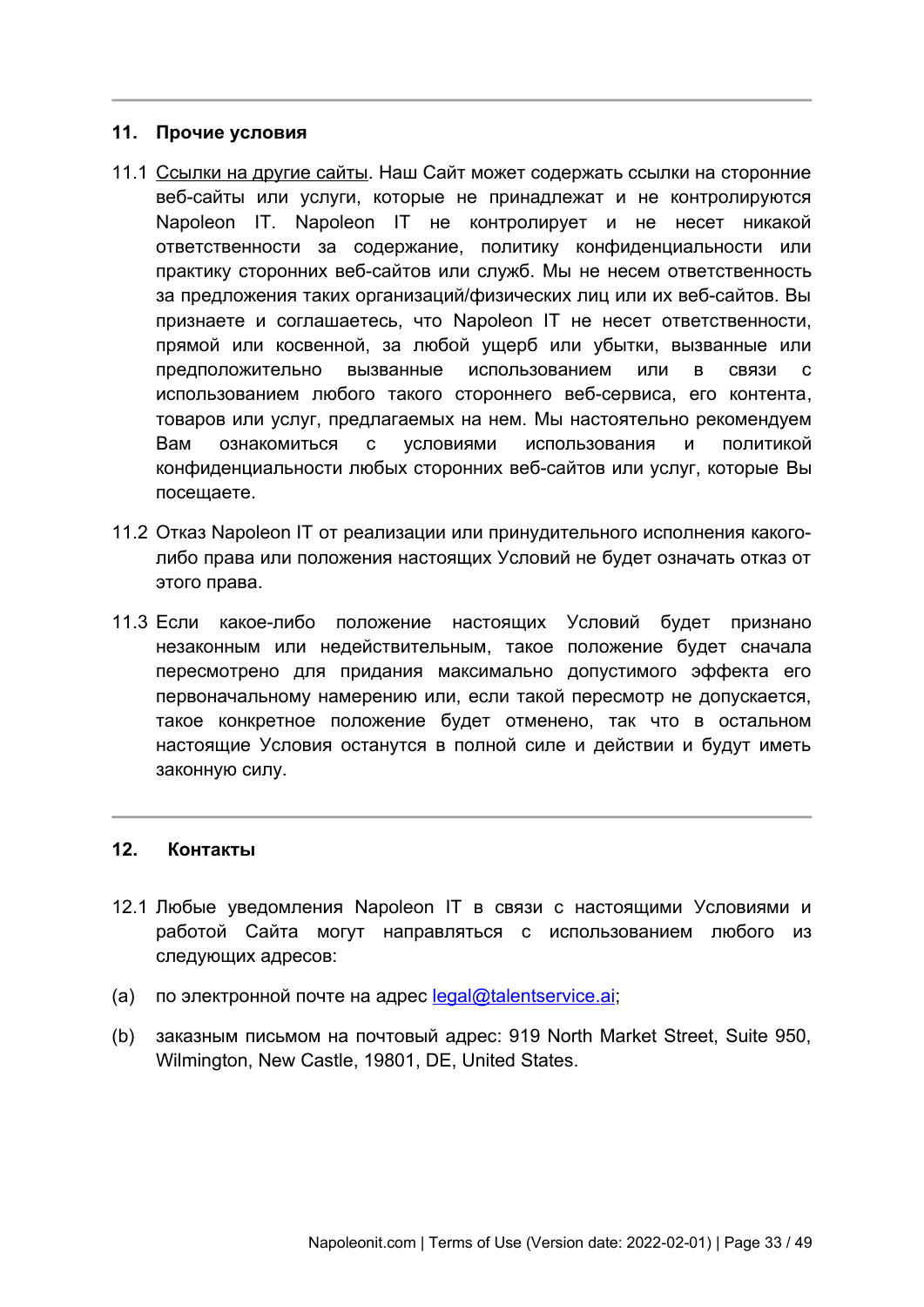## 11. Прочие условия

11.1 Ссылки на другие сайты. Наш Сайт может содержать ссылки на сторонние веб-сайты или услуги, которые не принадлежат и не контролируются Napoleon IT. Napoleon IT не контролирует и не несет никакой ответственности за содержание, политику конфиденциальности или практику сторонних веб-сайтов или служб. Мы не несем ответственность за предложения таких организаций/физических лиц или их веб-сайтов. Вы признаете и соглашаетесь, что Napoleon IT не несет ответственности, прямой или косвенной, за любой ущерб или убытки, вызванные или предположительно вызванные использованием или в связи с использованием любого такого стороннего веб-сервиса, его контента, товаров или услуг, предлагаемых на нем. Мы настоятельно рекомендуем Вам ознакомиться с условиями использования и политикой конфиденциальности любых сторонних веб-сайтов или услуг, которые Вы посещаете.

11.2 Отказ Napoleon IT от реализации или принудительного исполнения какого-либо права или положения настоящих Условий не будет означать отказ от этого права.

11.3 Если какое-либо положение настоящих Условий будет признано незаконным или недействительным, такое положение будет сначала пересмотрено для придания максимально допустимого эффекта его первоначальному намерению или, если такой пересмотр не допускается, такое конкретное положение будет отменено, так что в остальном настоящие Условия останутся в полной силе и действии и будут иметь законную силу.

## 12. Контакты

12.1 Любые уведомления Napoleon IT в связи с настоящими Условиями и работой Сайта могут направляться с использованием любого из следующих адресов:

(a) по электронной почте на адрес legal@talentservice.ai;

(b) заказным письмом на почтовый адрес: 919 North Market Street, Suite 950, Wilmington, New Castle, 19801, DE, United States.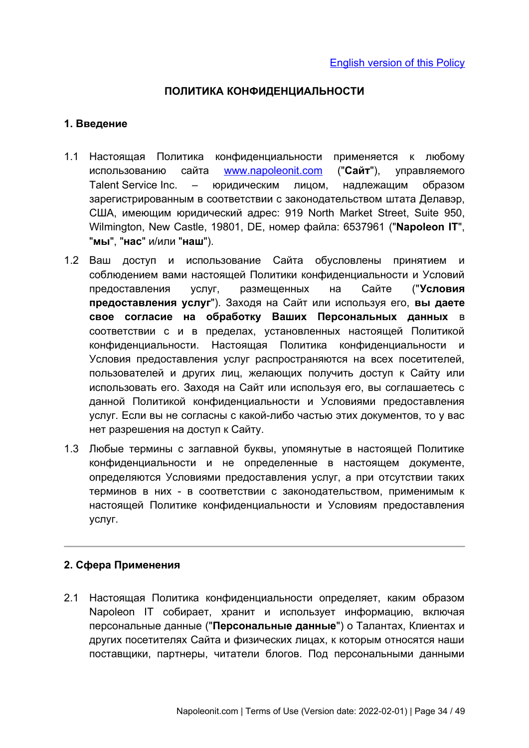[English version of this Policy](#)

# ПОЛИТИКА КОНФИДЕНЦИАЛЬНОСТИ

## 1. Введение

1.1 Настоящая Политика конфиденциальности применяется к любому использованию сайта [www.napoleonit.com](http://www.napoleonit.com) ("**Сайт**"), управляемого Talent Service Inc. – юридическим лицом, надлежащим образом зарегистрированным в соответствии с законодательством штата Делавэр, США, имеющим юридический адрес: 919 North Market Street, Suite 950, Wilmington, New Castle, 19801, DE, номер файла: 6537961 ("**Napoleon IT**", "**мы**", "**нас**" и/или "**наш**").

1.2 Ваш доступ и использование Сайта обусловлены принятием и соблюдением вами настоящей Политики конфиденциальности и Условий предоставления услуг, размещенных на Сайте ("**Условия предоставления услуг**"). Заходя на Сайт или используя его, **вы даете свое согласие на обработку Ваших Персональных данных** в соответствии с и в пределах, установленных настоящей Политикой конфиденциальности. Настоящая Политика конфиденциальности и Условия предоставления услуг распространяются на всех посетителей, пользователей и других лиц, желающих получить доступ к Сайту или использовать его. Заходя на Сайт или используя его, вы соглашаетесь с данной Политикой конфиденциальности и Условиями предоставления услуг. Если вы не согласны с какой-либо частью этих документов, то у вас нет разрешения на доступ к Сайту.

1.3 Любые термины с заглавной буквы, упомянутые в настоящей Политике конфиденциальности и не определенные в настоящем документе, определяются Условиями предоставления услуг, а при отсутствии таких терминов в них - в соответствии с законодательством, применимым к настоящей Политике конфиденциальности и Условиям предоставления услуг.

---

## 2. Сфера Применения

2.1 Настоящая Политика конфиденциальности определяет, каким образом Napoleon IT собирает, хранит и использует информацию, включая персональные данные ("**Персональные данные**") о Талантах, Клиентах и других посетителях Сайта и физических лицах, к которым относятся наши поставщики, партнеры, читатели блогов. Под персональными данными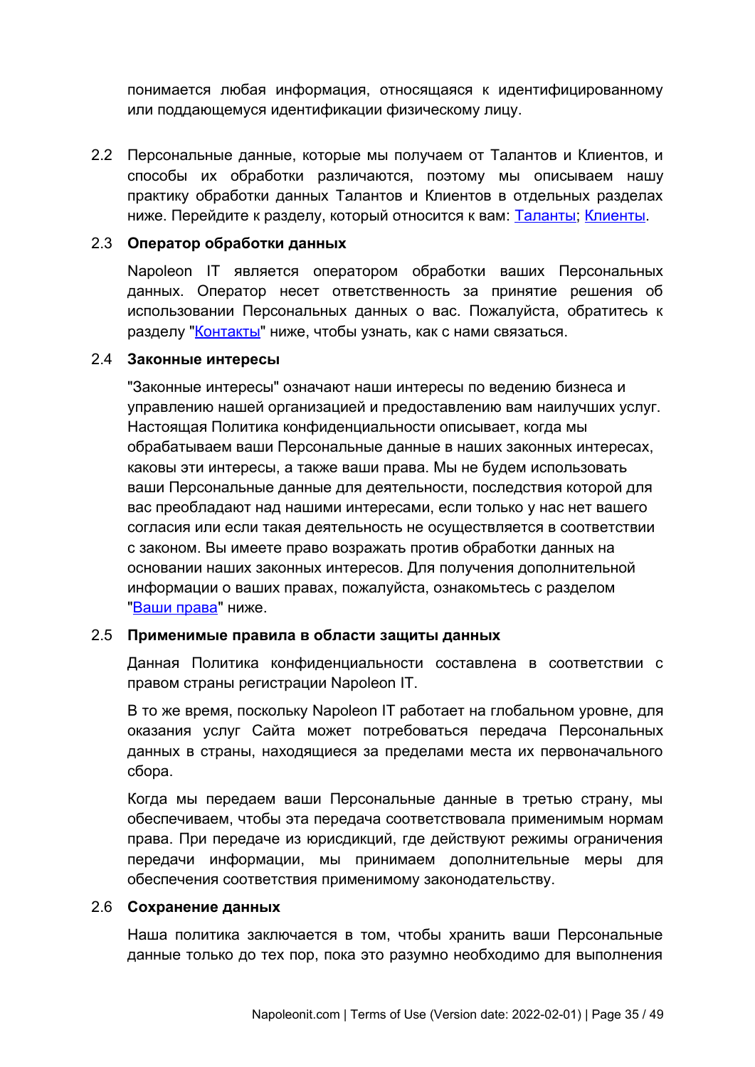понимается любая информация, относящаяся к идентифицированному или поддающемуся идентификации физическому лицу.

2.2 Персональные данные, которые мы получаем от Талантов и Клиентов, и способы их обработки различаются, поэтому мы описываем нашу практику обработки данных Талантов и Клиентов в отдельных разделах ниже. Перейдите к разделу, который относится к вам: Таланты; Клиенты.

### 2.3 Оператор обработки данных

Napoleon IT является оператором обработки ваших Персональных данных. Оператор несет ответственность за принятие решения об использовании Персональных данных о вас. Пожалуйста, обратитесь к разделу "Контакты" ниже, чтобы узнать, как с нами связаться.

### 2.4 Законные интересы

"Законные интересы" означают наши интересы по ведению бизнеса и управлению нашей организацией и предоставлению вам наилучших услуг. Настоящая Политика конфиденциальности описывает, когда мы обрабатываем ваши Персональные данные в наших законных интересах, каковы эти интересы, а также ваши права. Мы не будем использовать ваши Персональные данные для деятельности, последствия которой для вас преобладают над нашими интересами, если только у нас нет вашего согласия или если такая деятельность не осуществляется в соответствии с законом. Вы имеете право возражать против обработки данных на основании наших законных интересов. Для получения дополнительной информации о ваших правах, пожалуйста, ознакомьтесь с разделом "Ваши права" ниже.

### 2.5 Применимые правила в области защиты данных

Данная Политика конфиденциальности составлена в соответствии с правом страны регистрации Napoleon IT.

В то же время, поскольку Napoleon IT работает на глобальном уровне, для оказания услуг Сайта может потребоваться передача Персональных данных в страны, находящиеся за пределами места их первоначального сбора.

Когда мы передаем ваши Персональные данные в третью страну, мы обеспечиваем, чтобы эта передача соответствовала применимым нормам права. При передаче из юрисдикций, где действуют режимы ограничения передачи информации, мы принимаем дополнительные меры для обеспечения соответствия применимому законодательству.

### 2.6 Сохранение данных

Наша политика заключается в том, чтобы хранить ваши Персональные данные только до тех пор, пока это разумно необходимо для выполнения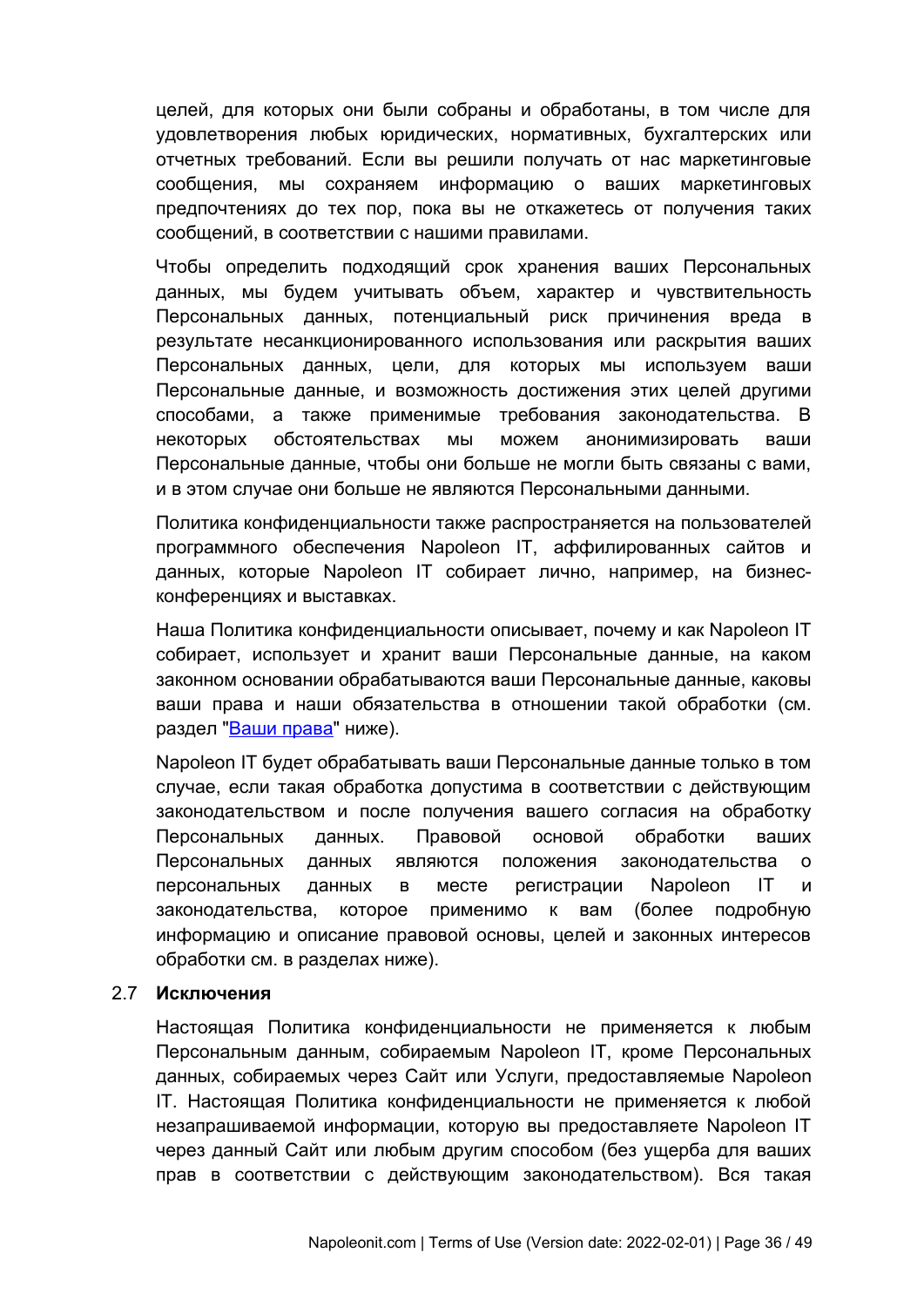целей, для которых они были собраны и обработаны, в том числе для удовлетворения любых юридических, нормативных, бухгалтерских или отчетных требований. Если вы решили получать от нас маркетинговые сообщения, мы сохраняем информацию о ваших маркетинговых предпочтениях до тех пор, пока вы не откажетесь от получения таких сообщений, в соответствии с нашими правилами.

Чтобы определить подходящий срок хранения ваших Персональных данных, мы будем учитывать объем, характер и чувствительность Персональных данных, потенциальный риск причинения вреда в результате несанкционированного использования или раскрытия ваших Персональных данных, цели, для которых мы используем ваши Персональные данные, и возможность достижения этих целей другими способами, а также применимые требования законодательства. В некоторых обстоятельствах мы можем анонимизировать ваши Персональные данные, чтобы они больше не могли быть связаны с вами, и в этом случае они больше не являются Персональными данными.

Политика конфиденциальности также распространяется на пользователей программного обеспечения Napoleon IT, аффилированных сайтов и данных, которые Napoleon IT собирает лично, например, на бизнес-конференциях и выставках.

Наша Политика конфиденциальности описывает, почему и как Napoleon IT собирает, использует и хранит ваши Персональные данные, на каком законном основании обрабатываются ваши Персональные данные, каковы ваши права и наши обязательства в отношении такой обработки (см. раздел "Ваши права" ниже).

Napoleon IT будет обрабатывать ваши Персональные данные только в том случае, если такая обработка допустима в соответствии с действующим законодательством и после получения вашего согласия на обработку Персональных данных. Правовой основой обработки ваших Персональных данных являются положения законодательства о персональных данных в месте регистрации Napoleon IT и законодательства, которое применимо к вам (более подробную информацию и описание правовой основы, целей и законных интересов обработки см. в разделах ниже).

### 2.7 Исключения

Настоящая Политика конфиденциальности не применяется к любым Персональным данным, собираемым Napoleon IT, кроме Персональных данных, собираемых через Сайт или Услуги, предоставляемые Napoleon IT. Настоящая Политика конфиденциальности не применяется к любой незапрашиваемой информации, которую вы предоставляете Napoleon IT через данный Сайт или любым другим способом (без ущерба для ваших прав в соответствии с действующим законодательством). Вся такая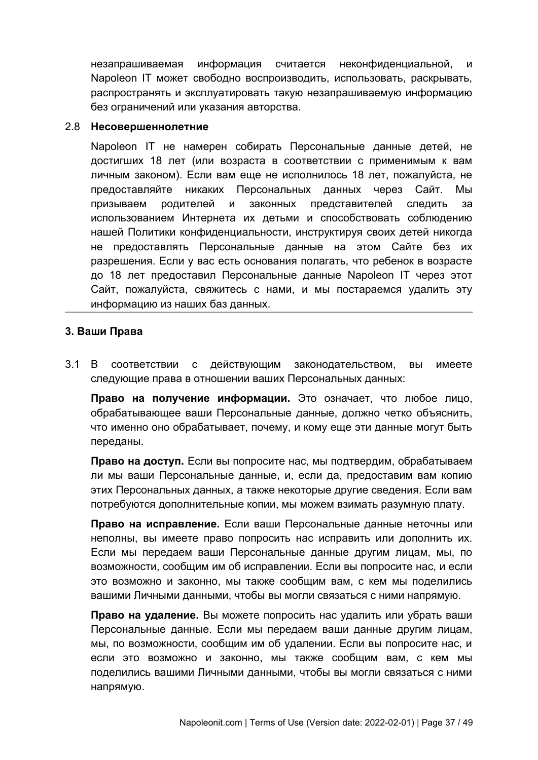незапрашиваемая информация считается неконфиденциальной, и Napoleon IT может свободно воспроизводить, использовать, раскрывать, распространять и эксплуатировать такую незапрашиваемую информацию без ограничений или указания авторства.

2.8 **Несовершеннолетние**

Napoleon IT не намерен собирать Персональные данные детей, не достигших 18 лет (или возраста в соответствии с применимым к вам личным законом). Если вам еще не исполнилось 18 лет, пожалуйста, не предоставляйте никаких Персональных данных через Сайт. Мы призываем родителей и законных представителей следить за использованием Интернета их детьми и способствовать соблюдению нашей Политики конфиденциальности, инструктируя своих детей никогда не предоставлять Персональные данные на этом Сайте без их разрешения. Если у вас есть основания полагать, что ребенок в возрасте до 18 лет предоставил Персональные данные Napoleon IT через этот Сайт, пожалуйста, свяжитесь с нами, и мы постараемся удалить эту информацию из наших баз данных.

---

### 3. Ваши Права

3.1 В соответствии с действующим законодательством, вы имеете следующие права в отношении ваших Персональных данных:

**Право на получение информации.** Это означает, что любое лицо, обрабатывающее ваши Персональные данные, должно четко объяснить, что именно оно обрабатывает, почему, и кому еще эти данные могут быть переданы.

**Право на доступ.** Если вы попросите нас, мы подтвердим, обрабатываем ли мы ваши Персональные данные, и, если да, предоставим вам копию этих Персональных данных, а также некоторые другие сведения. Если вам потребуются дополнительные копии, мы можем взимать разумную плату.

**Право на исправление.** Если ваши Персональные данные неточны или неполны, вы имеете право попросить нас исправить или дополнить их. Если мы передаем ваши Персональные данные другим лицам, мы, по возможности, сообщим им об исправлении. Если вы попросите нас, и если это возможно и законно, мы также сообщим вам, с кем мы поделились вашими Личными данными, чтобы вы могли связаться с ними напрямую.

**Право на удаление.** Вы можете попросить нас удалить или убрать ваши Персональные данные. Если мы передаем ваши данные другим лицам, мы, по возможности, сообщим им об удалении. Если вы попросите нас, и если это возможно и законно, мы также сообщим вам, с кем мы поделились вашими Личными данными, чтобы вы могли связаться с ними напрямую.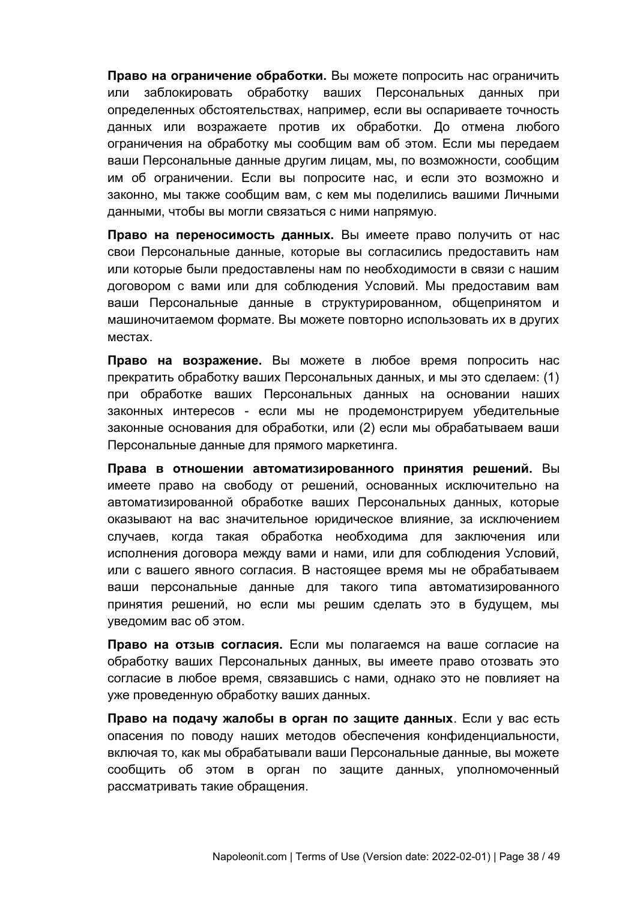**Право на ограничение обработки.** Вы можете попросить нас ограничить или заблокировать обработку ваших Персональных данных при определенных обстоятельствах, например, если вы оспариваете точность данных или возражаете против их обработки. До отмена любого ограничения на обработку мы сообщим вам об этом. Если мы передаем ваши Персональные данные другим лицам, мы, по возможности, сообщим им об ограничении. Если вы попросите нас, и если это возможно и законно, мы также сообщим вам, с кем мы поделились вашими Личными данными, чтобы вы могли связаться с ними напрямую.

**Право на переносимость данных.** Вы имеете право получить от нас свои Персональные данные, которые вы согласились предоставить нам или которые были предоставлены нам по необходимости в связи с нашим договором с вами или для соблюдения Условий. Мы предоставим вам ваши Персональные данные в структурированном, общепринятом и машиночитаемом формате. Вы можете повторно использовать их в других местах.

**Право на возражение.** Вы можете в любое время попросить нас прекратить обработку ваших Персональных данных, и мы это сделаем: (1) при обработке ваших Персональных данных на основании наших законных интересов - если мы не продемонстрируем убедительные законные основания для обработки, или (2) если мы обрабатываем ваши Персональные данные для прямого маркетинга.

**Права в отношении автоматизированного принятия решений.** Вы имеете право на свободу от решений, основанных исключительно на автоматизированной обработке ваших Персональных данных, которые оказывают на вас значительное юридическое влияние, за исключением случаев, когда такая обработка необходима для заключения или исполнения договора между вами и нами, или для соблюдения Условий, или с вашего явного согласия. В настоящее время мы не обрабатываем ваши персональные данные для такого типа автоматизированного принятия решений, но если мы решим сделать это в будущем, мы уведомим вас об этом.

**Право на отзыв согласия.** Если мы полагаемся на ваше согласие на обработку ваших Персональных данных, вы имеете право отозвать это согласие в любое время, связавшись с нами, однако это не повлияет на уже проведенную обработку ваших данных.

**Право на подачу жалобы в орган по защите данных**. Если у вас есть опасения по поводу наших методов обеспечения конфиденциальности, включая то, как мы обрабатывали ваши Персональные данные, вы можете сообщить об этом в орган по защите данных, уполномоченный рассматривать такие обращения.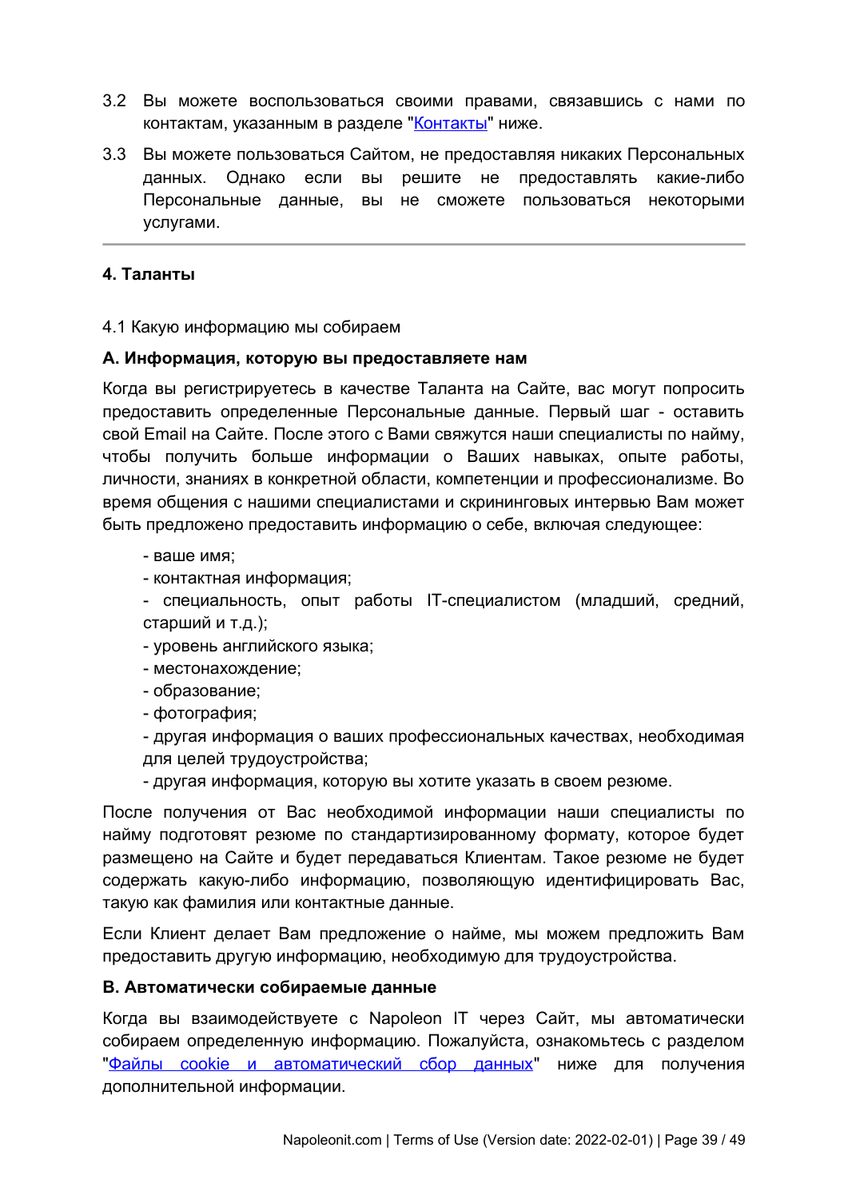3.2 Вы можете воспользоваться своими правами, связавшись с нами по контактам, указанным в разделе "[Контакты]" ниже.

3.3 Вы можете пользоваться Сайтом, не предоставляя никаких Персональных данных. Однако если вы решите не предоставлять какие-либо Персональные данные, вы не сможете пользоваться некоторыми услугами.

---

**4. Таланты**

4.1 Какую информацию мы собираем

**A. Информация, которую вы предоставляете нам**

Когда вы регистрируетесь в качестве Таланта на Сайте, вас могут попросить предоставить определенные Персональные данные. Первый шаг - оставить свой Email на Сайте. После этого с Вами свяжутся наши специалисты по найму, чтобы получить больше информации о Ваших навыках, опыте работы, личности, знаниях в конкретной области, компетенции и профессионализме. Во время общения с нашими специалистами и скрининговых интервью Вам может быть предложено предоставить информацию о себе, включая следующее:

- ваше имя;
- контактная информация;
- специальность, опыт работы IT-специалистом (младший, средний, старший и т.д.);
- уровень английского языка;
- местонахождение;
- образование;
- фотография;
- другая информация о ваших профессиональных качествах, необходимая для целей трудоустройства;
- другая информация, которую вы хотите указать в своем резюме.

После получения от Вас необходимой информации наши специалисты по найму подготовят резюме по стандартизированному формату, которое будет размещено на Сайте и будет передаваться Клиентам. Такое резюме не будет содержать какую-либо информацию, позволяющую идентифицировать Вас, такую как фамилия или контактные данные.

Если Клиент делает Вам предложение о найме, мы можем предложить Вам предоставить другую информацию, необходимую для трудоустройства.

**B. Автоматически собираемые данные**

Когда вы взаимодействуете с Napoleon IT через Сайт, мы автоматически собираем определенную информацию. Пожалуйста, ознакомьтесь с разделом "[Файлы cookie и автоматический сбор данных]" ниже для получения дополнительной информации.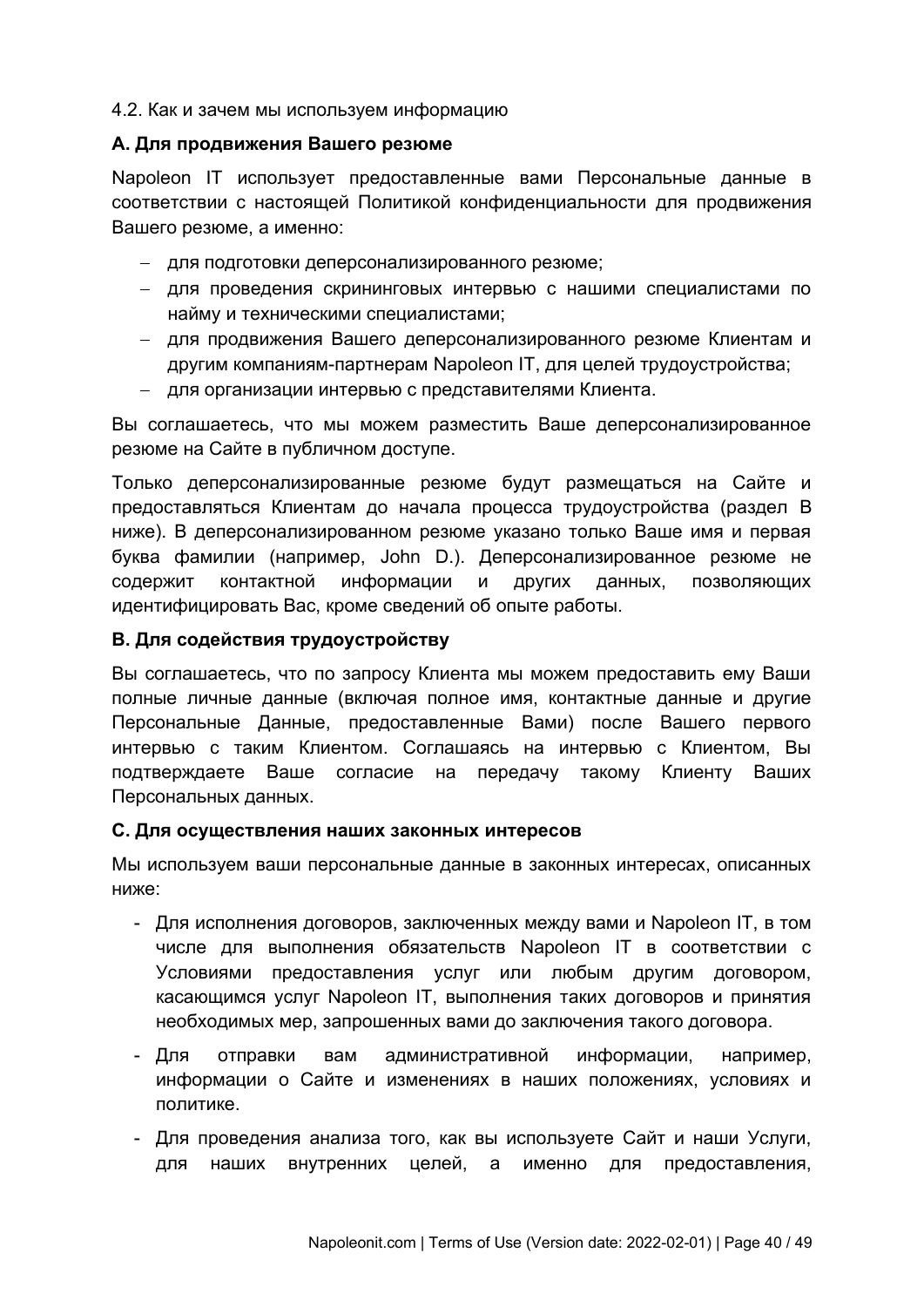4.2. Как и зачем мы используем информацию

**A. Для продвижения Вашего резюме**

Napoleon IT использует предоставленные вами Персональные данные в соответствии с настоящей Политикой конфиденциальности для продвижения Вашего резюме, а именно:

- для подготовки деперсонализированного резюме;
- для проведения скрининговых интервью с нашими специалистами по найму и техническими специалистами;
- для продвижения Вашего деперсонализированного резюме Клиентам и другим компаниям-партнерам Napoleon IT, для целей трудоустройства;
- для организации интервью с представителями Клиента.

Вы соглашаетесь, что мы можем разместить Ваше деперсонализированное резюме на Сайте в публичном доступе.

Только деперсонализированные резюме будут размещаться на Сайте и предоставляться Клиентам до начала процесса трудоустройства (раздел B ниже). В деперсонализированном резюме указано только Ваше имя и первая буква фамилии (например, John D.). Деперсонализированное резюме не содержит контактной информации и других данных, позволяющих идентифицировать Вас, кроме сведений об опыте работы.

**B. Для содействия трудоустройству**

Вы соглашаетесь, что по запросу Клиента мы можем предоставить ему Ваши полные личные данные (включая полное имя, контактные данные и другие Персональные Данные, предоставленные Вами) после Вашего первого интервью с таким Клиентом. Соглашаясь на интервью с Клиентом, Вы подтверждаете Ваше согласие на передачу такому Клиенту Ваших Персональных данных.

**C. Для осуществления наших законных интересов**

Мы используем ваши персональные данные в законных интересах, описанных ниже:

- Для исполнения договоров, заключенных между вами и Napoleon IT, в том числе для выполнения обязательств Napoleon IT в соответствии с Условиями предоставления услуг или любым другим договором, касающимся услуг Napoleon IT, выполнения таких договоров и принятия необходимых мер, запрошенных вами до заключения такого договора.
- Для отправки вам административной информации, например, информации о Сайте и изменениях в наших положениях, условиях и политике.
- Для проведения анализа того, как вы используете Сайт и наши Услуги, для наших внутренних целей, а именно для предоставления,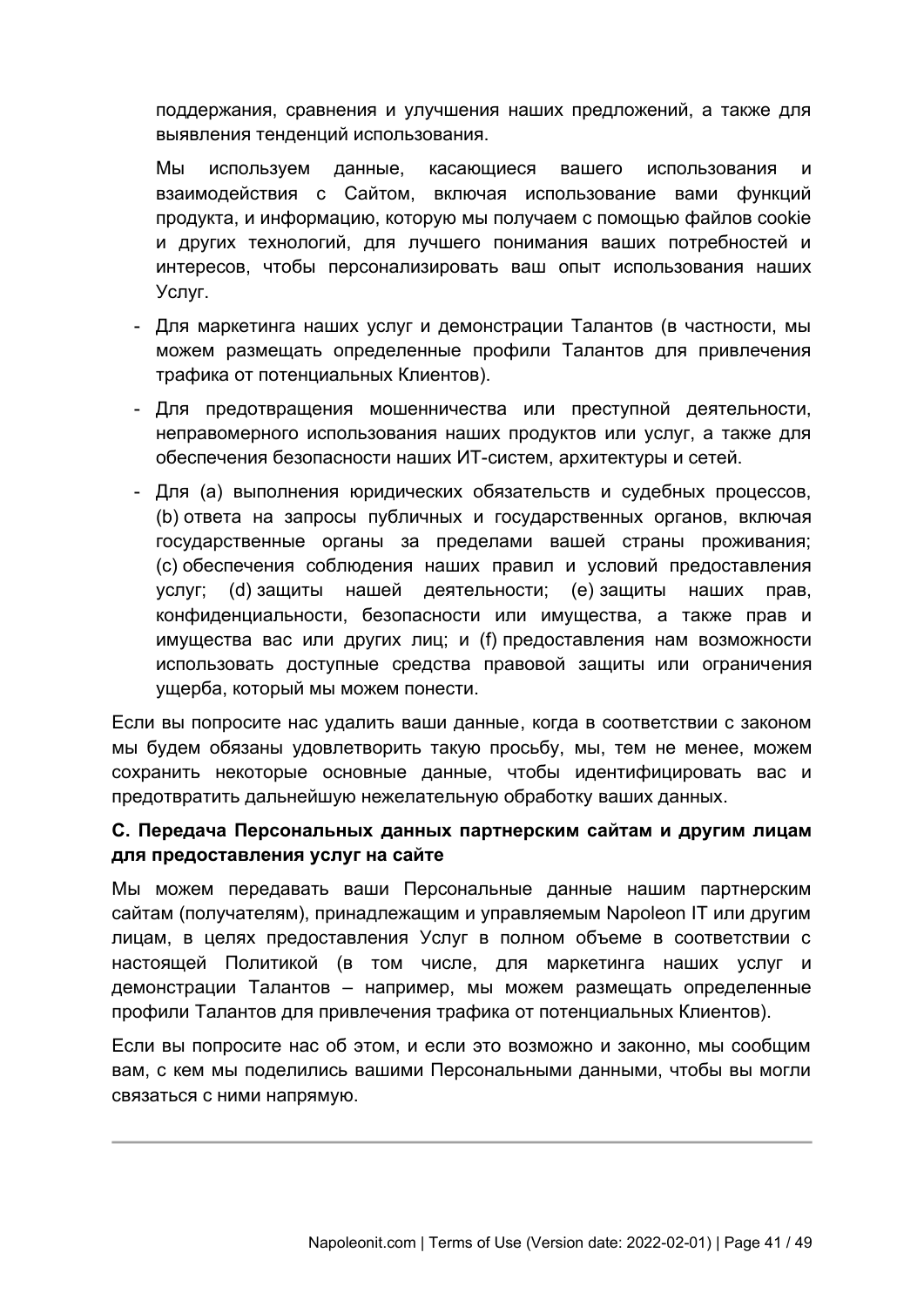поддержания, сравнения и улучшения наших предложений, а также для выявления тенденций использования.

Мы используем данные, касающиеся вашего использования и взаимодействия с Сайтом, включая использование вами функций продукта, и информацию, которую мы получаем с помощью файлов cookie и других технологий, для лучшего понимания ваших потребностей и интересов, чтобы персонализировать ваш опыт использования наших Услуг.

- Для маркетинга наших услуг и демонстрации Талантов (в частности, мы можем размещать определенные профили Талантов для привлечения трафика от потенциальных Клиентов).
- Для предотвращения мошенничества или преступной деятельности, неправомерного использования наших продуктов или услуг, а также для обеспечения безопасности наших ИТ-систем, архитектуры и сетей.
- Для (a) выполнения юридических обязательств и судебных процессов, (b) ответа на запросы публичных и государственных органов, включая государственные органы за пределами вашей страны проживания; (c) обеспечения соблюдения наших правил и условий предоставления услуг; (d) защиты нашей деятельности; (e) защиты наших прав, конфиденциальности, безопасности или имущества, а также прав и имущества вас или других лиц; и (f) предоставления нам возможности использовать доступные средства правовой защиты или ограничения ущерба, который мы можем понести.

Если вы попросите нас удалить ваши данные, когда в соответствии с законом мы будем обязаны удовлетворить такую просьбу, мы, тем не менее, можем сохранить некоторые основные данные, чтобы идентифицировать вас и предотвратить дальнейшую нежелательную обработку ваших данных.

**C. Передача Персональных данных партнерским сайтам и другим лицам для предоставления услуг на сайте**

Мы можем передавать ваши Персональные данные нашим партнерским сайтам (получателям), принадлежащим и управляемым Napoleon IT или другим лицам, в целях предоставления Услуг в полном объеме в соответствии с настоящей Политикой (в том числе, для маркетинга наших услуг и демонстрации Талантов – например, мы можем размещать определенные профили Талантов для привлечения трафика от потенциальных Клиентов).

Если вы попросите нас об этом, и если это возможно и законно, мы сообщим вам, с кем мы поделились вашими Персональными данными, чтобы вы могли связаться с ними напрямую.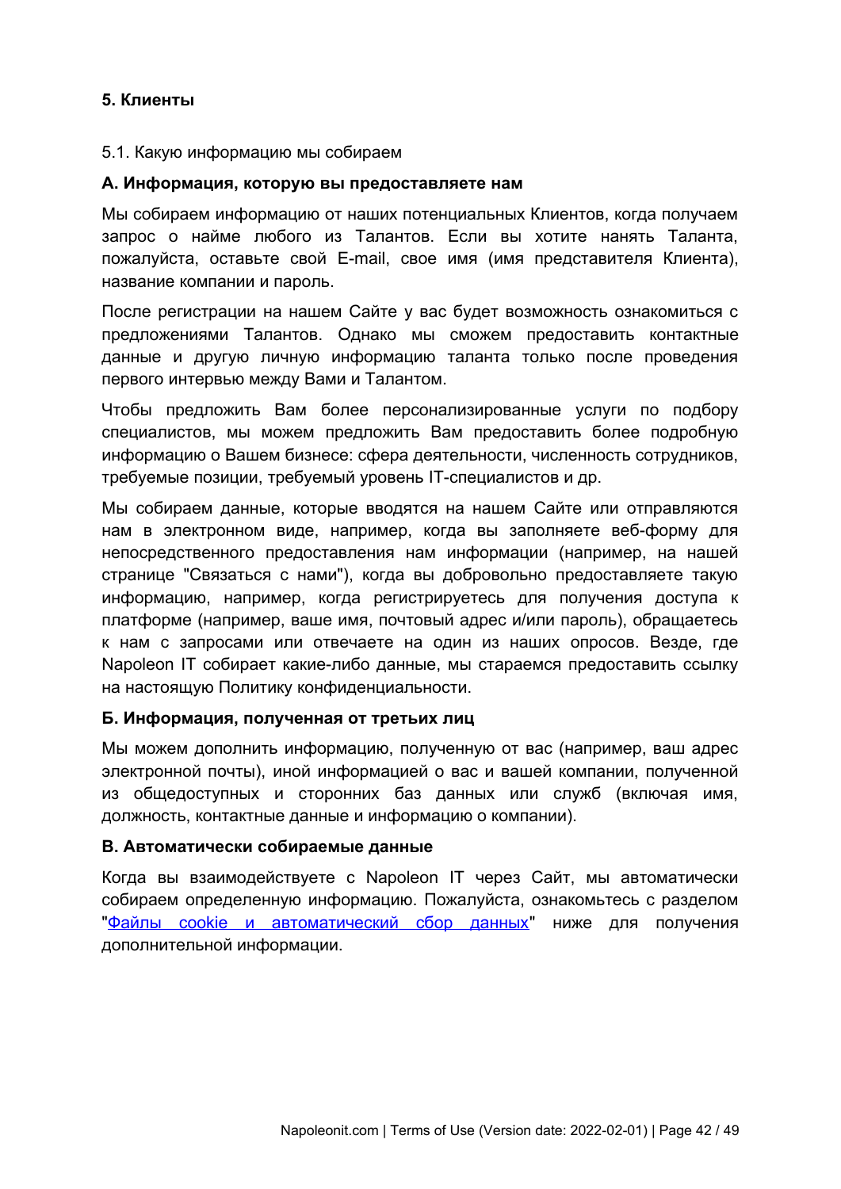### 5. Клиенты

5.1. Какую информацию мы собираем

**А. Информация, которую вы предоставляете нам**

Мы собираем информацию от наших потенциальных Клиентов, когда получаем запрос о найме любого из Талантов. Если вы хотите нанять Таланта, пожалуйста, оставьте свой E-mail, свое имя (имя представителя Клиента), название компании и пароль.

После регистрации на нашем Сайте у вас будет возможность ознакомиться с предложениями Талантов. Однако мы сможем предоставить контактные данные и другую личную информацию таланта только после проведения первого интервью между Вами и Талантом.

Чтобы предложить Вам более персонализированные услуги по подбору специалистов, мы можем предложить Вам предоставить более подробную информацию о Вашем бизнесе: сфера деятельности, численность сотрудников, требуемые позиции, требуемый уровень IT-специалистов и др.

Мы собираем данные, которые вводятся на нашем Сайте или отправляются нам в электронном виде, например, когда вы заполняете веб-форму для непосредственного предоставления нам информации (например, на нашей странице "Связаться с нами"), когда вы добровольно предоставляете такую информацию, например, когда регистрируетесь для получения доступа к платформе (например, ваше имя, почтовый адрес и/или пароль), обращаетесь к нам с запросами или отвечаете на один из наших опросов. Везде, где Napoleon IT собирает какие-либо данные, мы стараемся предоставить ссылку на настоящую Политику конфиденциальности.

**Б. Информация, полученная от третьих лиц**

Мы можем дополнить информацию, полученную от вас (например, ваш адрес электронной почты), иной информацией о вас и вашей компании, полученной из общедоступных и сторонних баз данных или служб (включая имя, должность, контактные данные и информацию о компании).

**В. Автоматически собираемые данные**

Когда вы взаимодействуете с Napoleon IT через Сайт, мы автоматически собираем определенную информацию. Пожалуйста, ознакомьтесь с разделом "Файлы cookie и автоматический сбор данных" ниже для получения дополнительной информации.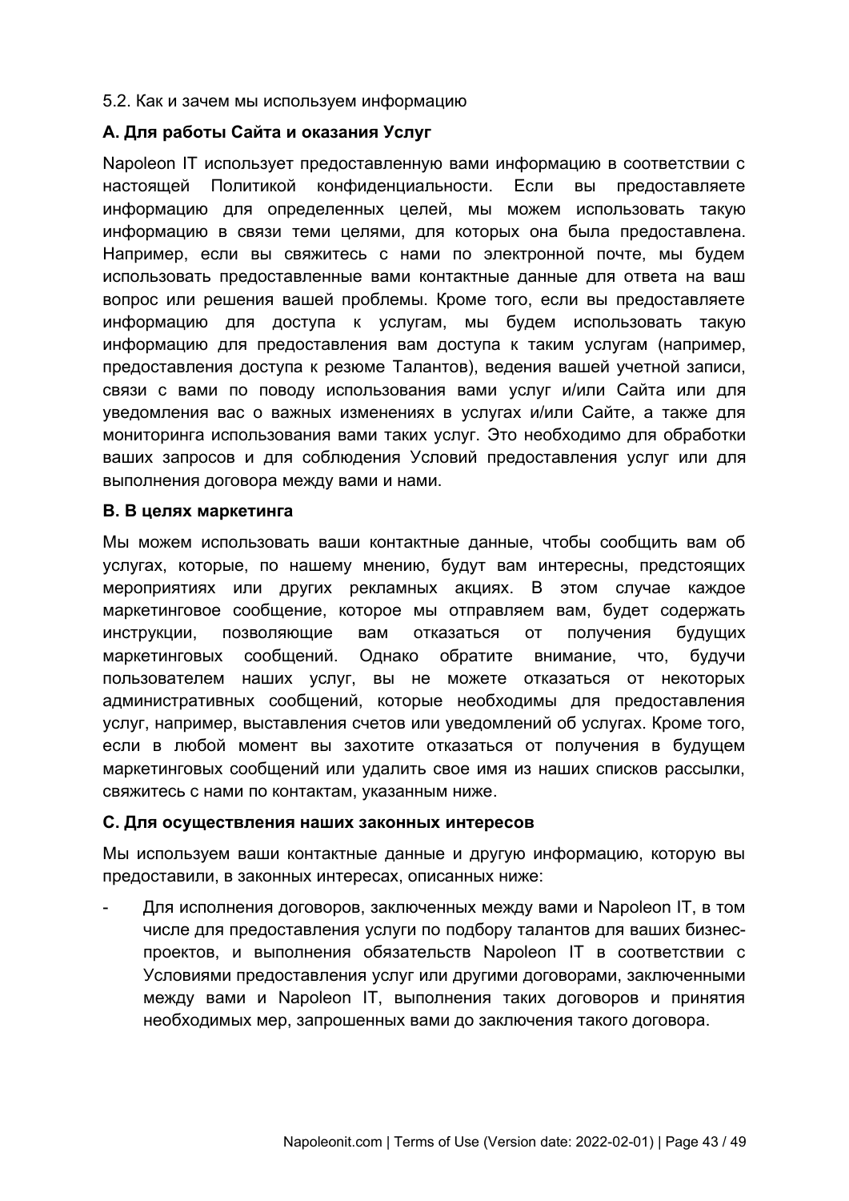5.2. Как и зачем мы используем информацию

**A. Для работы Сайта и оказания Услуг**

Napoleon IT использует предоставленную вами информацию в соответствии с настоящей Политикой конфиденциальности. Если вы предоставляете информацию для определенных целей, мы можем использовать такую информацию в связи теми целями, для которых она была предоставлена. Например, если вы свяжитесь с нами по электронной почте, мы будем использовать предоставленные вами контактные данные для ответа на ваш вопрос или решения вашей проблемы. Кроме того, если вы предоставляете информацию для доступа к услугам, мы будем использовать такую информацию для предоставления вам доступа к таким услугам (например, предоставления доступа к резюме Талантов), ведения вашей учетной записи, связи с вами по поводу использования вами услуг и/или Сайта или для уведомления вас о важных изменениях в услугах и/или Сайте, а также для мониторинга использования вами таких услуг. Это необходимо для обработки ваших запросов и для соблюдения Условий предоставления услуг или для выполнения договора между вами и нами.

**B. В целях маркетинга**

Мы можем использовать ваши контактные данные, чтобы сообщить вам об услугах, которые, по нашему мнению, будут вам интересны, предстоящих мероприятиях или других рекламных акциях. В этом случае каждое маркетинговое сообщение, которое мы отправляем вам, будет содержать инструкции, позволяющие вам отказаться от получения будущих маркетинговых сообщений. Однако обратите внимание, что, будучи пользователем наших услуг, вы не можете отказаться от некоторых административных сообщений, которые необходимы для предоставления услуг, например, выставления счетов или уведомлений об услугах. Кроме того, если в любой момент вы захотите отказаться от получения в будущем маркетинговых сообщений или удалить свое имя из наших списков рассылки, свяжитесь с нами по контактам, указанным ниже.

**C. Для осуществления наших законных интересов**

Мы используем ваши контактные данные и другую информацию, которую вы предоставили, в законных интересах, описанных ниже:

- Для исполнения договоров, заключенных между вами и Napoleon IT, в том числе для предоставления услуги по подбору талантов для ваших бизнес-проектов, и выполнения обязательств Napoleon IT в соответствии с Условиями предоставления услуг или другими договорами, заключенными между вами и Napoleon IT, выполнения таких договоров и принятия необходимых мер, запрошенных вами до заключения такого договора.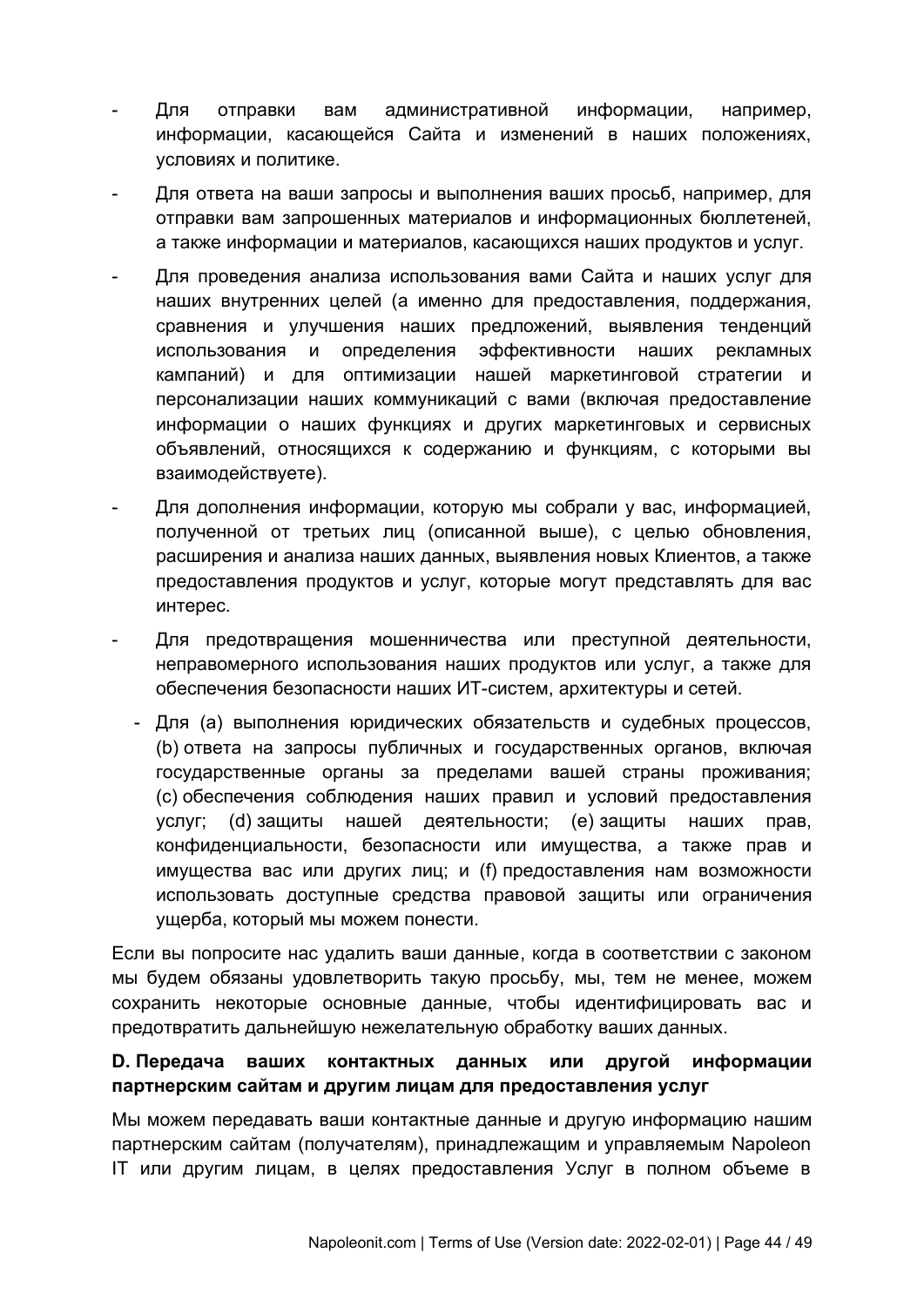- Для отправки вам административной информации, например, информации, касающейся Сайта и изменений в наших положениях, условиях и политике.
- Для ответа на ваши запросы и выполнения ваших просьб, например, для отправки вам запрошенных материалов и информационных бюллетеней, а также информации и материалов, касающихся наших продуктов и услуг.
- Для проведения анализа использования вами Сайта и наших услуг для наших внутренних целей (а именно для предоставления, поддержания, сравнения и улучшения наших предложений, выявления тенденций использования и определения эффективности наших рекламных кампаний) и для оптимизации нашей маркетинговой стратегии и персонализации наших коммуникаций с вами (включая предоставление информации о наших функциях и других маркетинговых и сервисных объявлений, относящихся к содержанию и функциям, с которыми вы взаимодействуете).
- Для дополнения информации, которую мы собрали у вас, информацией, полученной от третьих лиц (описанной выше), с целью обновления, расширения и анализа наших данных, выявления новых Клиентов, а также предоставления продуктов и услуг, которые могут представлять для вас интерес.
- Для предотвращения мошенничества или преступной деятельности, неправомерного использования наших продуктов или услуг, а также для обеспечения безопасности наших ИТ-систем, архитектуры и сетей.
- Для (a) выполнения юридических обязательств и судебных процессов, (b) ответа на запросы публичных и государственных органов, включая государственные органы за пределами вашей страны проживания; (c) обеспечения соблюдения наших правил и условий предоставления услуг; (d) защиты нашей деятельности; (e) защиты наших прав, конфиденциальности, безопасности или имущества, а также прав и имущества вас или других лиц; и (f) предоставления нам возможности использовать доступные средства правовой защиты или ограничения ущерба, который мы можем понести.

Если вы попросите нас удалить ваши данные, когда в соответствии с законом мы будем обязаны удовлетворить такую просьбу, мы, тем не менее, можем сохранить некоторые основные данные, чтобы идентифицировать вас и предотвратить дальнейшую нежелательную обработку ваших данных.

**D. Передача ваших контактных данных или другой информации партнерским сайтам и другим лицам для предоставления услуг**

Мы можем передавать ваши контактные данные и другую информацию нашим партнерским сайтам (получателям), принадлежащим и управляемым Napoleon IT или другим лицам, в целях предоставления Услуг в полном объеме в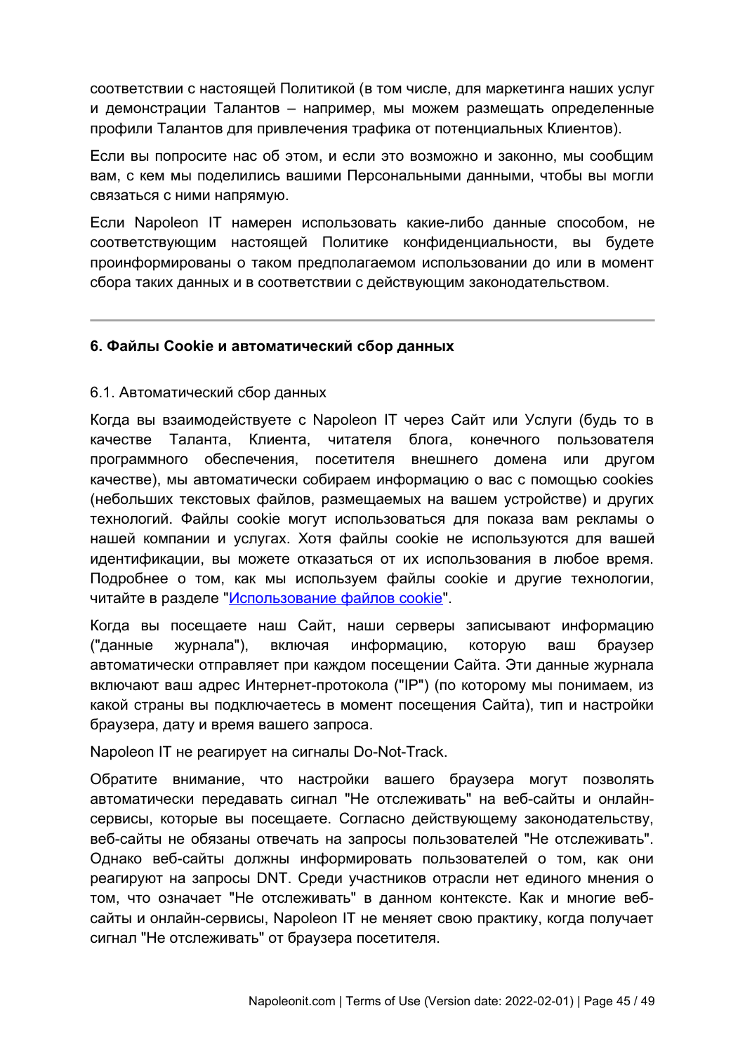соответствии с настоящей Политикой (в том числе, для маркетинга наших услуг и демонстрации Талантов – например, мы можем размещать определенные профили Талантов для привлечения трафика от потенциальных Клиентов).

Если вы попросите нас об этом, и если это возможно и законно, мы сообщим вам, с кем мы поделились вашими Персональными данными, чтобы вы могли связаться с ними напрямую.

Если Napoleon IT намерен использовать какие-либо данные способом, не соответствующим настоящей Политике конфиденциальности, вы будете проинформированы о таком предполагаемом использовании до или в момент сбора таких данных и в соответствии с действующим законодательством.

---

**6. Файлы Cookie и автоматический сбор данных**

6.1. Автоматический сбор данных

Когда вы взаимодействуете с Napoleon IT через Сайт или Услуги (будь то в качестве Таланта, Клиента, читателя блога, конечного пользователя программного обеспечения, посетителя внешнего домена или другом качестве), мы автоматически собираем информацию о вас с помощью cookies (небольших текстовых файлов, размещаемых на вашем устройстве) и других технологий. Файлы cookie могут использоваться для показа вам рекламы о нашей компании и услугах. Хотя файлы cookie не используются для вашей идентификации, вы можете отказаться от их использования в любое время. Подробнее о том, как мы используем файлы cookie и другие технологии, читайте в разделе "Использование файлов cookie".

Когда вы посещаете наш Сайт, наши серверы записывают информацию ("данные журнала"), включая информацию, которую ваш браузер автоматически отправляет при каждом посещении Сайта. Эти данные журнала включают ваш адрес Интернет-протокола ("IP") (по которому мы понимаем, из какой страны вы подключаетесь в момент посещения Сайта), тип и настройки браузера, дату и время вашего запроса.

Napoleon IT не реагирует на сигналы Do-Not-Track.

Обратите внимание, что настройки вашего браузера могут позволять автоматически передавать сигнал "Не отслеживать" на веб-сайты и онлайн-сервисы, которые вы посещаете. Согласно действующему законодательству, веб-сайты не обязаны отвечать на запросы пользователей "Не отслеживать". Однако веб-сайты должны информировать пользователей о том, как они реагируют на запросы DNT. Среди участников отрасли нет единого мнения о том, что означает "Не отслеживать" в данном контексте. Как и многие веб-сайты и онлайн-сервисы, Napoleon IT не меняет свою практику, когда получает сигнал "Не отслеживать" от браузера посетителя.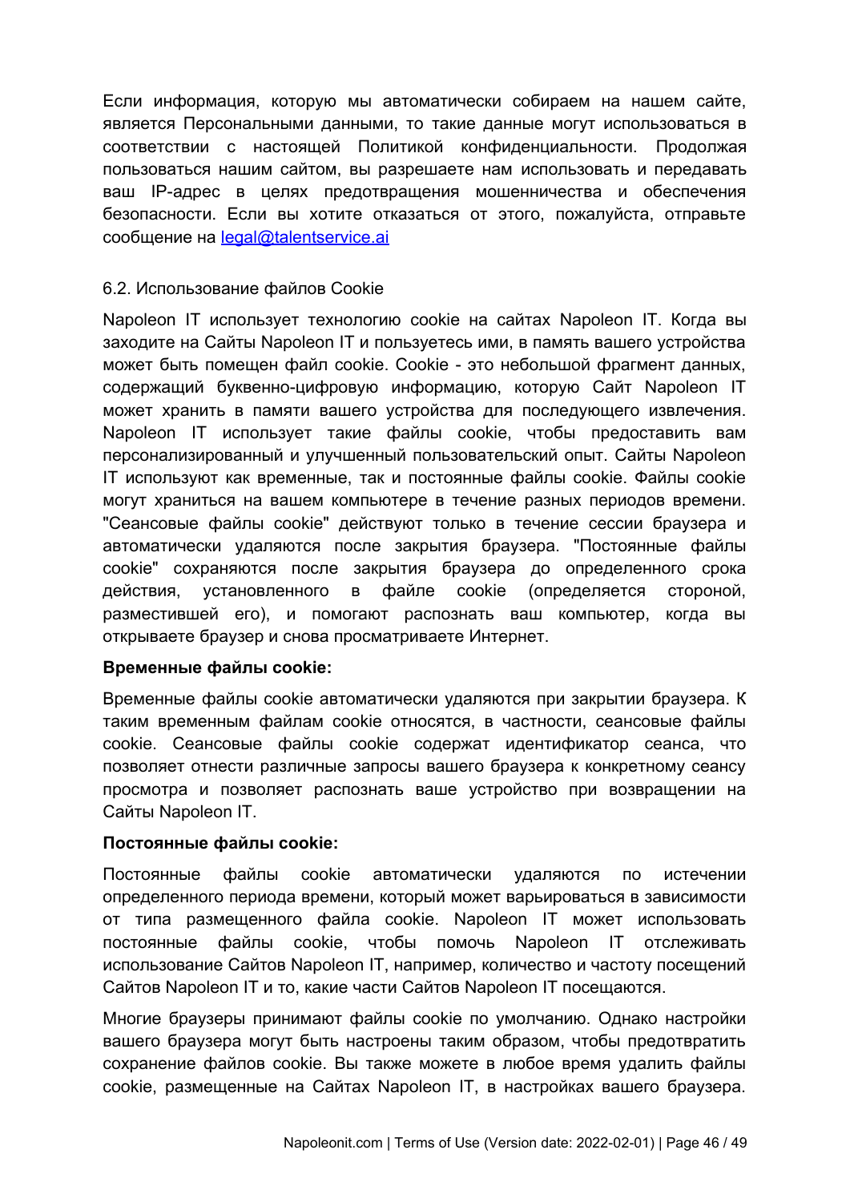Если информация, которую мы автоматически собираем на нашем сайте, является Персональными данными, то такие данные могут использоваться в соответствии с настоящей Политикой конфиденциальности. Продолжая пользоваться нашим сайтом, вы разрешаете нам использовать и передавать ваш IP-адрес в целях предотвращения мошенничества и обеспечения безопасности. Если вы хотите отказаться от этого, пожалуйста, отправьте сообщение на [legal@talentservice.ai](mailto:legal@talentservice.ai)

6.2. Использование файлов Cookie

Napoleon IT использует технологию cookie на сайтах Napoleon IT. Когда вы заходите на Сайты Napoleon IT и пользуетесь ими, в память вашего устройства может быть помещен файл cookie. Cookie - это небольшой фрагмент данных, содержащий буквенно-цифровую информацию, которую Сайт Napoleon IT может хранить в памяти вашего устройства для последующего извлечения. Napoleon IT использует такие файлы cookie, чтобы предоставить вам персонализированный и улучшенный пользовательский опыт. Сайты Napoleon IT используют как временные, так и постоянные файлы cookie. Файлы cookie могут храниться на вашем компьютере в течение разных периодов времени. "Сеансовые файлы cookie" действуют только в течение сессии браузера и автоматически удаляются после закрытия браузера. "Постоянные файлы cookie" сохраняются после закрытия браузера до определенного срока действия, установленного в файле cookie (определяется стороной, разместившей его), и помогают распознать ваш компьютер, когда вы открываете браузер и снова просматриваете Интернет.

**Временные файлы cookie:**

Временные файлы cookie автоматически удаляются при закрытии браузера. К таким временным файлам cookie относятся, в частности, сеансовые файлы cookie. Сеансовые файлы cookie содержат идентификатор сеанса, что позволяет отнести различные запросы вашего браузера к конкретному сеансу просмотра и позволяет распознать ваше устройство при возвращении на Сайты Napoleon IT.

**Постоянные файлы cookie:**

Постоянные файлы cookie автоматически удаляются по истечении определенного периода времени, который может варьироваться в зависимости от типа размещенного файла cookie. Napoleon IT может использовать постоянные файлы cookie, чтобы помочь Napoleon IT отслеживать использование Сайтов Napoleon IT, например, количество и частоту посещений Сайтов Napoleon IT и то, какие части Сайтов Napoleon IT посещаются.

Многие браузеры принимают файлы cookie по умолчанию. Однако настройки вашего браузера могут быть настроены таким образом, чтобы предотвратить сохранение файлов cookie. Вы также можете в любое время удалить файлы cookie, размещенные на Сайтах Napoleon IT, в настройках вашего браузера.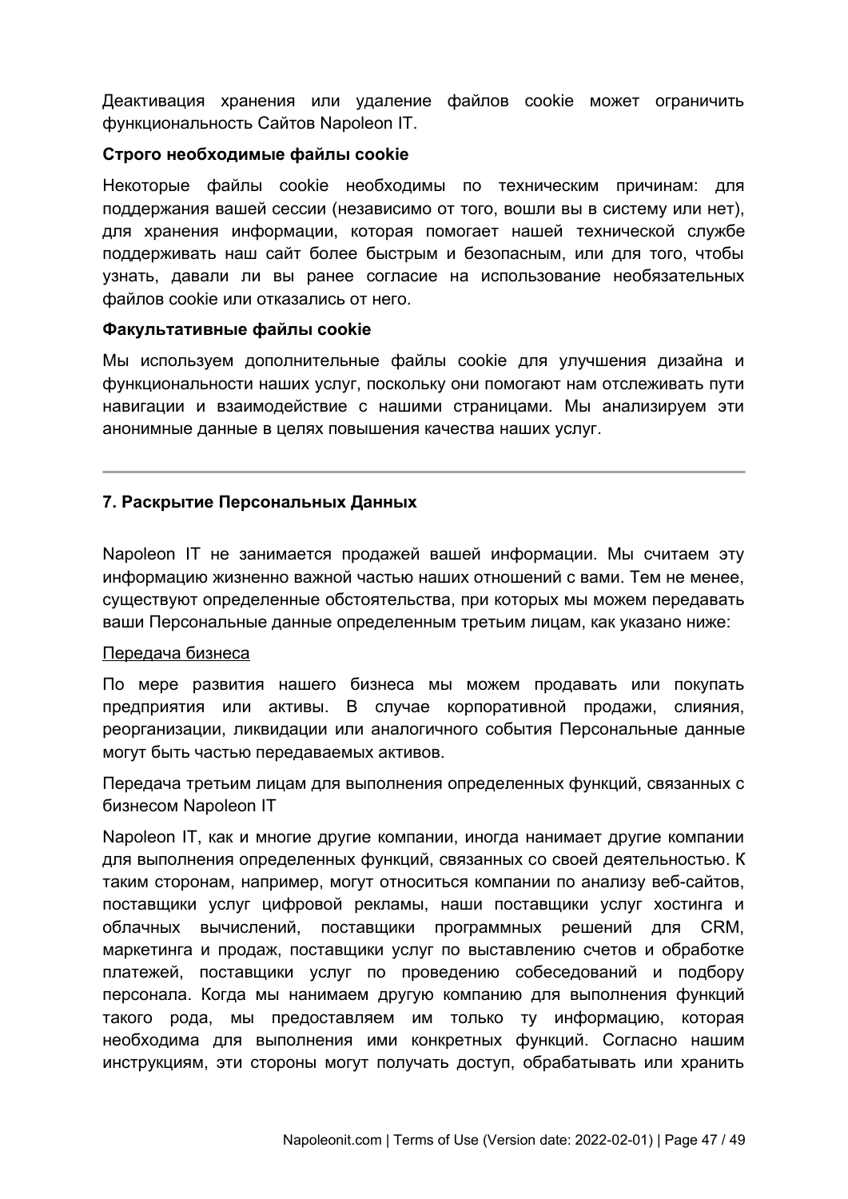Деактивация хранения или удаление файлов cookie может ограничить функциональность Сайтов Napoleon IT.

**Строго необходимые файлы cookie**

Некоторые файлы cookie необходимы по техническим причинам: для поддержания вашей сессии (независимо от того, вошли вы в систему или нет), для хранения информации, которая помогает нашей технической службе поддерживать наш сайт более быстрым и безопасным, или для того, чтобы узнать, давали ли вы ранее согласие на использование необязательных файлов cookie или отказались от него.

**Факультативные файлы cookie**

Мы используем дополнительные файлы cookie для улучшения дизайна и функциональности наших услуг, поскольку они помогают нам отслеживать пути навигации и взаимодействие с нашими страницами. Мы анализируем эти анонимные данные в целях повышения качества наших услуг.

---

### 7. Раскрытие Персональных Данных

Napoleon IT не занимается продажей вашей информации. Мы считаем эту информацию жизненно важной частью наших отношений с вами. Тем не менее, существуют определенные обстоятельства, при которых мы можем передавать ваши Персональные данные определенным третьим лицам, как указано ниже:

<u>Передача бизнеса</u>

По мере развития нашего бизнеса мы можем продавать или покупать предприятия или активы. В случае корпоративной продажи, слияния, реорганизации, ликвидации или аналогичного события Персональные данные могут быть частью передаваемых активов.

Передача третьим лицам для выполнения определенных функций, связанных с бизнесом Napoleon IT

Napoleon IT, как и многие другие компании, иногда нанимает другие компании для выполнения определенных функций, связанных со своей деятельностью. К таким сторонам, например, могут относиться компании по анализу веб-сайтов, поставщики услуг цифровой рекламы, наши поставщики услуг хостинга и облачных вычислений, поставщики программных решений для CRM, маркетинга и продаж, поставщики услуг по выставлению счетов и обработке платежей, поставщики услуг по проведению собеседований и подбору персонала. Когда мы нанимаем другую компанию для выполнения функций такого рода, мы предоставляем им только ту информацию, которая необходима для выполнения ими конкретных функций. Согласно нашим инструкциям, эти стороны могут получать доступ, обрабатывать или хранить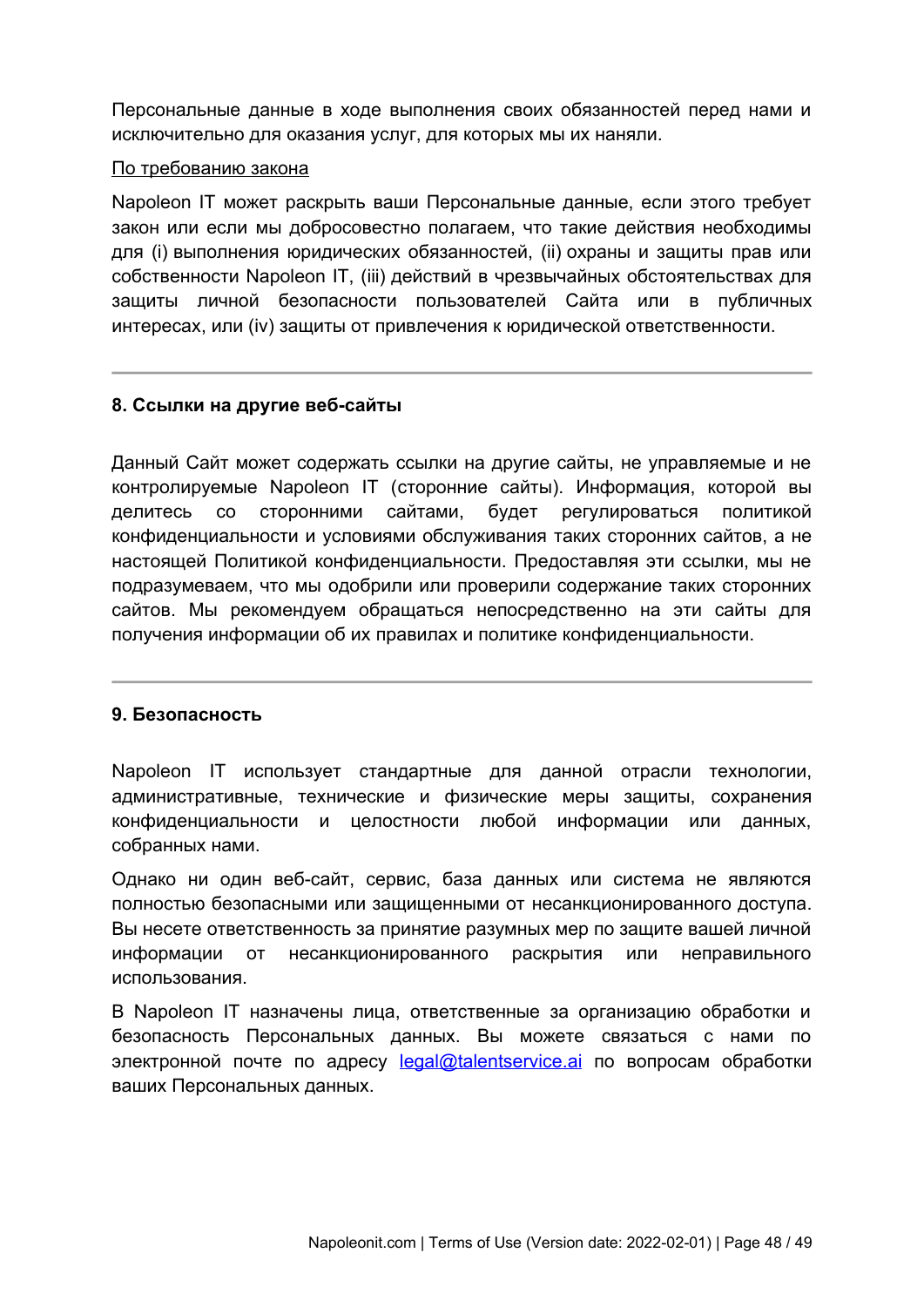Персональные данные в ходе выполнения своих обязанностей перед нами и исключительно для оказания услуг, для которых мы их наняли.

По требованию закона

Napoleon IT может раскрыть ваши Персональные данные, если этого требует закон или если мы добросовестно полагаем, что такие действия необходимы для (i) выполнения юридических обязанностей, (ii) охраны и защиты прав или собственности Napoleon IT, (iii) действий в чрезвычайных обстоятельствах для защиты личной безопасности пользователей Сайта или в публичных интересах, или (iv) защиты от привлечения к юридической ответственности.

---

## 8. Ссылки на другие веб-сайты

Данный Сайт может содержать ссылки на другие сайты, не управляемые и не контролируемые Napoleon IT (сторонние сайты). Информация, которой вы делитесь со сторонними сайтами, будет регулироваться политикой конфиденциальности и условиями обслуживания таких сторонних сайтов, а не настоящей Политикой конфиденциальности. Предоставляя эти ссылки, мы не подразумеваем, что мы одобрили или проверили содержание таких сторонних сайтов. Мы рекомендуем обращаться непосредственно на эти сайты для получения информации об их правилах и политике конфиденциальности.

---

## 9. Безопасность

Napoleon IT использует стандартные для данной отрасли технологии, административные, технические и физические меры защиты, сохранения конфиденциальности и целостности любой информации или данных, собранных нами.

Однако ни один веб-сайт, сервис, база данных или система не являются полностью безопасными или защищенными от несанкционированного доступа. Вы несете ответственность за принятие разумных мер по защите вашей личной информации от несанкционированного раскрытия или неправильного использования.

В Napoleon IT назначены лица, ответственные за организацию обработки и безопасность Персональных данных. Вы можете связаться с нами по электронной почте по адресу legal@talentservice.ai по вопросам обработки ваших Персональных данных.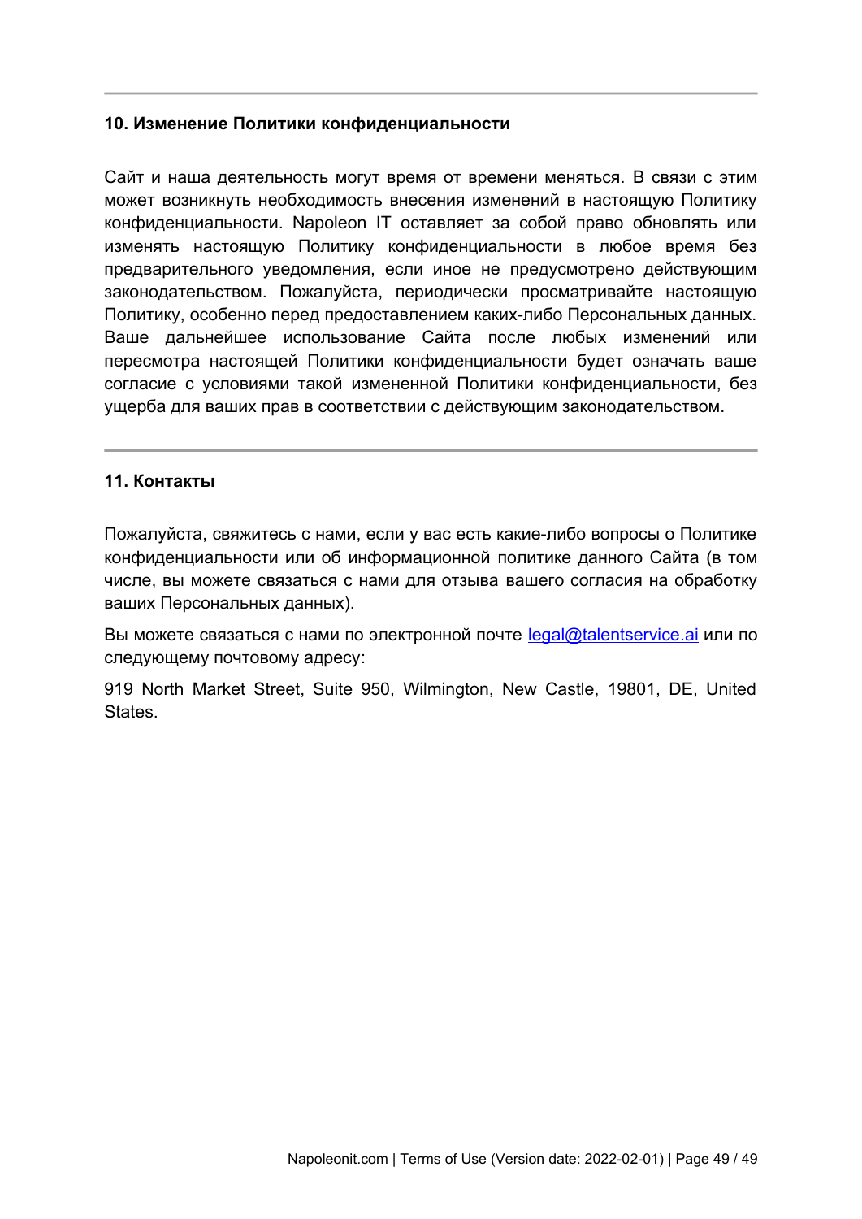---

## 10. Изменение Политики конфиденциальности

Сайт и наша деятельность могут время от времени меняться. В связи с этим может возникнуть необходимость внесения изменений в настоящую Политику конфиденциальности. Napoleon IT оставляет за собой право обновлять или изменять настоящую Политику конфиденциальности в любое время без предварительного уведомления, если иное не предусмотрено действующим законодательством. Пожалуйста, периодически просматривайте настоящую Политику, особенно перед предоставлением каких-либо Персональных данных. Ваше дальнейшее использование Сайта после любых изменений или пересмотра настоящей Политики конфиденциальности будет означать ваше согласие с условиями такой измененной Политики конфиденциальности, без ущерба для ваших прав в соответствии с действующим законодательством.

---

## 11. Контакты

Пожалуйста, свяжитесь с нами, если у вас есть какие-либо вопросы о Политике конфиденциальности или об информационной политике данного Сайта (в том числе, вы можете связаться с нами для отзыва вашего согласия на обработку ваших Персональных данных).

Вы можете связаться с нами по электронной почте legal@talentservice.ai или по следующему почтовому адресу:

919 North Market Street, Suite 950, Wilmington, New Castle, 19801, DE, United States.